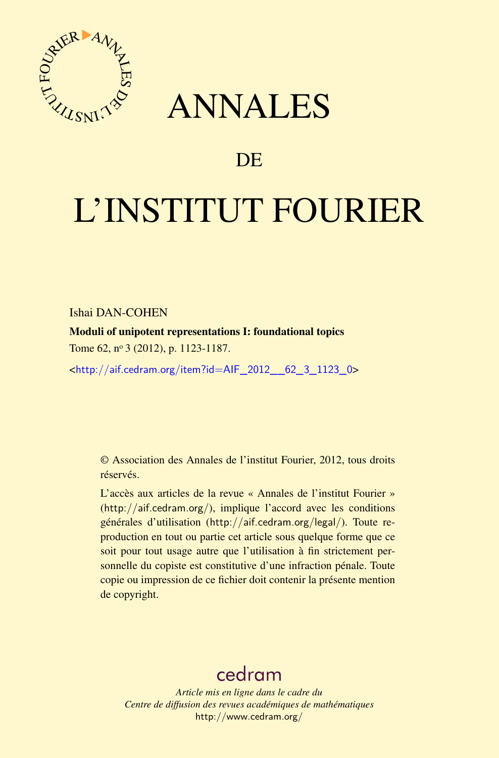# ANNALES

## DE

# L'INSTITUT FOURIER

Ishai DAN-COHEN

**Moduli of unipotent representations I: foundational topics**

Tome 62, nº 3 (2012), p. 1123-1187.

<http://aif.cedram.org/item?id=AIF_2012__62_3_1123_0>

© Association des Annales de l'institut Fourier, 2012, tous droits réservés.

L'accès aux articles de la revue « Annales de l'institut Fourier » (http://aif.cedram.org/), implique l'accord avec les conditions générales d'utilisation (http://aif.cedram.org/legal/). Toute reproduction en tout ou partie cet article sous quelque forme que ce soit pour tout usage autre que l'utilisation à fin strictement personnelle du copiste est constitutive d'une infraction pénale. Toute copie ou impression de ce fichier doit contenir la présente mention de copyright.

cedram

*Article mis en ligne dans le cadre du*
*Centre de diffusion des revues académiques de mathématiques*
http://www.cedram.org/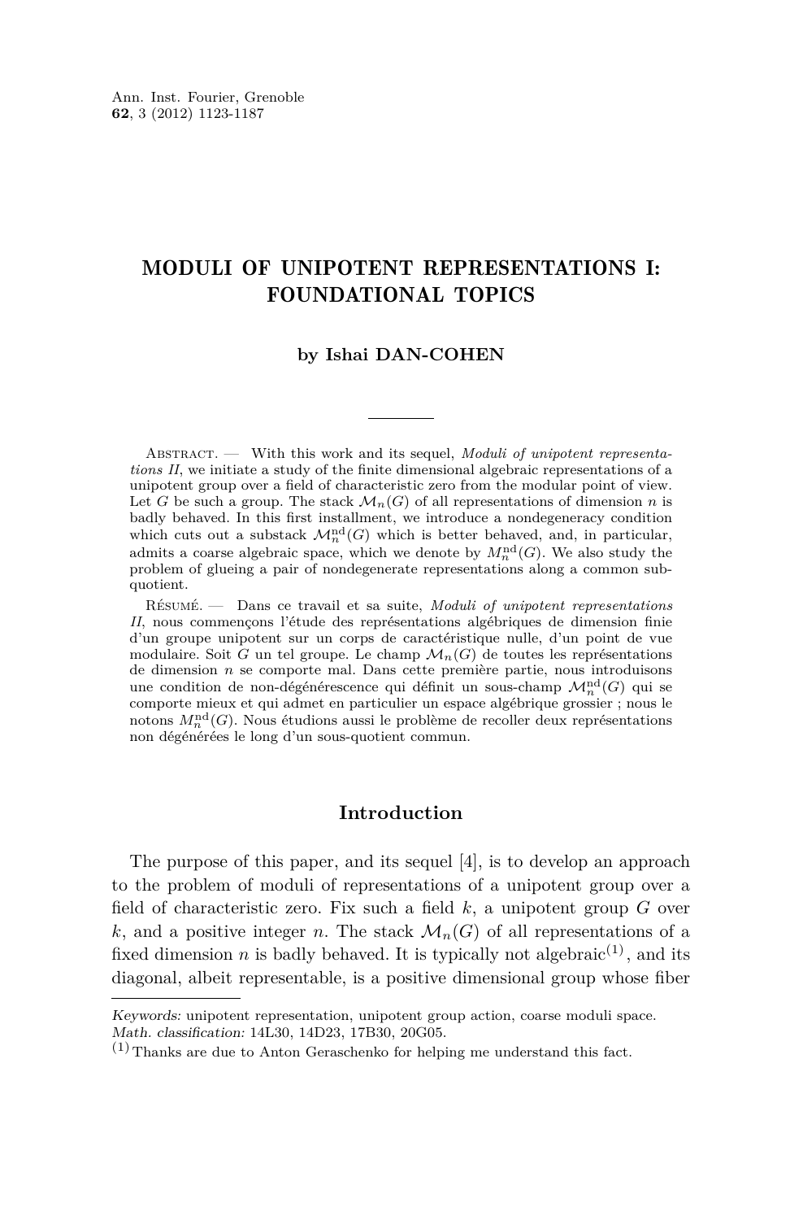# MODULI OF UNIPOTENT REPRESENTATIONS I: FOUNDATIONAL TOPICS

**by Ishai DAN-COHEN**

Abstract. — With this work and its sequel, *Moduli of unipotent representations II*, we initiate a study of the finite dimensional algebraic representations of a unipotent group over a field of characteristic zero from the modular point of view. Let $G$ be such a group. The stack $\mathcal{M}_n(G)$ of all representations of dimension $n$ is badly behaved. In this first installment, we introduce a nondegeneracy condition which cuts out a substack $\mathcal{M}_n^{\mathrm{nd}}(G)$ which is better behaved, and, in particular, admits a coarse algebraic space, which we denote by $M_n^{\mathrm{nd}}(G)$. We also study the problem of glueing a pair of nondegenerate representations along a common subquotient.

Résumé. — Dans ce travail et sa suite, *Moduli of unipotent representations II*, nous commençons l'étude des représentations algébriques de dimension finie d'un groupe unipotent sur un corps de caractéristique nulle, d'un point de vue modulaire. Soit $G$ un tel groupe. Le champ $\mathcal{M}_n(G)$ de toutes les représentations de dimension $n$ se comporte mal. Dans cette première partie, nous introduisons une condition de non-dégénérescence qui définit un sous-champ $\mathcal{M}_n^{\mathrm{nd}}(G)$ qui se comporte mieux et qui admet en particulier un espace algébrique grossier ; nous le notons $M_n^{\mathrm{nd}}(G)$. Nous étudions aussi le problème de recoller deux représentations non dégénérées le long d'un sous-quotient commun.

## Introduction

The purpose of this paper, and its sequel [4], is to develop an approach to the problem of moduli of representations of a unipotent group over a field of characteristic zero. Fix such a field $k$, a unipotent group $G$ over $k$, and a positive integer $n$. The stack $\mathcal{M}_n(G)$ of all representations of a fixed dimension $n$ is badly behaved. It is typically not algebraic[(1)], and its diagonal, albeit representable, is a positive dimensional group whose fiber

*Keywords:* unipotent representation, unipotent group action, coarse moduli space.
*Math. classification:* 14L30, 14D23, 17B30, 20G05.

(1) Thanks are due to Anton Geraschenko for helping me understand this fact.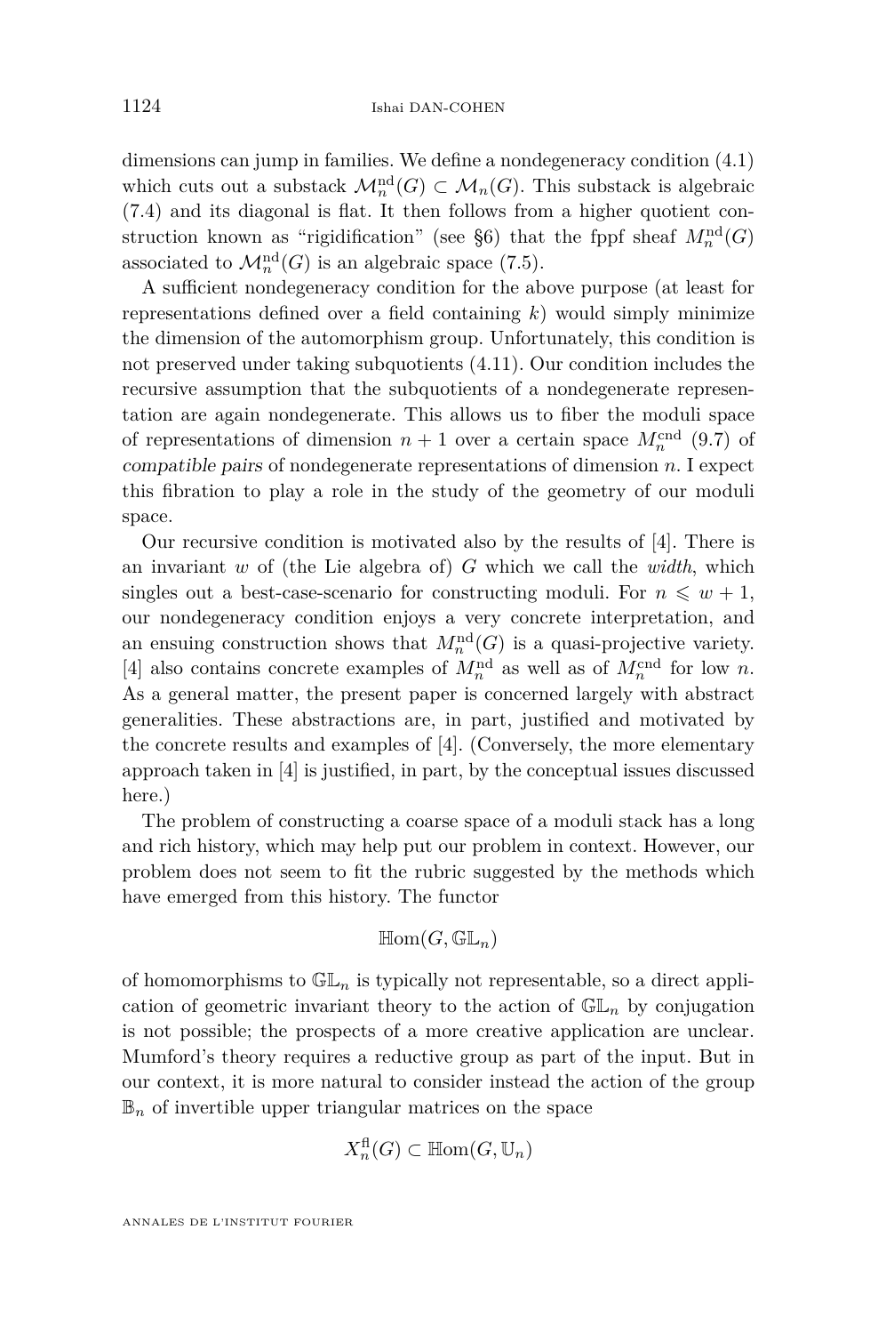dimensions can jump in families. We define a nondegeneracy condition (4.1) which cuts out a substack $\mathcal{M}_n^{\mathrm{nd}}(G) \subset \mathcal{M}_n(G)$. This substack is algebraic (7.4) and its diagonal is flat. It then follows from a higher quotient construction known as "rigidification" (see §6) that the fppf sheaf $M_n^{\mathrm{nd}}(G)$ associated to $\mathcal{M}_n^{\mathrm{nd}}(G)$ is an algebraic space (7.5).

A sufficient nondegeneracy condition for the above purpose (at least for representations defined over a field containing $k$) would simply minimize the dimension of the automorphism group. Unfortunately, this condition is not preserved under taking subquotients (4.11). Our condition includes the recursive assumption that the subquotients of a nondegenerate representation are again nondegenerate. This allows us to fiber the moduli space of representations of dimension $n+1$ over a certain space $M_n^{\mathrm{cnd}}$ (9.7) of *compatible pairs* of nondegenerate representations of dimension $n$. I expect this fibration to play a role in the study of the geometry of our moduli space.

Our recursive condition is motivated also by the results of [4]. There is an invariant $w$ of (the Lie algebra of) $G$ which we call the *width*, which singles out a best-case-scenario for constructing moduli. For $n \leqslant w+1$, our nondegeneracy condition enjoys a very concrete interpretation, and an ensuing construction shows that $M_n^{\mathrm{nd}}(G)$ is a quasi-projective variety. [4] also contains concrete examples of $M_n^{\mathrm{nd}}$ as well as of $M_n^{\mathrm{cnd}}$ for low $n$. As a general matter, the present paper is concerned largely with abstract generalities. These abstractions are, in part, justified and motivated by the concrete results and examples of [4]. (Conversely, the more elementary approach taken in [4] is justified, in part, by the conceptual issues discussed here.)

The problem of constructing a coarse space of a moduli stack has a long and rich history, which may help put our problem in context. However, our problem does not seem to fit the rubric suggested by the methods which have emerged from this history. The functor

$$\mathbb{H}\mathrm{om}(G, \mathbb{GL}_n)$$

of homomorphisms to $\mathbb{GL}_n$ is typically not representable, so a direct application of geometric invariant theory to the action of $\mathbb{GL}_n$ by conjugation is not possible; the prospects of a more creative application are unclear. Mumford's theory requires a reductive group as part of the input. But in our context, it is more natural to consider instead the action of the group $\mathbb{B}_n$ of invertible upper triangular matrices on the space

$$X_n^{\mathrm{fl}}(G) \subset \mathbb{H}\mathrm{om}(G, \mathbb{U}_n)$$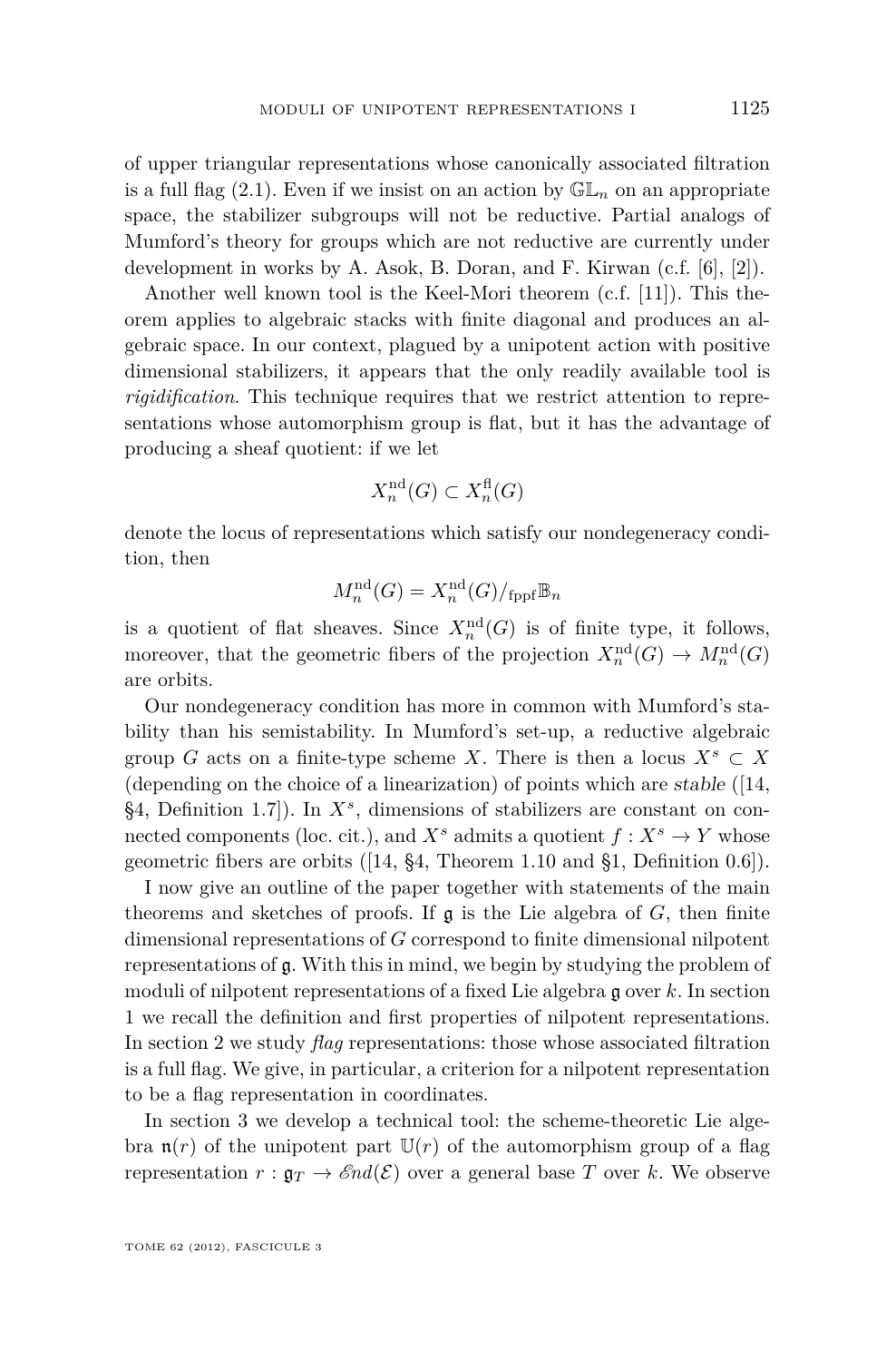of upper triangular representations whose canonically associated filtration is a full flag (2.1). Even if we insist on an action by $\mathbb{GL}_n$ on an appropriate space, the stabilizer subgroups will not be reductive. Partial analogs of Mumford's theory for groups which are not reductive are currently under development in works by A. Asok, B. Doran, and F. Kirwan (c.f. [6], [2]).

Another well known tool is the Keel-Mori theorem (c.f. [11]). This theorem applies to algebraic stacks with finite diagonal and produces an algebraic space. In our context, plagued by a unipotent action with positive dimensional stabilizers, it appears that the only readily available tool is *rigidification*. This technique requires that we restrict attention to representations whose automorphism group is flat, but it has the advantage of producing a sheaf quotient: if we let

$$X_n^{\mathrm{nd}}(G) \subset X_n^{\mathrm{fl}}(G)$$

denote the locus of representations which satisfy our nondegeneracy condition, then

$$M_n^{\mathrm{nd}}(G) = X_n^{\mathrm{nd}}(G)/_{\mathrm{fppf}}\mathbb{B}_n$$

is a quotient of flat sheaves. Since $X_n^{\mathrm{nd}}(G)$ is of finite type, it follows, moreover, that the geometric fibers of the projection $X_n^{\mathrm{nd}}(G) \to M_n^{\mathrm{nd}}(G)$ are orbits.

Our nondegeneracy condition has more in common with Mumford's stability than his semistability. In Mumford's set-up, a reductive algebraic group $G$ acts on a finite-type scheme $X$. There is then a locus $X^s \subset X$ (depending on the choice of a linearization) of points which are *stable* ([14, §4, Definition 1.7]). In $X^s$, dimensions of stabilizers are constant on connected components (loc. cit.), and $X^s$ admits a quotient $f : X^s \to Y$ whose geometric fibers are orbits ([14, §4, Theorem 1.10 and §1, Definition 0.6]).

I now give an outline of the paper together with statements of the main theorems and sketches of proofs. If $\mathfrak{g}$ is the Lie algebra of $G$, then finite dimensional representations of $G$ correspond to finite dimensional nilpotent representations of $\mathfrak{g}$. With this in mind, we begin by studying the problem of moduli of nilpotent representations of a fixed Lie algebra $\mathfrak{g}$ over $k$. In section 1 we recall the definition and first properties of nilpotent representations. In section 2 we study *flag* representations: those whose associated filtration is a full flag. We give, in particular, a criterion for a nilpotent representation to be a flag representation in coordinates.

In section 3 we develop a technical tool: the scheme-theoretic Lie algebra $\mathfrak{n}(r)$ of the unipotent part $\mathbb{U}(r)$ of the automorphism group of a flag representation $r : \mathfrak{g}_T \to \mathscr{E}nd(\mathcal{E})$ over a general base $T$ over $k$. We observe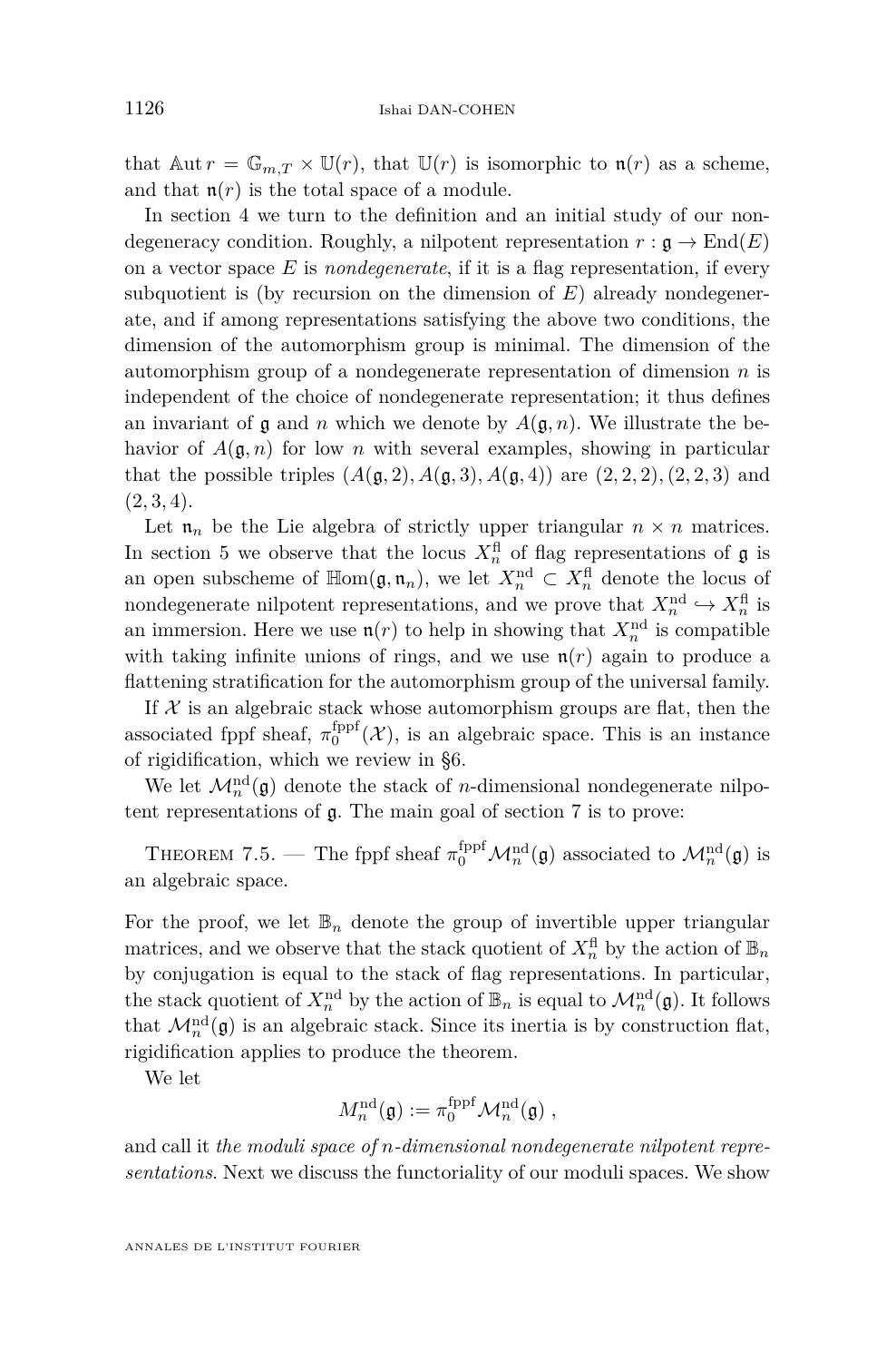that $\mathbb{A}\mathrm{ut}\, r = \mathbb{G}_{m,T} \times \mathbb{U}(r)$, that $\mathbb{U}(r)$ is isomorphic to $\mathfrak{n}(r)$ as a scheme, and that $\mathfrak{n}(r)$ is the total space of a module.

In section 4 we turn to the definition and an initial study of our nondegeneracy condition. Roughly, a nilpotent representation $r : \mathfrak{g} \to \mathrm{End}(E)$ on a vector space $E$ is *nondegenerate*, if it is a flag representation, if every subquotient is (by recursion on the dimension of $E$) already nondegenerate, and if among representations satisfying the above two conditions, the dimension of the automorphism group is minimal. The dimension of the automorphism group of a nondegenerate representation of dimension $n$ is independent of the choice of nondegenerate representation; it thus defines an invariant of $\mathfrak{g}$ and $n$ which we denote by $A(\mathfrak{g}, n)$. We illustrate the behavior of $A(\mathfrak{g}, n)$ for low $n$ with several examples, showing in particular that the possible triples $(A(\mathfrak{g}, 2), A(\mathfrak{g}, 3), A(\mathfrak{g}, 4))$ are $(2, 2, 2), (2, 2, 3)$ and $(2, 3, 4)$.

Let $\mathfrak{n}_n$ be the Lie algebra of strictly upper triangular $n \times n$ matrices. In section 5 we observe that the locus $X_n^{\mathrm{fl}}$ of flag representations of $\mathfrak{g}$ is an open subscheme of $\mathbb{H}\mathrm{om}(\mathfrak{g}, \mathfrak{n}_n)$, we let $X_n^{\mathrm{nd}} \subset X_n^{\mathrm{fl}}$ denote the locus of nondegenerate nilpotent representations, and we prove that $X_n^{\mathrm{nd}} \hookrightarrow X_n^{\mathrm{fl}}$ is an immersion. Here we use $\mathfrak{n}(r)$ to help in showing that $X_n^{\mathrm{nd}}$ is compatible with taking infinite unions of rings, and we use $\mathfrak{n}(r)$ again to produce a flattening stratification for the automorphism group of the universal family.

If $\mathcal{X}$ is an algebraic stack whose automorphism groups are flat, then the associated fppf sheaf, $\pi_0^{\mathrm{fppf}}(\mathcal{X})$, is an algebraic space. This is an instance of rigidification, which we review in §6.

We let $\mathcal{M}_n^{\mathrm{nd}}(\mathfrak{g})$ denote the stack of $n$-dimensional nondegenerate nilpotent representations of $\mathfrak{g}$. The main goal of section 7 is to prove:

Theorem 7.5. — The fppf sheaf $\pi_0^{\mathrm{fppf}}\mathcal{M}_n^{\mathrm{nd}}(\mathfrak{g})$ associated to $\mathcal{M}_n^{\mathrm{nd}}(\mathfrak{g})$ is an algebraic space.

For the proof, we let $\mathbb{B}_n$ denote the group of invertible upper triangular matrices, and we observe that the stack quotient of $X_n^{\mathrm{fl}}$ by the action of $\mathbb{B}_n$ by conjugation is equal to the stack of flag representations. In particular, the stack quotient of $X_n^{\mathrm{nd}}$ by the action of $\mathbb{B}_n$ is equal to $\mathcal{M}_n^{\mathrm{nd}}(\mathfrak{g})$. It follows that $\mathcal{M}_n^{\mathrm{nd}}(\mathfrak{g})$ is an algebraic stack. Since its inertia is by construction flat, rigidification applies to produce the theorem.

We let

$$M_n^{\mathrm{nd}}(\mathfrak{g}) := \pi_0^{\mathrm{fppf}}\mathcal{M}_n^{\mathrm{nd}}(\mathfrak{g}) \;,$$

and call it *the moduli space of $n$-dimensional nondegenerate nilpotent representations*. Next we discuss the functoriality of our moduli spaces. We show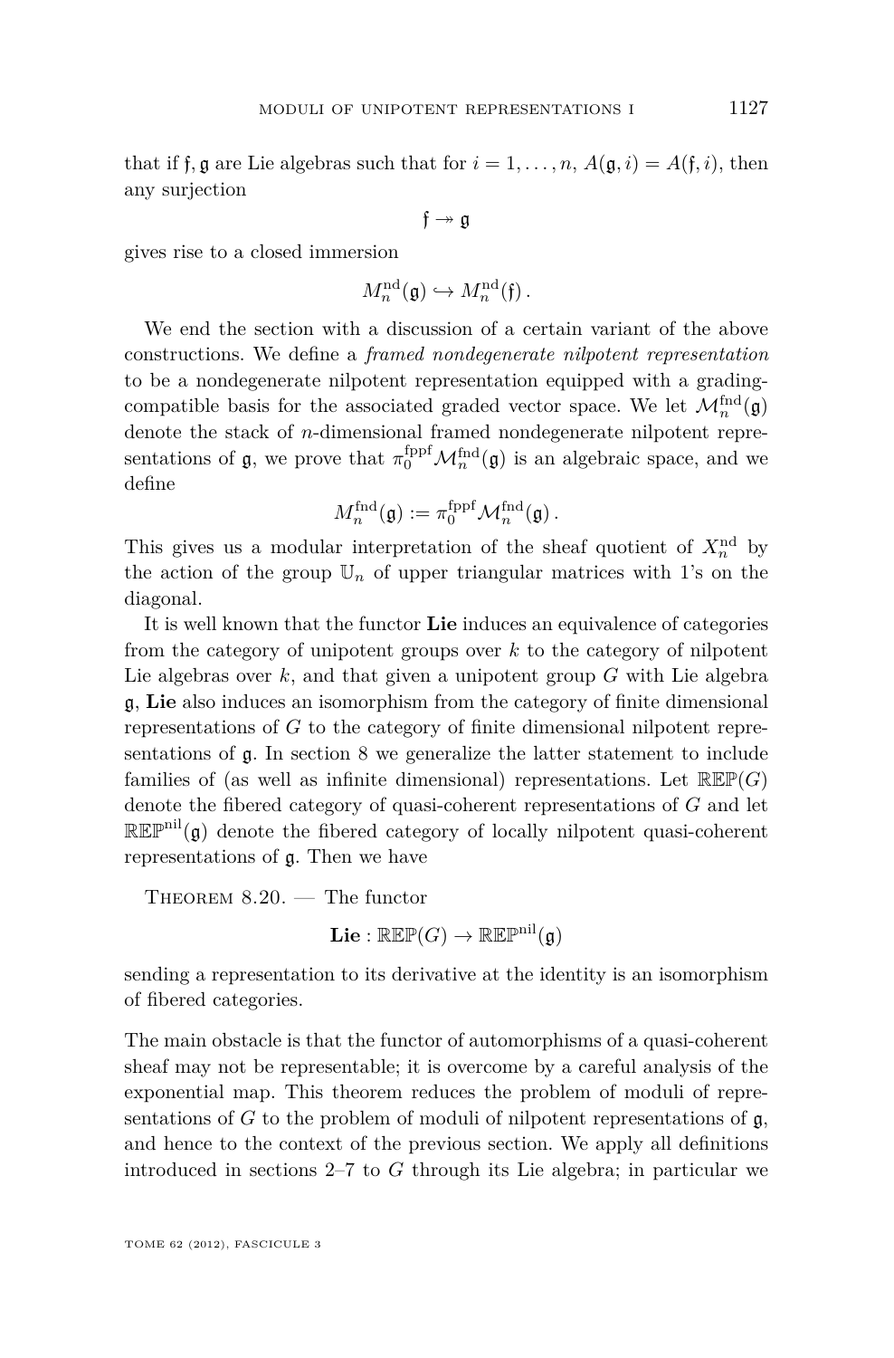that if $\mathfrak{f}, \mathfrak{g}$ are Lie algebras such that for $i = 1, \dots, n$, $A(\mathfrak{g}, i) = A(\mathfrak{f}, i)$, then any surjection

$$\mathfrak{f} \twoheadrightarrow \mathfrak{g}$$

gives rise to a closed immersion

$$M_n^{\mathrm{nd}}(\mathfrak{g}) \hookrightarrow M_n^{\mathrm{nd}}(\mathfrak{f}).$$

We end the section with a discussion of a certain variant of the above constructions. We define a *framed nondegenerate nilpotent representation* to be a nondegenerate nilpotent representation equipped with a grading-compatible basis for the associated graded vector space. We let $\mathcal{M}_n^{\mathrm{fnd}}(\mathfrak{g})$ denote the stack of $n$-dimensional framed nondegenerate nilpotent representations of $\mathfrak{g}$, we prove that $\pi_0^{\mathrm{fppf}} \mathcal{M}_n^{\mathrm{fnd}}(\mathfrak{g})$ is an algebraic space, and we define

$$M_n^{\mathrm{fnd}}(\mathfrak{g}) := \pi_0^{\mathrm{fppf}} \mathcal{M}_n^{\mathrm{fnd}}(\mathfrak{g}).$$

This gives us a modular interpretation of the sheaf quotient of $X_n^{\mathrm{nd}}$ by the action of the group $\mathbb{U}_n$ of upper triangular matrices with 1's on the diagonal.

It is well known that the functor **Lie** induces an equivalence of categories from the category of unipotent groups over $k$ to the category of nilpotent Lie algebras over $k$, and that given a unipotent group $G$ with Lie algebra $\mathfrak{g}$, **Lie** also induces an isomorphism from the category of finite dimensional representations of $G$ to the category of finite dimensional nilpotent representations of $\mathfrak{g}$. In section 8 we generalize the latter statement to include families of (as well as infinite dimensional) representations. Let $\mathbb{REP}(G)$ denote the fibered category of quasi-coherent representations of $G$ and let $\mathbb{REP}^{\mathrm{nil}}(\mathfrak{g})$ denote the fibered category of locally nilpotent quasi-coherent representations of $\mathfrak{g}$. Then we have

Theorem 8.20. — The functor

$$\mathbf{Lie} : \mathbb{REP}(G) \to \mathbb{REP}^{\mathrm{nil}}(\mathfrak{g})$$

sending a representation to its derivative at the identity is an isomorphism of fibered categories.

The main obstacle is that the functor of automorphisms of a quasi-coherent sheaf may not be representable; it is overcome by a careful analysis of the exponential map. This theorem reduces the problem of moduli of representations of $G$ to the problem of moduli of nilpotent representations of $\mathfrak{g}$, and hence to the context of the previous section. We apply all definitions introduced in sections 2–7 to $G$ through its Lie algebra; in particular we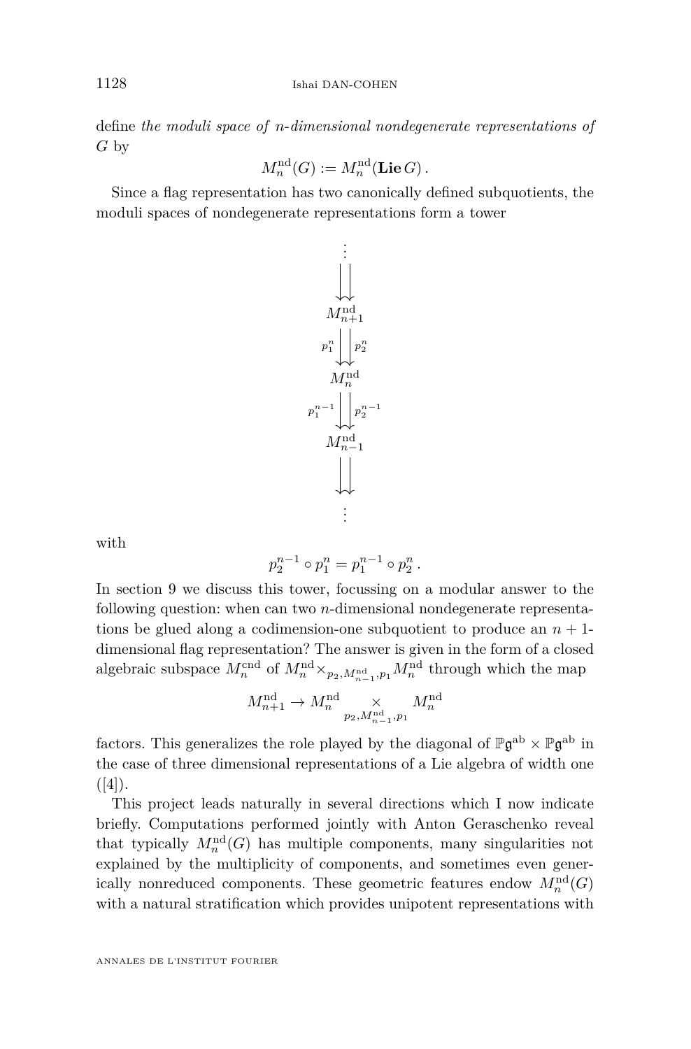define *the moduli space of n-dimensional nondegenerate representations of G* by

$$M_n^{\mathrm{nd}}(G) := M_n^{\mathrm{nd}}(\mathbf{Lie}\, G)\,.$$

Since a flag representation has two canonically defined subquotients, the moduli spaces of nondegenerate representations form a tower

$$\begin{array}{c} \vdots \\ \downarrow\downarrow \\ M_{n+1}^{\mathrm{nd}} \\ {\scriptstyle p_1^n}\downarrow\downarrow{\scriptstyle p_2^n} \\ M_n^{\mathrm{nd}} \\ {\scriptstyle p_1^{n-1}}\downarrow\downarrow{\scriptstyle p_2^{n-1}} \\ M_{n-1}^{\mathrm{nd}} \\ \downarrow\downarrow \\ \vdots \end{array}$$

with

$$p_2^{n-1} \circ p_1^n = p_1^{n-1} \circ p_2^n\,.$$

In section 9 we discuss this tower, focussing on a modular answer to the following question: when can two $n$-dimensional nondegenerate representations be glued along a codimension-one subquotient to produce an $n+1$-dimensional flag representation? The answer is given in the form of a closed algebraic subspace $M_n^{\mathrm{cnd}}$ of $M_n^{\mathrm{nd}} \times_{p_2, M_{n-1}^{\mathrm{nd}}, p_1} M_n^{\mathrm{nd}}$ through which the map

$$M_{n+1}^{\mathrm{nd}} \to M_n^{\mathrm{nd}} \underset{p_2, M_{n-1}^{\mathrm{nd}}, p_1}{\times} M_n^{\mathrm{nd}}$$

factors. This generalizes the role played by the diagonal of $\mathbb{P}\mathfrak{g}^{\mathrm{ab}} \times \mathbb{P}\mathfrak{g}^{\mathrm{ab}}$ in the case of three dimensional representations of a Lie algebra of width one ([4]).

This project leads naturally in several directions which I now indicate briefly. Computations performed jointly with Anton Geraschenko reveal that typically $M_n^{\mathrm{nd}}(G)$ has multiple components, many singularities not explained by the multiplicity of components, and sometimes even generically nonreduced components. These geometric features endow $M_n^{\mathrm{nd}}(G)$ with a natural stratification which provides unipotent representations with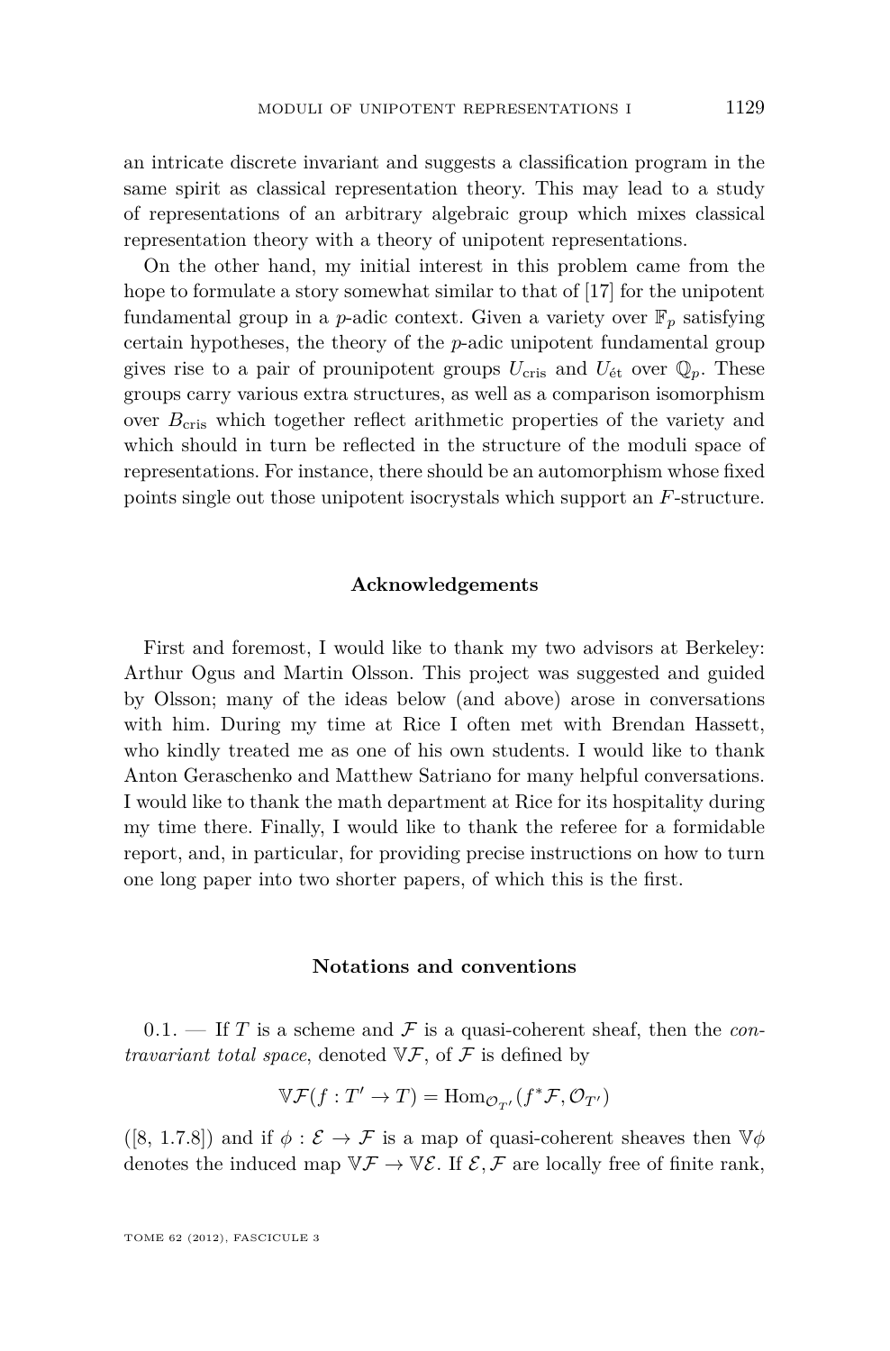an intricate discrete invariant and suggests a classification program in the same spirit as classical representation theory. This may lead to a study of representations of an arbitrary algebraic group which mixes classical representation theory with a theory of unipotent representations.

On the other hand, my initial interest in this problem came from the hope to formulate a story somewhat similar to that of [17] for the unipotent fundamental group in a $p$-adic context. Given a variety over $\mathbb{F}_p$ satisfying certain hypotheses, the theory of the $p$-adic unipotent fundamental group gives rise to a pair of prounipotent groups $U_{\text{cris}}$ and $U_{\text{ét}}$ over $\mathbb{Q}_p$. These groups carry various extra structures, as well as a comparison isomorphism over $B_{\text{cris}}$ which together reflect arithmetic properties of the variety and which should in turn be reflected in the structure of the moduli space of representations. For instance, there should be an automorphism whose fixed points single out those unipotent isocrystals which support an $F$-structure.

## Acknowledgements

First and foremost, I would like to thank my two advisors at Berkeley: Arthur Ogus and Martin Olsson. This project was suggested and guided by Olsson; many of the ideas below (and above) arose in conversations with him. During my time at Rice I often met with Brendan Hassett, who kindly treated me as one of his own students. I would like to thank Anton Geraschenko and Matthew Satriano for many helpful conversations. I would like to thank the math department at Rice for its hospitality during my time there. Finally, I would like to thank the referee for a formidable report, and, in particular, for providing precise instructions on how to turn one long paper into two shorter papers, of which this is the first.

## Notations and conventions

0.1. — If $T$ is a scheme and $\mathcal{F}$ is a quasi-coherent sheaf, then the *contravariant total space*, denoted $\mathbb{V}\mathcal{F}$, of $\mathcal{F}$ is defined by

$$\mathbb{V}\mathcal{F}(f : T' \to T) = \operatorname{Hom}_{\mathcal{O}_{T'}}(f^*\mathcal{F}, \mathcal{O}_{T'})$$

([8, 1.7.8]) and if $\phi : \mathcal{E} \to \mathcal{F}$ is a map of quasi-coherent sheaves then $\mathbb{V}\phi$ denotes the induced map $\mathbb{V}\mathcal{F} \to \mathbb{V}\mathcal{E}$. If $\mathcal{E}, \mathcal{F}$ are locally free of finite rank,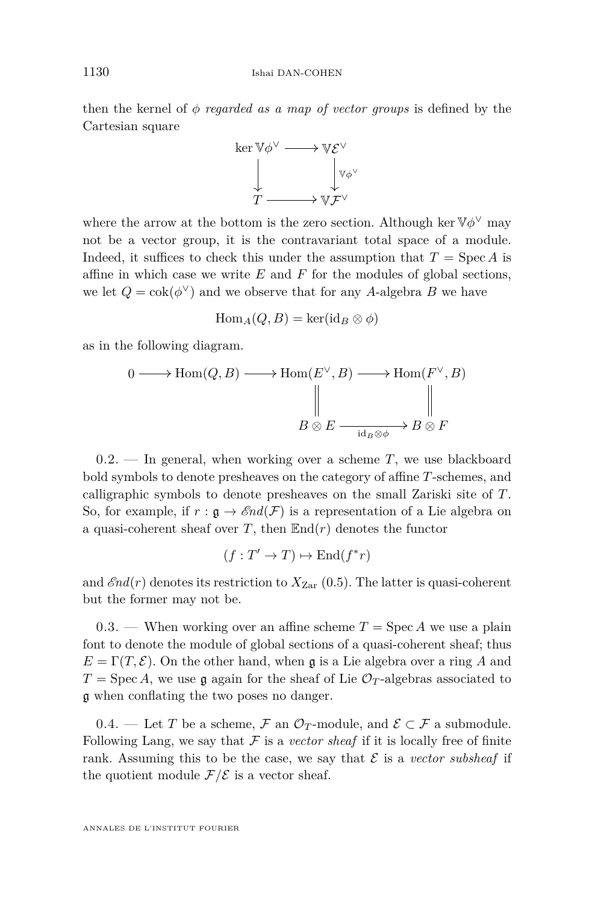then the kernel of $\phi$ *regarded as a map of vector groups* is defined by the Cartesian square

$$\begin{array}{ccc} \ker \mathbb{V}\phi^\vee & \longrightarrow & \mathbb{V}\mathcal{E}^\vee \\ \downarrow & & \downarrow {\scriptstyle \mathbb{V}\phi^\vee} \\ T & \longrightarrow & \mathbb{V}\mathcal{F}^\vee \end{array}$$

where the arrow at the bottom is the zero section. Although $\ker \mathbb{V}\phi^\vee$ may not be a vector group, it is the contravariant total space of a module. Indeed, it suffices to check this under the assumption that $T = \operatorname{Spec} A$ is affine in which case we write $E$ and $F$ for the modules of global sections, we let $Q = \operatorname{cok}(\phi^\vee)$ and we observe that for any $A$-algebra $B$ we have

$$\operatorname{Hom}_A(Q, B) = \ker(\mathrm{id}_B \otimes \phi)$$

as in the following diagram.

$$\begin{array}{ccccccc} 0 & \longrightarrow & \operatorname{Hom}(Q, B) & \longrightarrow & \operatorname{Hom}(E^\vee, B) & \longrightarrow & \operatorname{Hom}(F^\vee, B) \\ & & & & \| & & \| \\ & & & & B \otimes E & \xrightarrow[\mathrm{id}_B \otimes \phi]{} & B \otimes F \end{array}$$

0.2. — In general, when working over a scheme $T$, we use blackboard bold symbols to denote presheaves on the category of affine $T$-schemes, and calligraphic symbols to denote presheaves on the small Zariski site of $T$. So, for example, if $r : \mathfrak{g} \to \mathscr{E}nd(\mathcal{F})$ is a representation of a Lie algebra on a quasi-coherent sheaf over $T$, then $\mathbb{E}\mathrm{nd}(r)$ denotes the functor

$$(f : T' \to T) \mapsto \operatorname{End}(f^* r)$$

and $\mathscr{E}nd(r)$ denotes its restriction to $X_{\mathrm{Zar}}$ (0.5). The latter is quasi-coherent but the former may not be.

0.3. — When working over an affine scheme $T = \operatorname{Spec} A$ we use a plain font to denote the module of global sections of a quasi-coherent sheaf; thus $E = \Gamma(T, \mathcal{E})$. On the other hand, when $\mathfrak{g}$ is a Lie algebra over a ring $A$ and $T = \operatorname{Spec} A$, we use $\mathfrak{g}$ again for the sheaf of Lie $\mathcal{O}_T$-algebras associated to $\mathfrak{g}$ when conflating the two poses no danger.

0.4. — Let $T$ be a scheme, $\mathcal{F}$ an $\mathcal{O}_T$-module, and $\mathcal{E} \subset \mathcal{F}$ a submodule. Following Lang, we say that $\mathcal{F}$ is a *vector sheaf* if it is locally free of finite rank. Assuming this to be the case, we say that $\mathcal{E}$ is a *vector subsheaf* if the quotient module $\mathcal{F}/\mathcal{E}$ is a vector sheaf.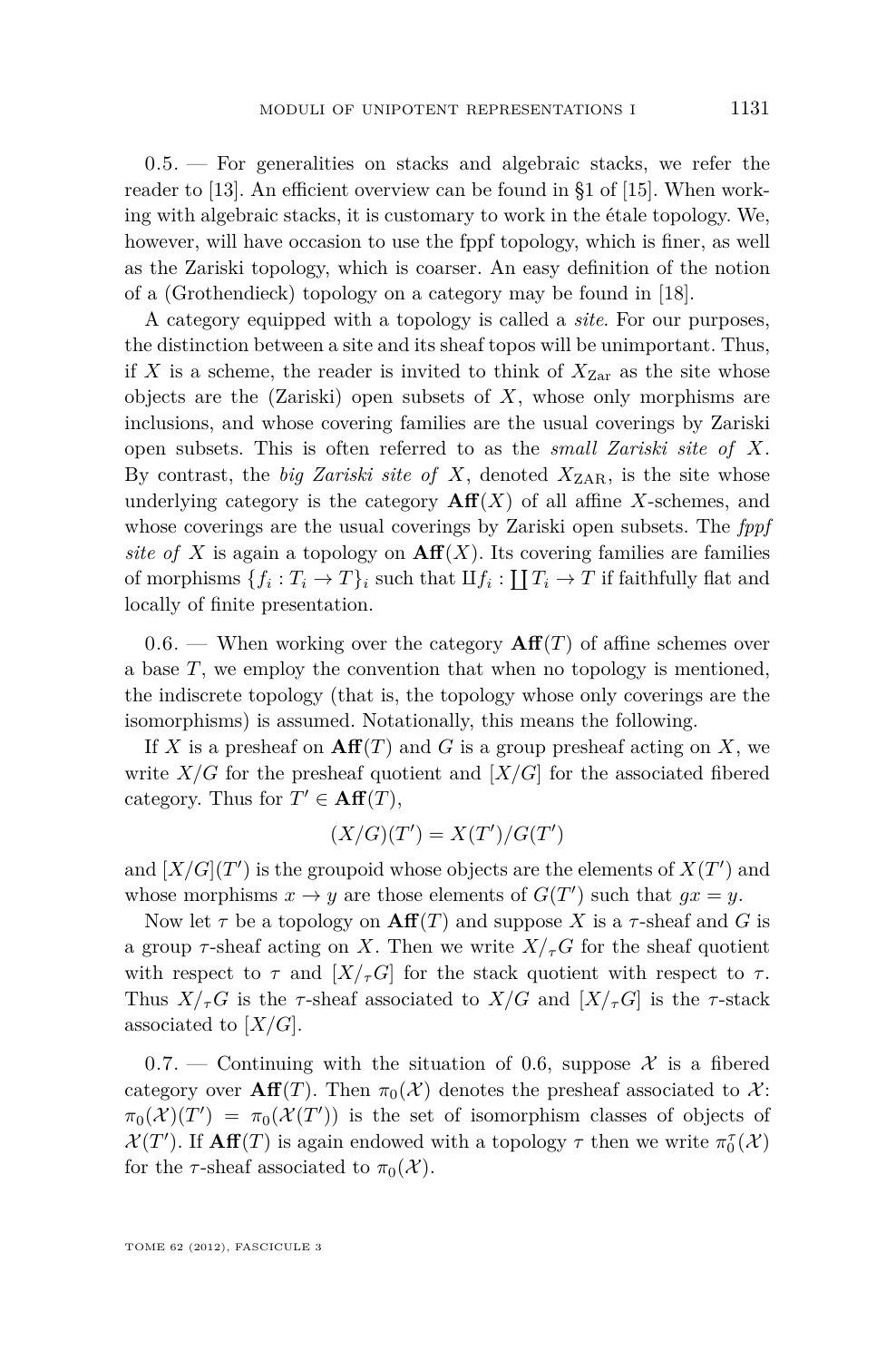0.5. — For generalities on stacks and algebraic stacks, we refer the reader to [13]. An efficient overview can be found in §1 of [15]. When working with algebraic stacks, it is customary to work in the étale topology. We, however, will have occasion to use the fppf topology, which is finer, as well as the Zariski topology, which is coarser. An easy definition of the notion of a (Grothendieck) topology on a category may be found in [18].

A category equipped with a topology is called a *site*. For our purposes, the distinction between a site and its sheaf topos will be unimportant. Thus, if $X$ is a scheme, the reader is invited to think of $X_{\mathrm{Zar}}$ as the site whose objects are the (Zariski) open subsets of $X$, whose only morphisms are inclusions, and whose covering families are the usual coverings by Zariski open subsets. This is often referred to as the *small Zariski site of* $X$. By contrast, the *big Zariski site of* $X$, denoted $X_{\mathrm{ZAR}}$, is the site whose underlying category is the category $\mathbf{Aff}(X)$ of all affine $X$-schemes, and whose coverings are the usual coverings by Zariski open subsets. The *fppf site of* $X$ is again a topology on $\mathbf{Aff}(X)$. Its covering families are families of morphisms $\{f_i : T_i \to T\}_i$ such that $\amalg f_i : \coprod T_i \to T$ if faithfully flat and locally of finite presentation.

0.6. — When working over the category $\mathbf{Aff}(T)$ of affine schemes over a base $T$, we employ the convention that when no topology is mentioned, the indiscrete topology (that is, the topology whose only coverings are the isomorphisms) is assumed. Notationally, this means the following.

If $X$ is a presheaf on $\mathbf{Aff}(T)$ and $G$ is a group presheaf acting on $X$, we write $X/G$ for the presheaf quotient and $[X/G]$ for the associated fibered category. Thus for $T' \in \mathbf{Aff}(T)$,

$$(X/G)(T') = X(T')/G(T')$$

and $[X/G](T')$ is the groupoid whose objects are the elements of $X(T')$ and whose morphisms $x \to y$ are those elements of $G(T')$ such that $gx = y$.

Now let $\tau$ be a topology on $\mathbf{Aff}(T)$ and suppose $X$ is a $\tau$-sheaf and $G$ is a group $\tau$-sheaf acting on $X$. Then we write $X/_\tau G$ for the sheaf quotient with respect to $\tau$ and $[X/_\tau G]$ for the stack quotient with respect to $\tau$. Thus $X/_\tau G$ is the $\tau$-sheaf associated to $X/G$ and $[X/_\tau G]$ is the $\tau$-stack associated to $[X/G]$.

0.7. — Continuing with the situation of 0.6, suppose $\mathcal{X}$ is a fibered category over $\mathbf{Aff}(T)$. Then $\pi_0(\mathcal{X})$ denotes the presheaf associated to $\mathcal{X}$: $\pi_0(\mathcal{X})(T') = \pi_0(\mathcal{X}(T'))$ is the set of isomorphism classes of objects of $\mathcal{X}(T')$. If $\mathbf{Aff}(T)$ is again endowed with a topology $\tau$ then we write $\pi_0^\tau(\mathcal{X})$ for the $\tau$-sheaf associated to $\pi_0(\mathcal{X})$.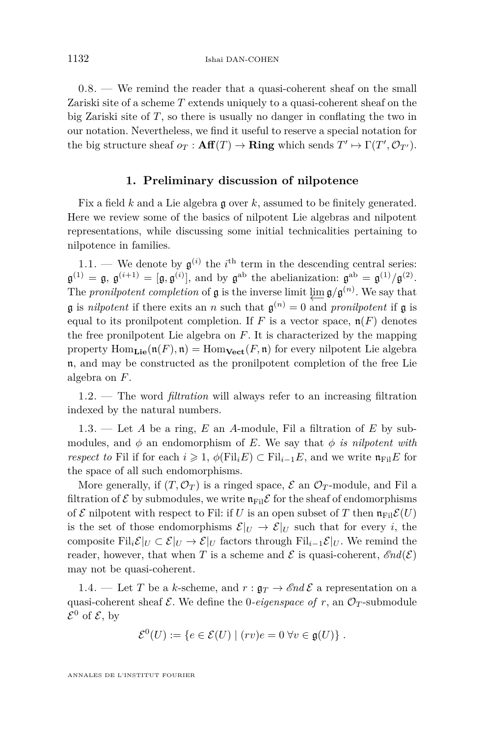0.8. — We remind the reader that a quasi-coherent sheaf on the small Zariski site of a scheme $T$ extends uniquely to a quasi-coherent sheaf on the big Zariski site of $T$, so there is usually no danger in conflating the two in our notation. Nevertheless, we find it useful to reserve a special notation for the big structure sheaf $o_T : \mathbf{Aff}(T) \to \mathbf{Ring}$ which sends $T' \mapsto \Gamma(T', \mathcal{O}_{T'})$.

## 1. Preliminary discussion of nilpotence

Fix a field $k$ and a Lie algebra $\mathfrak{g}$ over $k$, assumed to be finitely generated. Here we review some of the basics of nilpotent Lie algebras and nilpotent representations, while discussing some initial technicalities pertaining to nilpotence in families.

1.1. — We denote by $\mathfrak{g}^{(i)}$ the $i^{\text{th}}$ term in the descending central series: $\mathfrak{g}^{(1)} = \mathfrak{g}$, $\mathfrak{g}^{(i+1)} = [\mathfrak{g}, \mathfrak{g}^{(i)}]$, and by $\mathfrak{g}^{\text{ab}}$ the abelianization: $\mathfrak{g}^{\text{ab}} = \mathfrak{g}^{(1)}/\mathfrak{g}^{(2)}$. The *pronilpotent completion* of $\mathfrak{g}$ is the inverse limit $\varprojlim \mathfrak{g}/\mathfrak{g}^{(n)}$. We say that $\mathfrak{g}$ is *nilpotent* if there exits an $n$ such that $\mathfrak{g}^{(n)} = 0$ and *pronilpotent* if $\mathfrak{g}$ is equal to its pronilpotent completion. If $F$ is a vector space, $\mathfrak{n}(F)$ denotes the free pronilpotent Lie algebra on $F$. It is characterized by the mapping property $\operatorname{Hom}_{\mathbf{Lie}}(\mathfrak{n}(F), \mathfrak{n}) = \operatorname{Hom}_{\mathbf{Vect}}(F, \mathfrak{n})$ for every nilpotent Lie algebra $\mathfrak{n}$, and may be constructed as the pronilpotent completion of the free Lie algebra on $F$.

1.2. — The word *filtration* will always refer to an increasing filtration indexed by the natural numbers.

1.3. — Let $A$ be a ring, $E$ an $A$-module, Fil a filtration of $E$ by submodules, and $\phi$ an endomorphism of $E$. We say that $\phi$ *is nilpotent with respect to* Fil if for each $i \geqslant 1$, $\phi(\mathrm{Fil}_i E) \subset \mathrm{Fil}_{i-1} E$, and we write $\mathfrak{n}_{\mathrm{Fil}} E$ for the space of all such endomorphisms.

More generally, if $(T, \mathcal{O}_T)$ is a ringed space, $\mathcal{E}$ an $\mathcal{O}_T$-module, and Fil a filtration of $\mathcal{E}$ by submodules, we write $\mathfrak{n}_{\mathrm{Fil}}\mathcal{E}$ for the sheaf of endomorphisms of $\mathcal{E}$ nilpotent with respect to Fil: if $U$ is an open subset of $T$ then $\mathfrak{n}_{\mathrm{Fil}}\mathcal{E}(U)$ is the set of those endomorphisms $\mathcal{E}|_U \to \mathcal{E}|_U$ such that for every $i$, the composite $\mathrm{Fil}_i\mathcal{E}|_U \subset \mathcal{E}|_U \to \mathcal{E}|_U$ factors through $\mathrm{Fil}_{i-1}\mathcal{E}|_U$. We remind the reader, however, that when $T$ is a scheme and $\mathcal{E}$ is quasi-coherent, $\mathscr{E}nd(\mathcal{E})$ may not be quasi-coherent.

1.4. — Let $T$ be a $k$-scheme, and $r : \mathfrak{g}_T \to \mathscr{E}nd\, \mathcal{E}$ a representation on a quasi-coherent sheaf $\mathcal{E}$. We define the $0$-*eigenspace of* $r$, an $\mathcal{O}_T$-submodule $\mathcal{E}^0$ of $\mathcal{E}$, by

$$\mathcal{E}^0(U) := \{ e \in \mathcal{E}(U) \mid (rv)e = 0 \ \forall v \in \mathfrak{g}(U) \} \,.$$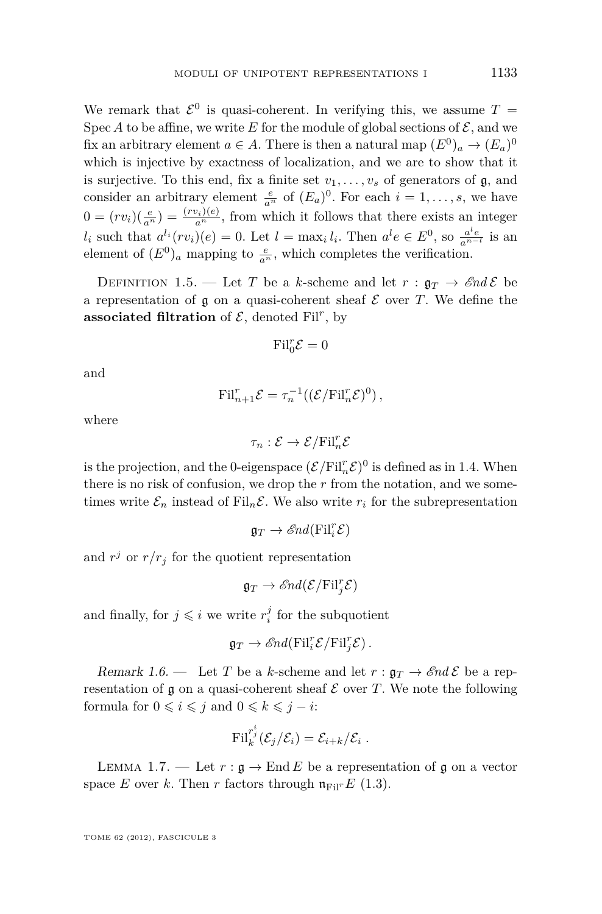We remark that $\mathcal{E}^0$ is quasi-coherent. In verifying this, we assume $T = \operatorname{Spec} A$ to be affine, we write $E$ for the module of global sections of $\mathcal{E}$, and we fix an arbitrary element $a \in A$. There is then a natural map $(E^0)_a \to (E_a)^0$ which is injective by exactness of localization, and we are to show that it is surjective. To this end, fix a finite set $v_1, \dots, v_s$ of generators of $\mathfrak{g}$, and consider an arbitrary element $\frac{e}{a^n}$ of $(E_a)^0$. For each $i = 1, \dots, s$, we have $0 = (rv_i)(\frac{e}{a^n}) = \frac{(rv_i)(e)}{a^n}$, from which it follows that there exists an integer $l_i$ such that $a^{l_i}(rv_i)(e) = 0$. Let $l = \max_i l_i$. Then $a^l e \in E^0$, so $\frac{a^l e}{a^{n-l}}$ is an element of $(E^0)_a$ mapping to $\frac{e}{a^n}$, which completes the verification.

Definition 1.5. — Let $T$ be a $k$-scheme and let $r : \mathfrak{g}_T \to \mathscr{E}nd\,\mathcal{E}$ be a representation of $\mathfrak{g}$ on a quasi-coherent sheaf $\mathcal{E}$ over $T$. We define the **associated filtration** of $\mathcal{E}$, denoted $\operatorname{Fil}^r$, by

$$\operatorname{Fil}^r_0\mathcal{E} = 0$$

and

$$\operatorname{Fil}^r_{n+1}\mathcal{E} = \tau_n^{-1}((\mathcal{E}/\operatorname{Fil}^r_n\mathcal{E})^0)\,,$$

where

$$\tau_n : \mathcal{E} \to \mathcal{E}/\operatorname{Fil}^r_n\mathcal{E}$$

is the projection, and the 0-eigenspace $(\mathcal{E}/\operatorname{Fil}^r_n\mathcal{E})^0$ is defined as in 1.4. When there is no risk of confusion, we drop the $r$ from the notation, and we sometimes write $\mathcal{E}_n$ instead of $\operatorname{Fil}_n\mathcal{E}$. We also write $r_i$ for the subrepresentation

$$\mathfrak{g}_T \to \mathscr{E}nd(\operatorname{Fil}^r_i\mathcal{E})$$

and $r^j$ or $r/r_j$ for the quotient representation

$$\mathfrak{g}_T \to \mathscr{E}nd(\mathcal{E}/\operatorname{Fil}^r_j\mathcal{E})$$

and finally, for $j \leqslant i$ we write $r_i^j$ for the subquotient

$$\mathfrak{g}_T \to \mathscr{E}nd(\operatorname{Fil}^r_i\mathcal{E}/\operatorname{Fil}^r_j\mathcal{E})\,.$$

*Remark 1.6.* — Let $T$ be a $k$-scheme and let $r : \mathfrak{g}_T \to \mathscr{E}nd\,\mathcal{E}$ be a representation of $\mathfrak{g}$ on a quasi-coherent sheaf $\mathcal{E}$ over $T$. We note the following formula for $0 \leqslant i \leqslant j$ and $0 \leqslant k \leqslant j - i$:

$$\operatorname{Fil}^{r_j^i}_k(\mathcal{E}_j/\mathcal{E}_i) = \mathcal{E}_{i+k}/\mathcal{E}_i\;.$$

Lemma 1.7. — Let $r : \mathfrak{g} \to \operatorname{End} E$ be a representation of $\mathfrak{g}$ on a vector space $E$ over $k$. Then $r$ factors through $\mathfrak{n}_{\operatorname{Fil}^r}E$ (1.3).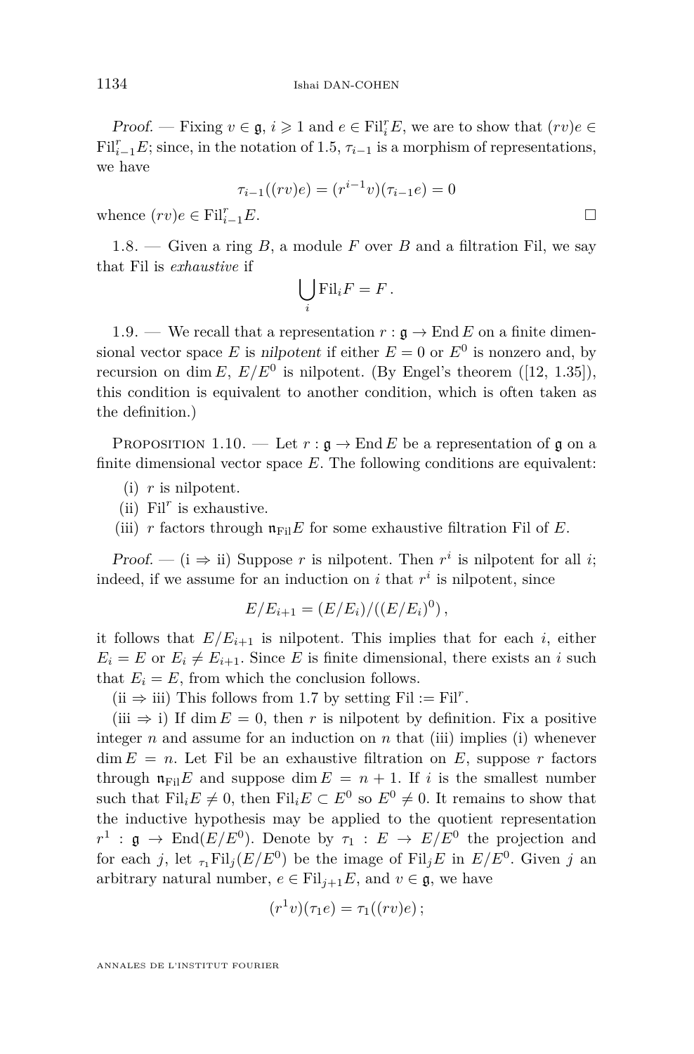*Proof.* — Fixing $v \in \mathfrak{g}$, $i \geqslant 1$ and $e \in \mathrm{Fil}^r_i E$, we are to show that $(rv)e \in \mathrm{Fil}^r_{i-1} E$; since, in the notation of 1.5, $\tau_{i-1}$ is a morphism of representations, we have

$$\tau_{i-1}((rv)e) = (r^{i-1}v)(\tau_{i-1}e) = 0$$

whence $(rv)e \in \mathrm{Fil}^r_{i-1}E$. □

1.8. — Given a ring $B$, a module $F$ over $B$ and a filtration Fil, we say that Fil is *exhaustive* if

$$\bigcup_i \mathrm{Fil}_i F = F\,.$$

1.9. — We recall that a representation $r : \mathfrak{g} \to \operatorname{End} E$ on a finite dimensional vector space $E$ is *nilpotent* if either $E = 0$ or $E^0$ is nonzero and, by recursion on $\dim E$, $E/E^0$ is nilpotent. (By Engel's theorem ([12, 1.35]), this condition is equivalent to another condition, which is often taken as the definition.)

Proposition 1.10. — *Let $r : \mathfrak{g} \to \operatorname{End} E$ be a representation of $\mathfrak{g}$ on a finite dimensional vector space $E$. The following conditions are equivalent:*

(i) *$r$ is nilpotent.*

(ii) *$\mathrm{Fil}^r$ is exhaustive.*

(iii) *$r$ factors through $\mathfrak{n}_{\mathrm{Fil}}E$ for some exhaustive filtration Fil of $E$.*

*Proof.* — (i ⇒ ii) Suppose $r$ is nilpotent. Then $r^i$ is nilpotent for all $i$; indeed, if we assume for an induction on $i$ that $r^i$ is nilpotent, since

$$E/E_{i+1} = (E/E_i)/((E/E_i)^0)\,,$$

it follows that $E/E_{i+1}$ is nilpotent. This implies that for each $i$, either $E_i = E$ or $E_i \neq E_{i+1}$. Since $E$ is finite dimensional, there exists an $i$ such that $E_i = E$, from which the conclusion follows.

(ii ⇒ iii) This follows from 1.7 by setting $\mathrm{Fil} := \mathrm{Fil}^r$.

(iii ⇒ i) If $\dim E = 0$, then $r$ is nilpotent by definition. Fix a positive integer $n$ and assume for an induction on $n$ that (iii) implies (i) whenever $\dim E = n$. Let Fil be an exhaustive filtration on $E$, suppose $r$ factors through $\mathfrak{n}_{\mathrm{Fil}}E$ and suppose $\dim E = n+1$. If $i$ is the smallest number such that $\mathrm{Fil}_i E \neq 0$, then $\mathrm{Fil}_i E \subset E^0$ so $E^0 \neq 0$. It remains to show that the inductive hypothesis may be applied to the quotient representation $r^1 : \mathfrak{g} \to \operatorname{End}(E/E^0)$. Denote by $\tau_1 : E \to E/E^0$ the projection and for each $j$, let ${}_{\tau_1}\mathrm{Fil}_j(E/E^0)$ be the image of $\mathrm{Fil}_j E$ in $E/E^0$. Given $j$ an arbitrary natural number, $e \in \mathrm{Fil}_{j+1}E$, and $v \in \mathfrak{g}$, we have

$$(r^1 v)(\tau_1 e) = \tau_1((rv)e)\,;$$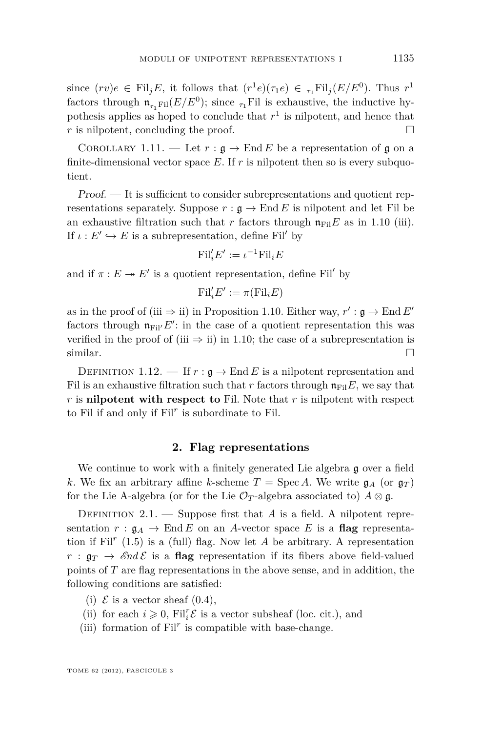since $(rv)e \in \mathrm{Fil}_j E$, it follows that $(r^1 e)(\tau_1 e) \in {}_{\tau_1}\mathrm{Fil}_j(E/E^0)$. Thus $r^1$ factors through $\mathfrak{n}_{\tau_1 \mathrm{Fil}}(E/E^0)$; since ${}_{\tau_1}\mathrm{Fil}$ is exhaustive, the inductive hypothesis applies as hoped to conclude that $r^1$ is nilpotent, and hence that $r$ is nilpotent, concluding the proof. □

Corollary 1.11. — Let $r : \mathfrak{g} \to \operatorname{End} E$ be a representation of $\mathfrak{g}$ on a finite-dimensional vector space $E$. If $r$ is nilpotent then so is every subquotient.

*Proof.* — It is sufficient to consider subrepresentations and quotient representations separately. Suppose $r : \mathfrak{g} \to \operatorname{End} E$ is nilpotent and let Fil be an exhaustive filtration such that $r$ factors through $\mathfrak{n}_{\mathrm{Fil}} E$ as in 1.10 (iii). If $\iota : E' \hookrightarrow E$ is a subrepresentation, define $\mathrm{Fil}'$ by

$$\mathrm{Fil}'_i E' := \iota^{-1} \mathrm{Fil}_i E$$

and if $\pi : E \twoheadrightarrow E'$ is a quotient representation, define $\mathrm{Fil}'$ by

$$\mathrm{Fil}'_i E' := \pi(\mathrm{Fil}_i E)$$

as in the proof of (iii ⇒ ii) in Proposition 1.10. Either way, $r' : \mathfrak{g} \to \operatorname{End} E'$ factors through $\mathfrak{n}_{\mathrm{Fil}'} E'$: in the case of a quotient representation this was verified in the proof of (iii ⇒ ii) in 1.10; the case of a subrepresentation is similar. □

Definition 1.12. — If $r : \mathfrak{g} \to \operatorname{End} E$ is a nilpotent representation and Fil is an exhaustive filtration such that $r$ factors through $\mathfrak{n}_{\mathrm{Fil}} E$, we say that $r$ is **nilpotent with respect to** Fil. Note that $r$ is nilpotent with respect to Fil if and only if $\mathrm{Fil}^r$ is subordinate to Fil.

## 2. Flag representations

We continue to work with a finitely generated Lie algebra $\mathfrak{g}$ over a field $k$. We fix an arbitrary affine $k$-scheme $T = \operatorname{Spec} A$. We write $\mathfrak{g}_A$ (or $\mathfrak{g}_T$) for the Lie A-algebra (or for the Lie $\mathcal{O}_T$-algebra associated to) $A \otimes \mathfrak{g}$.

Definition 2.1. — Suppose first that $A$ is a field. A nilpotent representation $r : \mathfrak{g}_A \to \operatorname{End} E$ on an $A$-vector space $E$ is a **flag** representation if $\mathrm{Fil}^r$ (1.5) is a (full) flag. Now let $A$ be arbitrary. A representation $r : \mathfrak{g}_T \to \mathcal{E}nd\, \mathcal{E}$ is a **flag** representation if its fibers above field-valued points of $T$ are flag representations in the above sense, and in addition, the following conditions are satisfied:

(i) $\mathcal{E}$ is a vector sheaf (0.4),

(ii) for each $i \geqslant 0$, $\mathrm{Fil}^r_i \mathcal{E}$ is a vector subsheaf (loc. cit.), and

(iii) formation of $\mathrm{Fil}^r$ is compatible with base-change.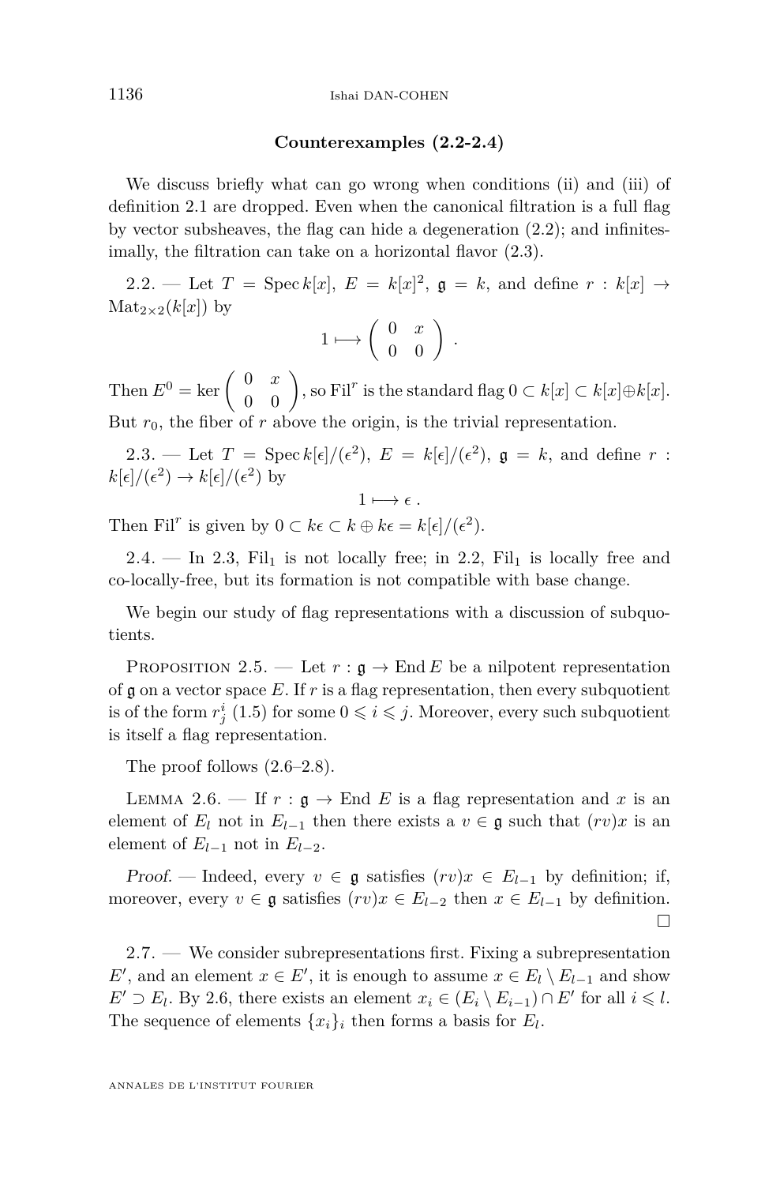**Counterexamples (2.2-2.4)**

We discuss briefly what can go wrong when conditions (ii) and (iii) of definition 2.1 are dropped. Even when the canonical filtration is a full flag by vector subsheaves, the flag can hide a degeneration (2.2); and infinitesimally, the filtration can take on a horizontal flavor (2.3).

2.2. — Let $T = \operatorname{Spec} k[x]$, $E = k[x]^2$, $\mathfrak{g} = k$, and define $r : k[x] \to \operatorname{Mat}_{2\times 2}(k[x])$ by

$$1 \longmapsto \begin{pmatrix} 0 & x \\ 0 & 0 \end{pmatrix} .$$

Then $E^0 = \ker \begin{pmatrix} 0 & x \\ 0 & 0 \end{pmatrix}$, so $\operatorname{Fil}^r$ is the standard flag $0 \subset k[x] \subset k[x] \oplus k[x]$. But $r_0$, the fiber of $r$ above the origin, is the trivial representation.

2.3. — Let $T = \operatorname{Spec} k[\epsilon]/(\epsilon^2)$, $E = k[\epsilon]/(\epsilon^2)$, $\mathfrak{g} = k$, and define $r : k[\epsilon]/(\epsilon^2) \to k[\epsilon]/(\epsilon^2)$ by

$$1 \longmapsto \epsilon \, .$$

Then $\operatorname{Fil}^r$ is given by $0 \subset k\epsilon \subset k \oplus k\epsilon = k[\epsilon]/(\epsilon^2)$.

2.4. — In 2.3, $\operatorname{Fil}_1$ is not locally free; in 2.2, $\operatorname{Fil}_1$ is locally free and co-locally-free, but its formation is not compatible with base change.

We begin our study of flag representations with a discussion of subquotients.

Proposition 2.5. — *Let $r : \mathfrak{g} \to \operatorname{End} E$ be a nilpotent representation of $\mathfrak{g}$ on a vector space $E$. If $r$ is a flag representation, then every subquotient is of the form $r^i_j$ (1.5) for some $0 \leqslant i \leqslant j$. Moreover, every such subquotient is itself a flag representation.*

The proof follows (2.6–2.8).

Lemma 2.6. — *If $r : \mathfrak{g} \to \operatorname{End} E$ is a flag representation and $x$ is an element of $E_l$ not in $E_{l-1}$ then there exists a $v \in \mathfrak{g}$ such that $(rv)x$ is an element of $E_{l-1}$ not in $E_{l-2}$.*

*Proof.* — Indeed, every $v \in \mathfrak{g}$ satisfies $(rv)x \in E_{l-1}$ by definition; if, moreover, every $v \in \mathfrak{g}$ satisfies $(rv)x \in E_{l-2}$ then $x \in E_{l-1}$ by definition. □

2.7. — We consider subrepresentations first. Fixing a subrepresentation $E'$, and an element $x \in E'$, it is enough to assume $x \in E_l \setminus E_{l-1}$ and show $E' \supset E_l$. By 2.6, there exists an element $x_i \in (E_i \setminus E_{i-1}) \cap E'$ for all $i \leqslant l$. The sequence of elements $\{x_i\}_i$ then forms a basis for $E_l$.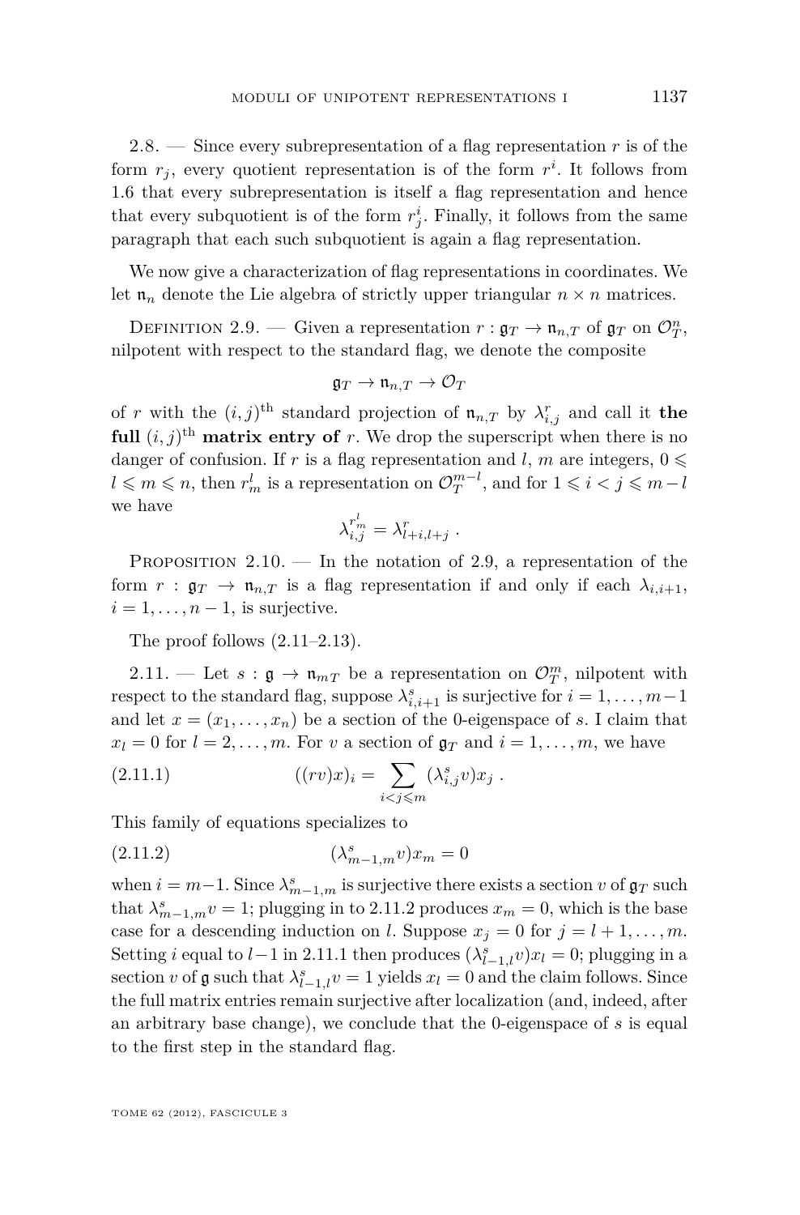2.8. — Since every subrepresentation of a flag representation $r$ is of the form $r_j$, every quotient representation is of the form $r^i$. It follows from 1.6 that every subrepresentation is itself a flag representation and hence that every subquotient is of the form $r^i_j$. Finally, it follows from the same paragraph that each such subquotient is again a flag representation.

We now give a characterization of flag representations in coordinates. We let $\mathfrak{n}_n$ denote the Lie algebra of strictly upper triangular $n \times n$ matrices.

Definition 2.9. — Given a representation $r : \mathfrak{g}_T \to \mathfrak{n}_{n,T}$ of $\mathfrak{g}_T$ on $\mathcal{O}_T^n$, nilpotent with respect to the standard flag, we denote the composite

$$\mathfrak{g}_T \to \mathfrak{n}_{n,T} \to \mathcal{O}_T$$

of $r$ with the $(i,j)^{\text{th}}$ standard projection of $\mathfrak{n}_{n,T}$ by $\lambda^r_{i,j}$ and call it **the full** $(i,j)^{\text{th}}$ **matrix entry of** $r$. We drop the superscript when there is no danger of confusion. If $r$ is a flag representation and $l$, $m$ are integers, $0 \leqslant l \leqslant m \leqslant n$, then $r^l_m$ is a representation on $\mathcal{O}_T^{m-l}$, and for $1 \leqslant i < j \leqslant m-l$ we have

$$\lambda^{r^l_m}_{i,j} = \lambda^r_{l+i,l+j} \ .$$

Proposition 2.10. — In the notation of 2.9, a representation of the form $r : \mathfrak{g}_T \to \mathfrak{n}_{n,T}$ is a flag representation if and only if each $\lambda_{i,i+1}$, $i = 1, \dots, n-1$, is surjective.

The proof follows (2.11–2.13).

2.11. — Let $s : \mathfrak{g} \to \mathfrak{n}_{mT}$ be a representation on $\mathcal{O}_T^m$, nilpotent with respect to the standard flag, suppose $\lambda^s_{i,i+1}$ is surjective for $i = 1, \dots, m-1$ and let $x = (x_1, \dots, x_n)$ be a section of the 0-eigenspace of $s$. I claim that $x_l = 0$ for $l = 2, \dots, m$. For $v$ a section of $\mathfrak{g}_T$ and $i = 1, \dots, m$, we have

$$((rv)x)_i = \sum_{i<j\leqslant m} (\lambda^s_{i,j} v) x_j \ . \tag{2.11.1}$$

This family of equations specializes to

$$(\lambda^s_{m-1,m} v) x_m = 0 \tag{2.11.2}$$

when $i = m-1$. Since $\lambda^s_{m-1,m}$ is surjective there exists a section $v$ of $\mathfrak{g}_T$ such that $\lambda^s_{m-1,m} v = 1$; plugging in to 2.11.2 produces $x_m = 0$, which is the base case for a descending induction on $l$. Suppose $x_j = 0$ for $j = l+1, \dots, m$. Setting $i$ equal to $l-1$ in 2.11.1 then produces $(\lambda^s_{l-1,l} v) x_l = 0$; plugging in a section $v$ of $\mathfrak{g}$ such that $\lambda^s_{l-1,l} v = 1$ yields $x_l = 0$ and the claim follows. Since the full matrix entries remain surjective after localization (and, indeed, after an arbitrary base change), we conclude that the 0-eigenspace of $s$ is equal to the first step in the standard flag.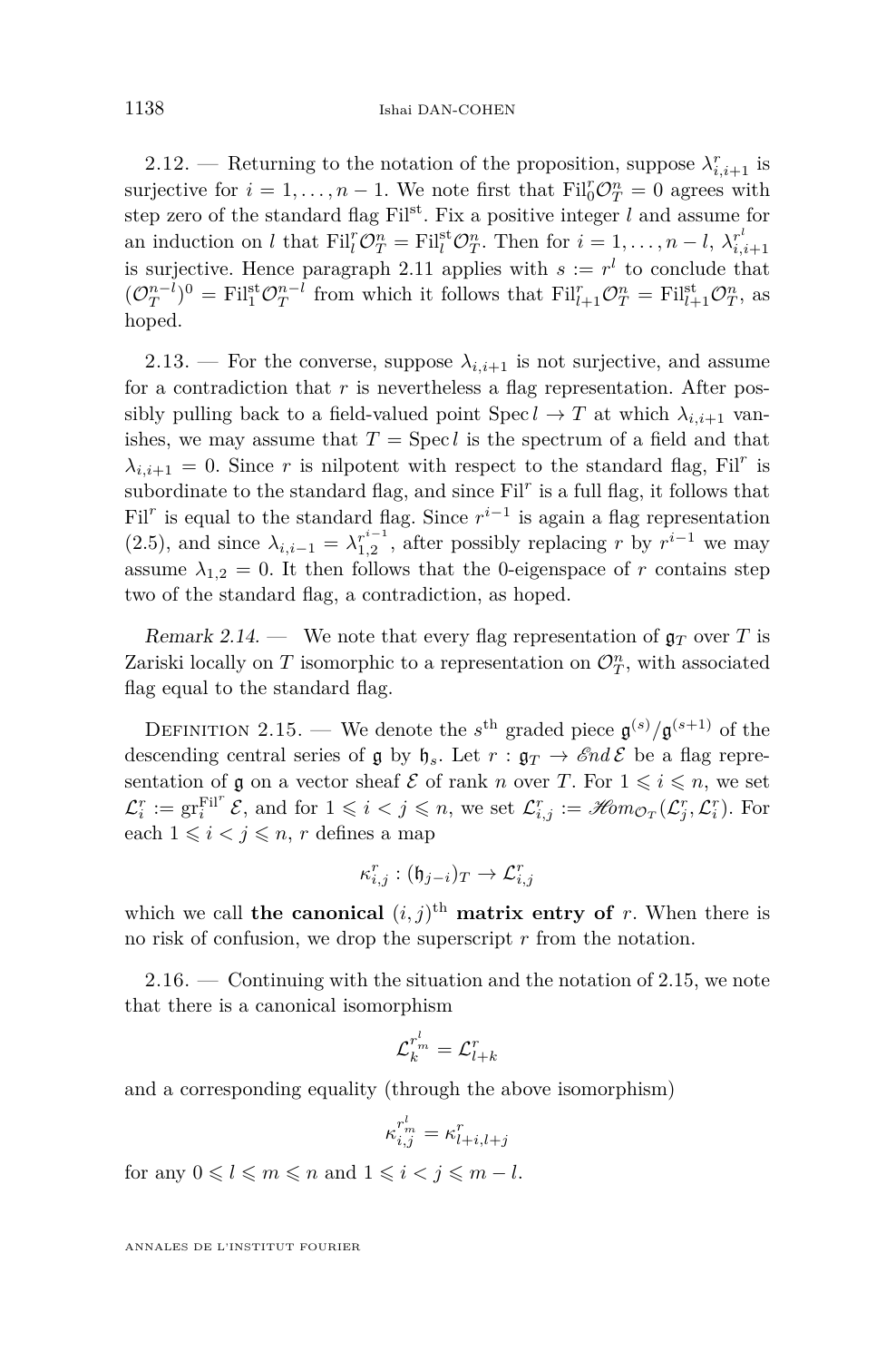2.12. — Returning to the notation of the proposition, suppose $\lambda^r_{i,i+1}$ is surjective for $i = 1, \dots, n-1$. We note first that $\mathrm{Fil}^r_0 \mathcal{O}^n_T = 0$ agrees with step zero of the standard flag $\mathrm{Fil}^{\mathrm{st}}$. Fix a positive integer $l$ and assume for an induction on $l$ that $\mathrm{Fil}^r_l \mathcal{O}^n_T = \mathrm{Fil}^{\mathrm{st}}_l \mathcal{O}^n_T$. Then for $i = 1, \dots, n-l$, $\lambda^{r^l}_{i,i+1}$ is surjective. Hence paragraph 2.11 applies with $s := r^l$ to conclude that $(\mathcal{O}^{n-l}_T)^0 = \mathrm{Fil}^{\mathrm{st}}_1 \mathcal{O}^{n-l}_T$ from which it follows that $\mathrm{Fil}^r_{l+1} \mathcal{O}^n_T = \mathrm{Fil}^{\mathrm{st}}_{l+1} \mathcal{O}^n_T$, as hoped.

2.13. — For the converse, suppose $\lambda_{i,i+1}$ is not surjective, and assume for a contradiction that $r$ is nevertheless a flag representation. After possibly pulling back to a field-valued point $\operatorname{Spec} l \to T$ at which $\lambda_{i,i+1}$ vanishes, we may assume that $T = \operatorname{Spec} l$ is the spectrum of a field and that $\lambda_{i,i+1} = 0$. Since $r$ is nilpotent with respect to the standard flag, $\mathrm{Fil}^r$ is subordinate to the standard flag, and since $\mathrm{Fil}^r$ is a full flag, it follows that $\mathrm{Fil}^r$ is equal to the standard flag. Since $r^{i-1}$ is again a flag representation (2.5), and since $\lambda_{i,i-1} = \lambda^{r^{i-1}}_{1,2}$, after possibly replacing $r$ by $r^{i-1}$ we may assume $\lambda_{1,2} = 0$. It then follows that the 0-eigenspace of $r$ contains step two of the standard flag, a contradiction, as hoped.

*Remark 2.14.* — We note that every flag representation of $\mathfrak{g}_T$ over $T$ is Zariski locally on $T$ isomorphic to a representation on $\mathcal{O}^n_T$, with associated flag equal to the standard flag.

Definition 2.15. — We denote the $s^{\text{th}}$ graded piece $\mathfrak{g}^{(s)}/\mathfrak{g}^{(s+1)}$ of the descending central series of $\mathfrak{g}$ by $\mathfrak{h}_s$. Let $r : \mathfrak{g}_T \to \mathscr{E}nd\,\mathcal{E}$ be a flag representation of $\mathfrak{g}$ on a vector sheaf $\mathcal{E}$ of rank $n$ over $T$. For $1 \leqslant i \leqslant n$, we set $\mathcal{L}^r_i := \mathrm{gr}^{\mathrm{Fil}^r}_i \mathcal{E}$, and for $1 \leqslant i < j \leqslant n$, we set $\mathcal{L}^r_{i,j} := \mathscr{H}om_{\mathcal{O}_T}(\mathcal{L}^r_j, \mathcal{L}^r_i)$. For each $1 \leqslant i < j \leqslant n$, $r$ defines a map

$$\kappa^r_{i,j} : (\mathfrak{h}_{j-i})_T \to \mathcal{L}^r_{i,j}$$

which we call **the canonical $(i,j)^{\text{th}}$ matrix entry of** $r$. When there is no risk of confusion, we drop the superscript $r$ from the notation.

2.16. — Continuing with the situation and the notation of 2.15, we note that there is a canonical isomorphism

$$\mathcal{L}^{r^l_m}_k = \mathcal{L}^r_{l+k}$$

and a corresponding equality (through the above isomorphism)

$$\kappa^{r^l_m}_{i,j} = \kappa^r_{l+i,l+j}$$

for any $0 \leqslant l \leqslant m \leqslant n$ and $1 \leqslant i < j \leqslant m - l$.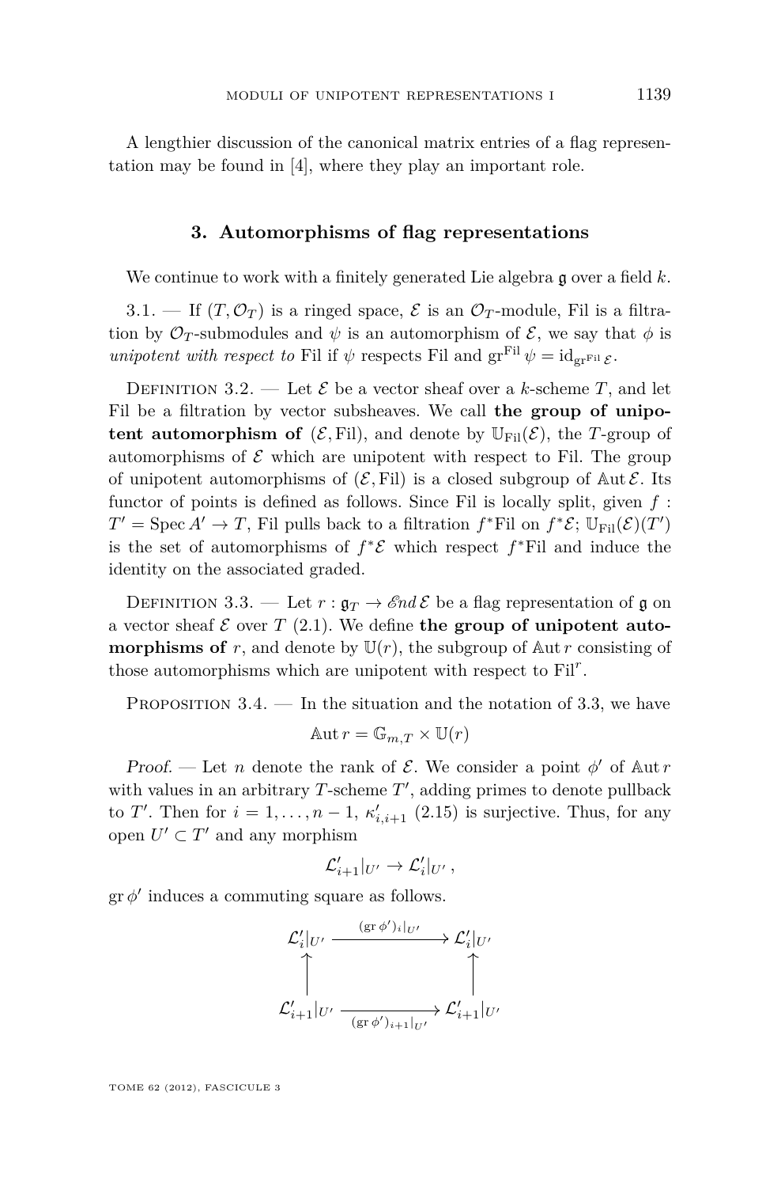A lengthier discussion of the canonical matrix entries of a flag representation may be found in [4], where they play an important role.

## 3. Automorphisms of flag representations

We continue to work with a finitely generated Lie algebra $\mathfrak{g}$ over a field $k$.

3.1. — If $(T, \mathcal{O}_T)$ is a ringed space, $\mathcal{E}$ is an $\mathcal{O}_T$-module, Fil is a filtration by $\mathcal{O}_T$-submodules and $\psi$ is an automorphism of $\mathcal{E}$, we say that $\phi$ is *unipotent with respect to* Fil if $\psi$ respects Fil and $\mathrm{gr}^{\mathrm{Fil}}\,\psi = \mathrm{id}_{\mathrm{gr}^{\mathrm{Fil}}\,\mathcal{E}}$.

Definition 3.2. — Let $\mathcal{E}$ be a vector sheaf over a $k$-scheme $T$, and let Fil be a filtration by vector subsheaves. We call **the group of unipotent automorphism of** $(\mathcal{E}, \mathrm{Fil})$, and denote by $\mathbb{U}_{\mathrm{Fil}}(\mathcal{E})$, the $T$-group of automorphisms of $\mathcal{E}$ which are unipotent with respect to Fil. The group of unipotent automorphisms of $(\mathcal{E}, \mathrm{Fil})$ is a closed subgroup of $\mathbb{A}\mathrm{ut}\,\mathcal{E}$. Its functor of points is defined as follows. Since Fil is locally split, given $f : T' = \operatorname{Spec} A' \to T$, Fil pulls back to a filtration $f^*\mathrm{Fil}$ on $f^*\mathcal{E}$; $\mathbb{U}_{\mathrm{Fil}}(\mathcal{E})(T')$ is the set of automorphisms of $f^*\mathcal{E}$ which respect $f^*\mathrm{Fil}$ and induce the identity on the associated graded.

Definition 3.3. — Let $r : \mathfrak{g}_T \to \mathscr{E}nd\,\mathcal{E}$ be a flag representation of $\mathfrak{g}$ on a vector sheaf $\mathcal{E}$ over $T$ (2.1). We define **the group of unipotent automorphisms of** $r$, and denote by $\mathbb{U}(r)$, the subgroup of $\mathbb{A}\mathrm{ut}\,r$ consisting of those automorphisms which are unipotent with respect to $\mathrm{Fil}^r$.

Proposition 3.4. — In the situation and the notation of 3.3, we have

$$\mathbb{A}\mathrm{ut}\,r = \mathbb{G}_{m,T} \times \mathbb{U}(r)$$

*Proof.* — Let $n$ denote the rank of $\mathcal{E}$. We consider a point $\phi'$ of $\mathbb{A}\mathrm{ut}\,r$ with values in an arbitrary $T$-scheme $T'$, adding primes to denote pullback to $T'$. Then for $i = 1, \ldots, n-1$, $\kappa'_{i,i+1}$ (2.15) is surjective. Thus, for any open $U' \subset T'$ and any morphism

$$\mathcal{L}'_{i+1}|_{U'} \to \mathcal{L}'_i|_{U'}\,,$$

$\mathrm{gr}\,\phi'$ induces a commuting square as follows.

$$\begin{array}{ccc}
\mathcal{L}'_i|_{U'} & \xrightarrow{(\mathrm{gr}\,\phi')_i|_{U'}} & \mathcal{L}'_i|_{U'} \\
\uparrow & & \uparrow \\
\mathcal{L}'_{i+1}|_{U'} & \xrightarrow[(\mathrm{gr}\,\phi')_{i+1}|_{U'}]{} & \mathcal{L}'_{i+1}|_{U'}
\end{array}$$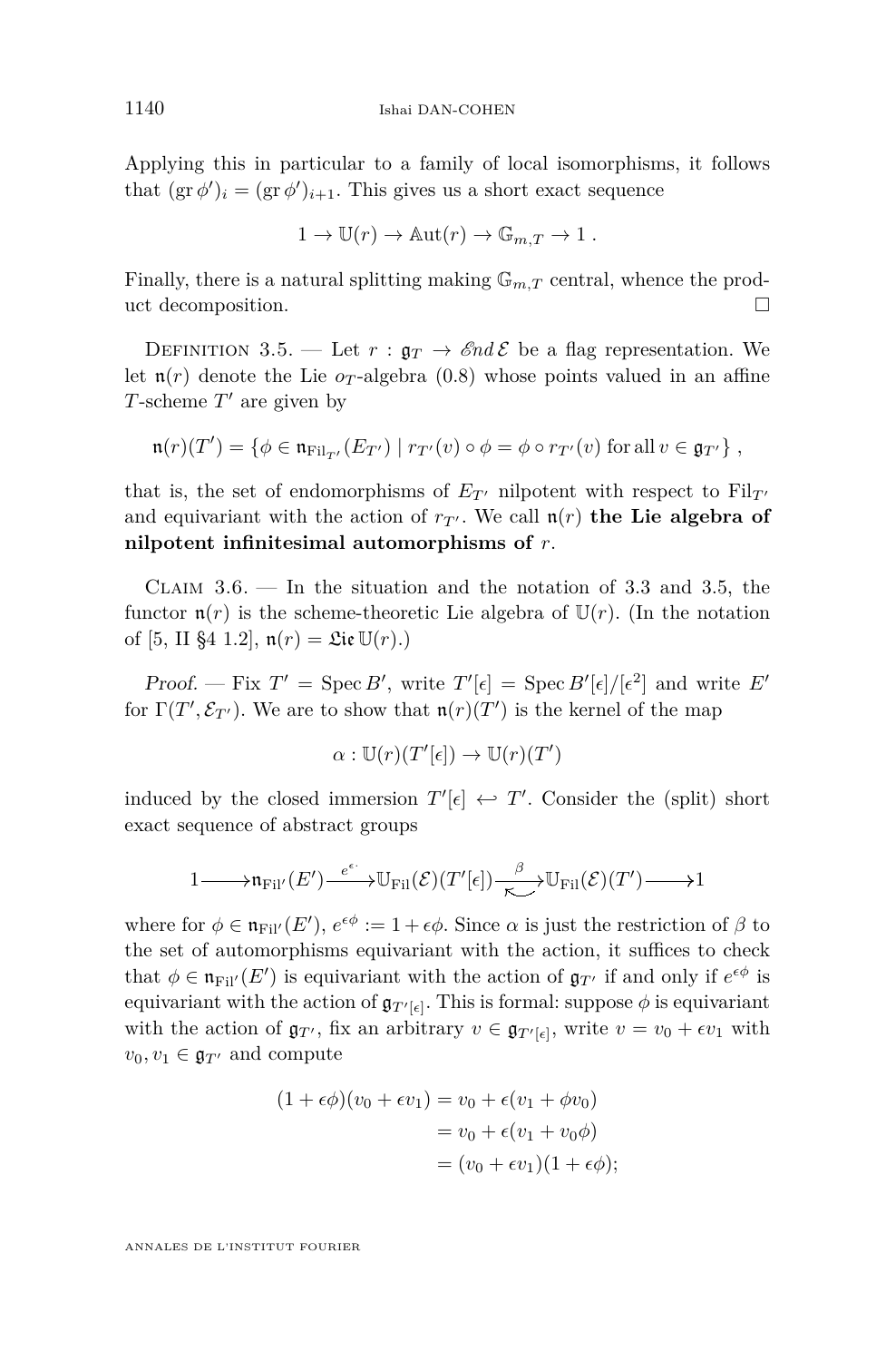Applying this in particular to a family of local isomorphisms, it follows that $(\operatorname{gr}\phi')_i = (\operatorname{gr}\phi')_{i+1}$. This gives us a short exact sequence

$$1 \to \mathbb{U}(r) \to \mathbb{A}\mathrm{ut}(r) \to \mathbb{G}_{m,T} \to 1\,.$$

Finally, there is a natural splitting making $\mathbb{G}_{m,T}$ central, whence the product decomposition. □

Definition 3.5. — Let $r : \mathfrak{g}_T \to \mathscr{E}nd\,\mathcal{E}$ be a flag representation. We let $\mathfrak{n}(r)$ denote the Lie $o_T$-algebra (0.8) whose points valued in an affine $T$-scheme $T'$ are given by

$$\mathfrak{n}(r)(T') = \{\phi \in \mathfrak{n}_{\mathrm{Fil}_{T'}}(E_{T'}) \mid r_{T'}(v) \circ \phi = \phi \circ r_{T'}(v) \text{ for all } v \in \mathfrak{g}_{T'}\}\,,$$

that is, the set of endomorphisms of $E_{T'}$ nilpotent with respect to $\mathrm{Fil}_{T'}$ and equivariant with the action of $r_{T'}$. We call $\mathfrak{n}(r)$ **the Lie algebra of nilpotent infinitesimal automorphisms of** $r$.

Claim 3.6. — In the situation and the notation of 3.3 and 3.5, the functor $\mathfrak{n}(r)$ is the scheme-theoretic Lie algebra of $\mathbb{U}(r)$. (In the notation of [5, II §4 1.2], $\mathfrak{n}(r) = \mathfrak{Lie}\,\mathbb{U}(r)$.)

*Proof.* — Fix $T' = \operatorname{Spec} B'$, write $T'[\epsilon] = \operatorname{Spec} B'[\epsilon]/[\epsilon^2]$ and write $E'$ for $\Gamma(T', \mathcal{E}_{T'})$. We are to show that $\mathfrak{n}(r)(T')$ is the kernel of the map

$$\alpha : \mathbb{U}(r)(T'[\epsilon]) \to \mathbb{U}(r)(T')$$

induced by the closed immersion $T'[\epsilon] \hookleftarrow T'$. Consider the (split) short exact sequence of abstract groups

$$1 \longrightarrow \mathfrak{n}_{\mathrm{Fil}'}(E') \xrightarrow{e^{\epsilon\cdot}} \mathbb{U}_{\mathrm{Fil}}(\mathcal{E})(T'[\epsilon]) \xrightarrow{\beta} \mathbb{U}_{\mathrm{Fil}}(\mathcal{E})(T') \longrightarrow 1$$

where for $\phi \in \mathfrak{n}_{\mathrm{Fil}'}(E')$, $e^{\epsilon\phi} := 1 + \epsilon\phi$. Since $\alpha$ is just the restriction of $\beta$ to the set of automorphisms equivariant with the action, it suffices to check that $\phi \in \mathfrak{n}_{\mathrm{Fil}'}(E')$ is equivariant with the action of $\mathfrak{g}_{T'}$ if and only if $e^{\epsilon\phi}$ is equivariant with the action of $\mathfrak{g}_{T'[\epsilon]}$. This is formal: suppose $\phi$ is equivariant with the action of $\mathfrak{g}_{T'}$, fix an arbitrary $v \in \mathfrak{g}_{T'[\epsilon]}$, write $v = v_0 + \epsilon v_1$ with $v_0, v_1 \in \mathfrak{g}_{T'}$ and compute

$$\begin{aligned}
(1 + \epsilon\phi)(v_0 + \epsilon v_1) &= v_0 + \epsilon(v_1 + \phi v_0) \\
&= v_0 + \epsilon(v_1 + v_0\phi) \\
&= (v_0 + \epsilon v_1)(1 + \epsilon\phi);
\end{aligned}$$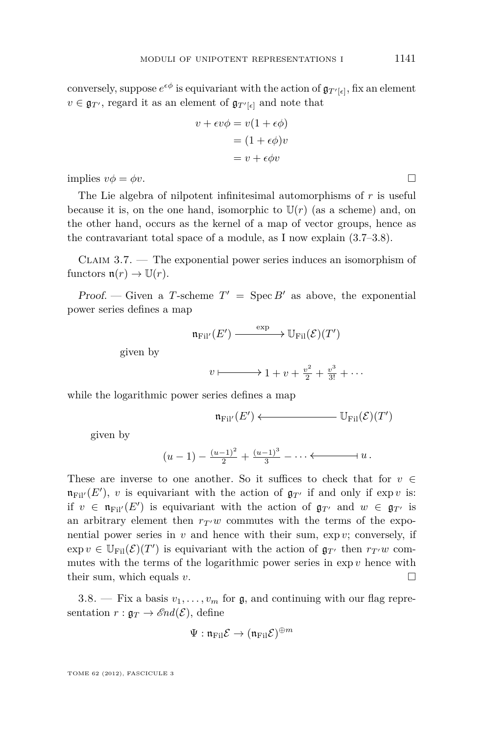conversely, suppose $e^{\epsilon\phi}$ is equivariant with the action of $\mathfrak{g}_{T'[\epsilon]}$, fix an element $v \in \mathfrak{g}_{T'}$, regard it as an element of $\mathfrak{g}_{T'[\epsilon]}$ and note that

$$\begin{aligned} v + \epsilon v\phi &= v(1+\epsilon\phi) \\ &= (1+\epsilon\phi)v \\ &= v + \epsilon\phi v \end{aligned}$$

implies $v\phi = \phi v$. □

The Lie algebra of nilpotent infinitesimal automorphisms of $r$ is useful because it is, on the one hand, isomorphic to $\mathbb{U}(r)$ (as a scheme) and, on the other hand, occurs as the kernel of a map of vector groups, hence as the contravariant total space of a module, as I now explain (3.7–3.8).

Claim 3.7. — The exponential power series induces an isomorphism of functors $\mathfrak{n}(r) \to \mathbb{U}(r)$.

*Proof.* — Given a $T$-scheme $T' = \operatorname{Spec} B'$ as above, the exponential power series defines a map

$$\mathfrak{n}_{\mathrm{Fil}'}(E') \xrightarrow{\ \exp\ } \mathbb{U}_{\mathrm{Fil}}(\mathcal{E})(T')$$

given by

$$v \longmapsto 1 + v + \tfrac{v^2}{2} + \tfrac{v^3}{3!} + \cdots$$

while the logarithmic power series defines a map

$$\mathfrak{n}_{\mathrm{Fil}'}(E') \longleftarrow \mathbb{U}_{\mathrm{Fil}}(\mathcal{E})(T')$$

given by

$$(u-1) - \tfrac{(u-1)^2}{2} + \tfrac{(u-1)^3}{3} - \cdots \longleftarrow\!\shortmid\ u\,.$$

These are inverse to one another. So it suffices to check that for $v \in \mathfrak{n}_{\mathrm{Fil}'}(E')$, $v$ is equivariant with the action of $\mathfrak{g}_{T'}$ if and only if $\exp v$ is: if $v \in \mathfrak{n}_{\mathrm{Fil}'}(E')$ is equivariant with the action of $\mathfrak{g}_{T'}$ and $w \in \mathfrak{g}_{T'}$ is an arbitrary element then $r_{T'}w$ commutes with the terms of the exponential power series in $v$ and hence with their sum, $\exp v$; conversely, if $\exp v \in \mathbb{U}_{\mathrm{Fil}}(\mathcal{E})(T')$ is equivariant with the action of $\mathfrak{g}_{T'}$ then $r_{T'}w$ commutes with the terms of the logarithmic power series in $\exp v$ hence with their sum, which equals $v$. □

3.8. — Fix a basis $v_1, \ldots, v_m$ for $\mathfrak{g}$, and continuing with our flag representation $r : \mathfrak{g}_T \to \mathscr{E}nd(\mathcal{E})$, define

$$\Psi : \mathfrak{n}_{\mathrm{Fil}}\mathcal{E} \to (\mathfrak{n}_{\mathrm{Fil}}\mathcal{E})^{\oplus m}$$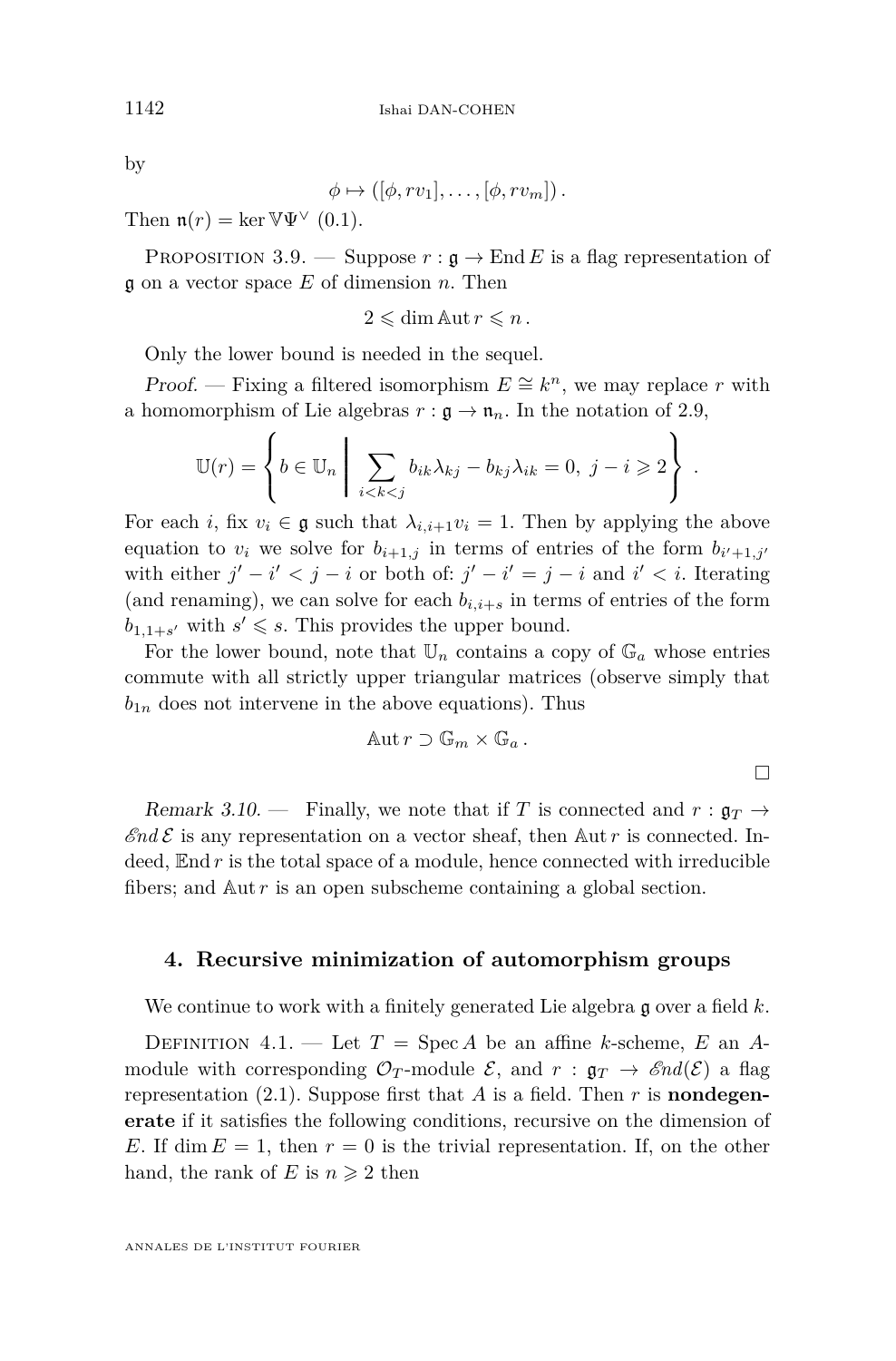by

$$\phi \mapsto ([\phi, rv_1], \dots, [\phi, rv_m])\,.$$

Then $\mathfrak{n}(r) = \ker \mathbb{V}\Psi^\vee$ (0.1).

Proposition 3.9. — Suppose $r : \mathfrak{g} \to \operatorname{End} E$ is a flag representation of $\mathfrak{g}$ on a vector space $E$ of dimension $n$. Then

$$2 \leqslant \dim \mathbb{A}\mathrm{ut}\, r \leqslant n\,.$$

Only the lower bound is needed in the sequel.

*Proof.* — Fixing a filtered isomorphism $E \cong k^n$, we may replace $r$ with a homomorphism of Lie algebras $r : \mathfrak{g} \to \mathfrak{n}_n$. In the notation of 2.9,

$$\mathbb{U}(r) = \left\{ b \in \mathbb{U}_n \;\middle|\; \sum_{i<k<j} b_{ik}\lambda_{kj} - b_{kj}\lambda_{ik} = 0,\ j - i \geqslant 2 \right\}\,.$$

For each $i$, fix $v_i \in \mathfrak{g}$ such that $\lambda_{i,i+1}v_i = 1$. Then by applying the above equation to $v_i$ we solve for $b_{i+1,j}$ in terms of entries of the form $b_{i'+1,j'}$ with either $j' - i' < j - i$ or both of: $j' - i' = j - i$ and $i' < i$. Iterating (and renaming), we can solve for each $b_{i,i+s}$ in terms of entries of the form $b_{1,1+s'}$ with $s' \leqslant s$. This provides the upper bound.

For the lower bound, note that $\mathbb{U}_n$ contains a copy of $\mathbb{G}_a$ whose entries commute with all strictly upper triangular matrices (observe simply that $b_{1n}$ does not intervene in the above equations). Thus

$$\mathbb{A}\mathrm{ut}\, r \supset \mathbb{G}_m \times \mathbb{G}_a\,.$$

$\square$

*Remark 3.10.* — Finally, we note that if $T$ is connected and $r : \mathfrak{g}_T \to \mathscr{E}nd\, \mathcal{E}$ is any representation on a vector sheaf, then $\mathbb{A}\mathrm{ut}\, r$ is connected. Indeed, $\mathbb{E}\mathrm{nd}\, r$ is the total space of a module, hence connected with irreducible fibers; and $\mathbb{A}\mathrm{ut}\, r$ is an open subscheme containing a global section.

## 4. Recursive minimization of automorphism groups

We continue to work with a finitely generated Lie algebra $\mathfrak{g}$ over a field $k$.

Definition 4.1. — Let $T = \operatorname{Spec} A$ be an affine $k$-scheme, $E$ an $A$-module with corresponding $\mathcal{O}_T$-module $\mathcal{E}$, and $r : \mathfrak{g}_T \to \mathscr{E}nd(\mathcal{E})$ a flag representation (2.1). Suppose first that $A$ is a field. Then $r$ is **nondegenerate** if it satisfies the following conditions, recursive on the dimension of $E$. If $\dim E = 1$, then $r = 0$ is the trivial representation. If, on the other hand, the rank of $E$ is $n \geqslant 2$ then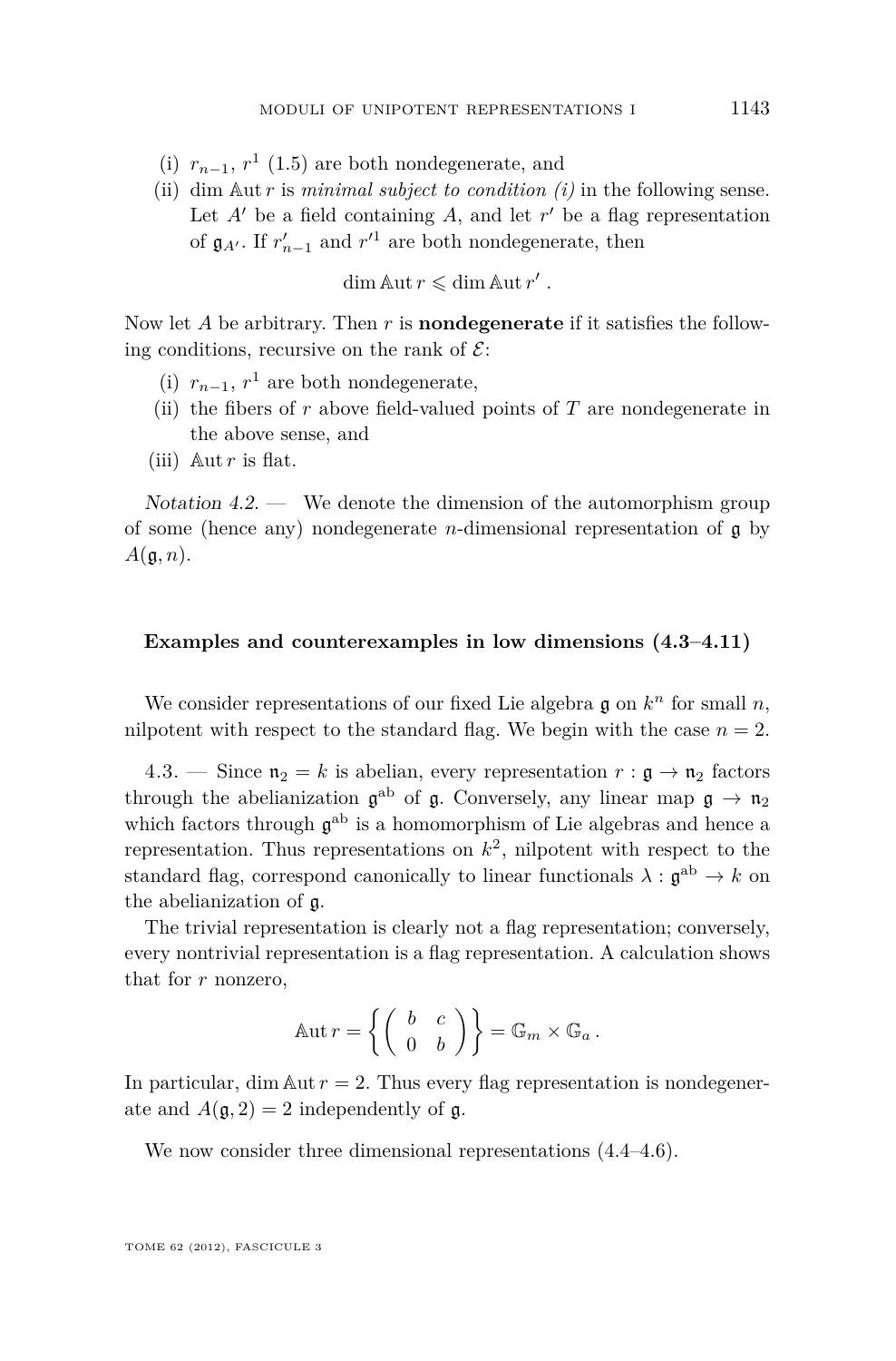(i) $r_{n-1}$, $r^1$ (1.5) are both nondegenerate, and

(ii) $\dim \mathbb{A}\mathrm{ut}\, r$ is *minimal subject to condition (i)* in the following sense. Let $A'$ be a field containing $A$, and let $r'$ be a flag representation of $\mathfrak{g}_{A'}$. If $r'_{n-1}$ and $r'^1$ are both nondegenerate, then

$$\dim \mathbb{A}\mathrm{ut}\, r \leqslant \dim \mathbb{A}\mathrm{ut}\, r' \,.$$

Now let $A$ be arbitrary. Then $r$ is **nondegenerate** if it satisfies the following conditions, recursive on the rank of $\mathcal{E}$:

(i) $r_{n-1}$, $r^1$ are both nondegenerate,

(ii) the fibers of $r$ above field-valued points of $T$ are nondegenerate in the above sense, and

(iii) $\mathbb{A}\mathrm{ut}\, r$ is flat.

*Notation 4.2.* — We denote the dimension of the automorphism group of some (hence any) nondegenerate $n$-dimensional representation of $\mathfrak{g}$ by $A(\mathfrak{g}, n)$.

### Examples and counterexamples in low dimensions (4.3–4.11)

We consider representations of our fixed Lie algebra $\mathfrak{g}$ on $k^n$ for small $n$, nilpotent with respect to the standard flag. We begin with the case $n = 2$.

4.3. — Since $\mathfrak{n}_2 = k$ is abelian, every representation $r : \mathfrak{g} \to \mathfrak{n}_2$ factors through the abelianization $\mathfrak{g}^{\mathrm{ab}}$ of $\mathfrak{g}$. Conversely, any linear map $\mathfrak{g} \to \mathfrak{n}_2$ which factors through $\mathfrak{g}^{\mathrm{ab}}$ is a homomorphism of Lie algebras and hence a representation. Thus representations on $k^2$, nilpotent with respect to the standard flag, correspond canonically to linear functionals $\lambda : \mathfrak{g}^{\mathrm{ab}} \to k$ on the abelianization of $\mathfrak{g}$.

The trivial representation is clearly not a flag representation; conversely, every nontrivial representation is a flag representation. A calculation shows that for $r$ nonzero,

$$\mathbb{A}\mathrm{ut}\, r = \left\{ \begin{pmatrix} b & c \\ 0 & b \end{pmatrix} \right\} = \mathbb{G}_m \times \mathbb{G}_a \,.$$

In particular, $\dim \mathbb{A}\mathrm{ut}\, r = 2$. Thus every flag representation is nondegenerate and $A(\mathfrak{g}, 2) = 2$ independently of $\mathfrak{g}$.

We now consider three dimensional representations (4.4–4.6).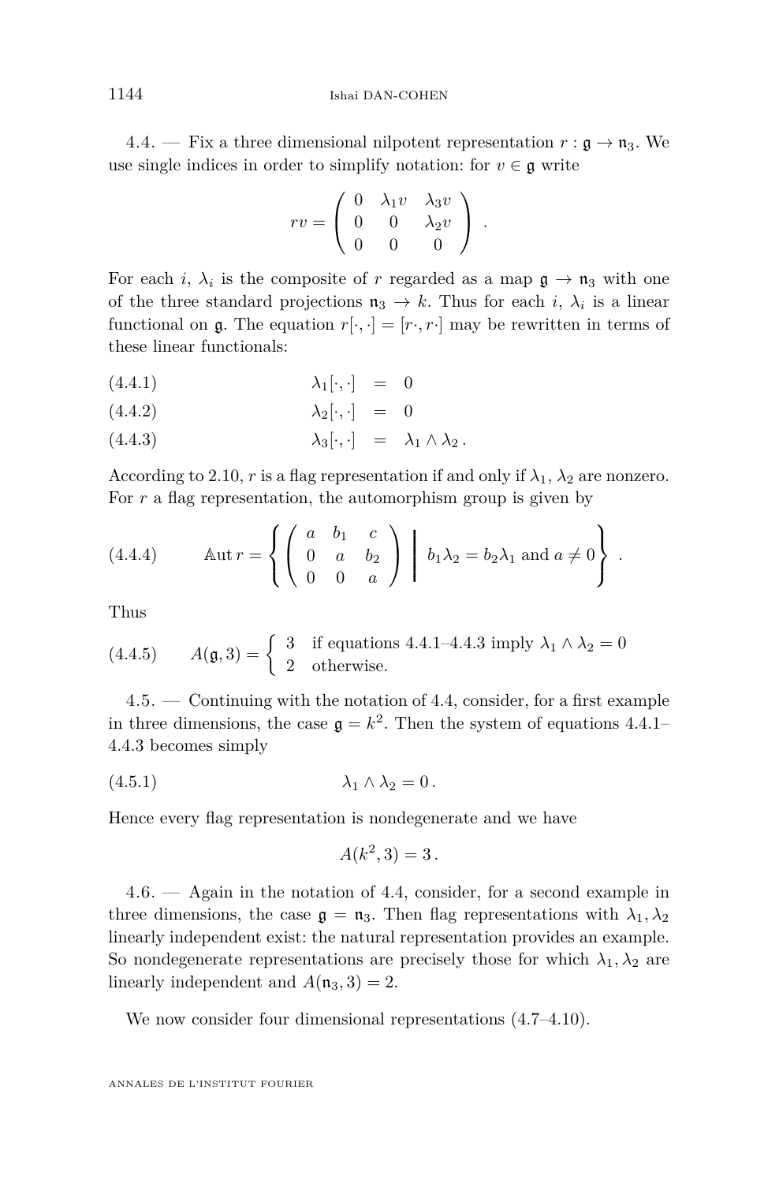4.4. — Fix a three dimensional nilpotent representation $r : \mathfrak{g} \to \mathfrak{n}_3$. We use single indices in order to simplify notation: for $v \in \mathfrak{g}$ write

$$rv = \begin{pmatrix} 0 & \lambda_1 v & \lambda_3 v \\ 0 & 0 & \lambda_2 v \\ 0 & 0 & 0 \end{pmatrix} .$$

For each $i$, $\lambda_i$ is the composite of $r$ regarded as a map $\mathfrak{g} \to \mathfrak{n}_3$ with one of the three standard projections $\mathfrak{n}_3 \to k$. Thus for each $i$, $\lambda_i$ is a linear functional on $\mathfrak{g}$. The equation $r[\cdot,\cdot] = [r\cdot, r\cdot]$ may be rewritten in terms of these linear functionals:

$$\lambda_1[\cdot,\cdot] = 0 \tag{4.4.1}$$

$$\lambda_2[\cdot,\cdot] = 0 \tag{4.4.2}$$

$$\lambda_3[\cdot,\cdot] = \lambda_1 \wedge \lambda_2 \,. \tag{4.4.3}$$

According to 2.10, $r$ is a flag representation if and only if $\lambda_1, \lambda_2$ are nonzero. For $r$ a flag representation, the automorphism group is given by

$$\mathbb{A}\mathrm{ut}\, r = \left\{ \begin{pmatrix} a & b_1 & c \\ 0 & a & b_2 \\ 0 & 0 & a \end{pmatrix} \;\middle|\; b_1\lambda_2 = b_2\lambda_1 \text{ and } a \neq 0 \right\} . \tag{4.4.4}$$

Thus

$$A(\mathfrak{g}, 3) = \begin{cases} 3 & \text{if equations 4.4.1–4.4.3 imply } \lambda_1 \wedge \lambda_2 = 0 \\ 2 & \text{otherwise.} \end{cases} \tag{4.4.5}$$

4.5. — Continuing with the notation of 4.4, consider, for a first example in three dimensions, the case $\mathfrak{g} = k^2$. Then the system of equations 4.4.1–4.4.3 becomes simply

$$\lambda_1 \wedge \lambda_2 = 0 \,. \tag{4.5.1}$$

Hence every flag representation is nondegenerate and we have

$$A(k^2, 3) = 3 \,.$$

4.6. — Again in the notation of 4.4, consider, for a second example in three dimensions, the case $\mathfrak{g} = \mathfrak{n}_3$. Then flag representations with $\lambda_1, \lambda_2$ linearly independent exist: the natural representation provides an example. So nondegenerate representations are precisely those for which $\lambda_1, \lambda_2$ are linearly independent and $A(\mathfrak{n}_3, 3) = 2$.

We now consider four dimensional representations (4.7–4.10).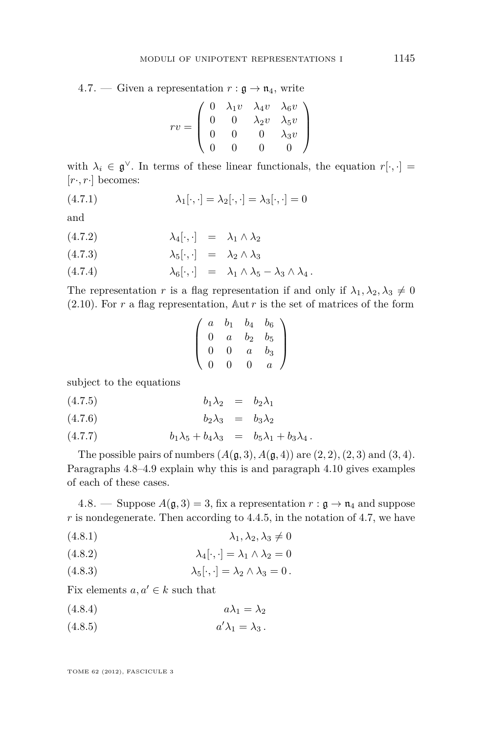4.7. — Given a representation $r : \mathfrak{g} \to \mathfrak{n}_4$, write

$$rv = \begin{pmatrix} 0 & \lambda_1 v & \lambda_4 v & \lambda_6 v \\ 0 & 0 & \lambda_2 v & \lambda_5 v \\ 0 & 0 & 0 & \lambda_3 v \\ 0 & 0 & 0 & 0 \end{pmatrix}$$

with $\lambda_i \in \mathfrak{g}^\vee$. In terms of these linear functionals, the equation $r[\cdot,\cdot] = [r\cdot, r\cdot]$ becomes:

$$\lambda_1[\cdot,\cdot] = \lambda_2[\cdot,\cdot] = \lambda_3[\cdot,\cdot] = 0 \tag{4.7.1}$$

and

$$\lambda_4[\cdot,\cdot] = \lambda_1 \wedge \lambda_2 \tag{4.7.2}$$

$$\lambda_5[\cdot,\cdot] = \lambda_2 \wedge \lambda_3 \tag{4.7.3}$$

$$\lambda_6[\cdot,\cdot] = \lambda_1 \wedge \lambda_5 - \lambda_3 \wedge \lambda_4 \,. \tag{4.7.4}$$

The representation $r$ is a flag representation if and only if $\lambda_1, \lambda_2, \lambda_3 \neq 0$ (2.10). For $r$ a flag representation, $\mathbb{A}\mathrm{ut}\, r$ is the set of matrices of the form

$$\begin{pmatrix} a & b_1 & b_4 & b_6 \\ 0 & a & b_2 & b_5 \\ 0 & 0 & a & b_3 \\ 0 & 0 & 0 & a \end{pmatrix}$$

subject to the equations

$$b_1\lambda_2 = b_2\lambda_1 \tag{4.7.5}$$

$$b_2\lambda_3 = b_3\lambda_2 \tag{4.7.6}$$

$$b_1\lambda_5 + b_4\lambda_3 = b_5\lambda_1 + b_3\lambda_4 \,. \tag{4.7.7}$$

The possible pairs of numbers $(A(\mathfrak{g},3), A(\mathfrak{g},4))$ are $(2,2), (2,3)$ and $(3,4)$. Paragraphs 4.8–4.9 explain why this is and paragraph 4.10 gives examples of each of these cases.

4.8. — Suppose $A(\mathfrak{g},3) = 3$, fix a representation $r : \mathfrak{g} \to \mathfrak{n}_4$ and suppose $r$ is nondegenerate. Then according to 4.4.5, in the notation of 4.7, we have

$$\lambda_1, \lambda_2, \lambda_3 \neq 0 \tag{4.8.1}$$

$$\lambda_4[\cdot,\cdot] = \lambda_1 \wedge \lambda_2 = 0 \tag{4.8.2}$$

$$\lambda_5[\cdot,\cdot] = \lambda_2 \wedge \lambda_3 = 0 \,. \tag{4.8.3}$$

Fix elements $a, a' \in k$ such that

$$a\lambda_1 = \lambda_2 \tag{4.8.4}$$

$$a'\lambda_1 = \lambda_3 \,. \tag{4.8.5}$$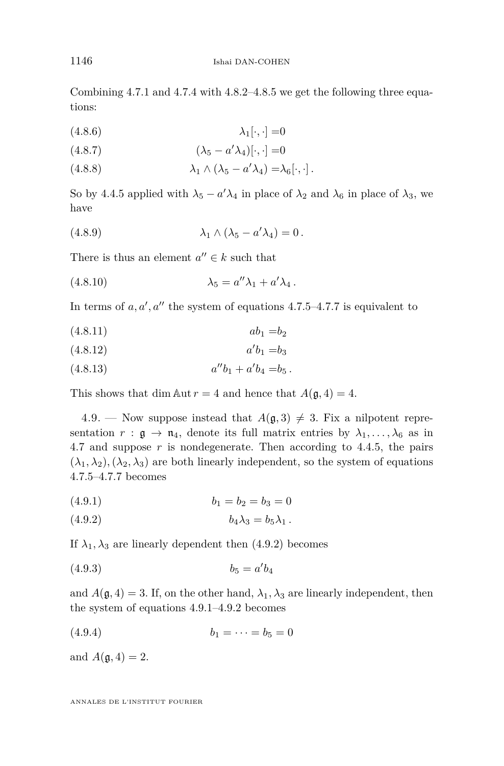Combining 4.7.1 and 4.7.4 with 4.8.2–4.8.5 we get the following three equations:

$$\lambda_1[\cdot,\cdot] = 0 \tag{4.8.6}$$

$$(\lambda_5 - a'\lambda_4)[\cdot,\cdot] = 0 \tag{4.8.7}$$

$$\lambda_1 \wedge (\lambda_5 - a'\lambda_4) = \lambda_6[\cdot,\cdot]\,. \tag{4.8.8}$$

So by 4.4.5 applied with $\lambda_5 - a'\lambda_4$ in place of $\lambda_2$ and $\lambda_6$ in place of $\lambda_3$, we have

$$\lambda_1 \wedge (\lambda_5 - a'\lambda_4) = 0\,. \tag{4.8.9}$$

There is thus an element $a'' \in k$ such that

$$\lambda_5 = a''\lambda_1 + a'\lambda_4\,. \tag{4.8.10}$$

In terms of $a, a', a''$ the system of equations 4.7.5–4.7.7 is equivalent to

$$ab_1 = b_2 \tag{4.8.11}$$

$$a'b_1 = b_3 \tag{4.8.12}$$

$$a''b_1 + a'b_4 = b_5\,. \tag{4.8.13}$$

This shows that $\dim \mathbb{A}\mathrm{ut}\, r = 4$ and hence that $A(\mathfrak{g}, 4) = 4$.

4.9. — Now suppose instead that $A(\mathfrak{g}, 3) \neq 3$. Fix a nilpotent representation $r : \mathfrak{g} \to \mathfrak{n}_4$, denote its full matrix entries by $\lambda_1, \ldots, \lambda_6$ as in 4.7 and suppose $r$ is nondegenerate. Then according to 4.4.5, the pairs $(\lambda_1, \lambda_2), (\lambda_2, \lambda_3)$ are both linearly independent, so the system of equations 4.7.5–4.7.7 becomes

$$b_1 = b_2 = b_3 = 0 \tag{4.9.1}$$

$$b_4\lambda_3 = b_5\lambda_1\,. \tag{4.9.2}$$

If $\lambda_1, \lambda_3$ are linearly dependent then (4.9.2) becomes

$$b_5 = a'b_4 \tag{4.9.3}$$

and $A(\mathfrak{g}, 4) = 3$. If, on the other hand, $\lambda_1, \lambda_3$ are linearly independent, then the system of equations 4.9.1–4.9.2 becomes

$$b_1 = \cdots = b_5 = 0 \tag{4.9.4}$$

and $A(\mathfrak{g}, 4) = 2$.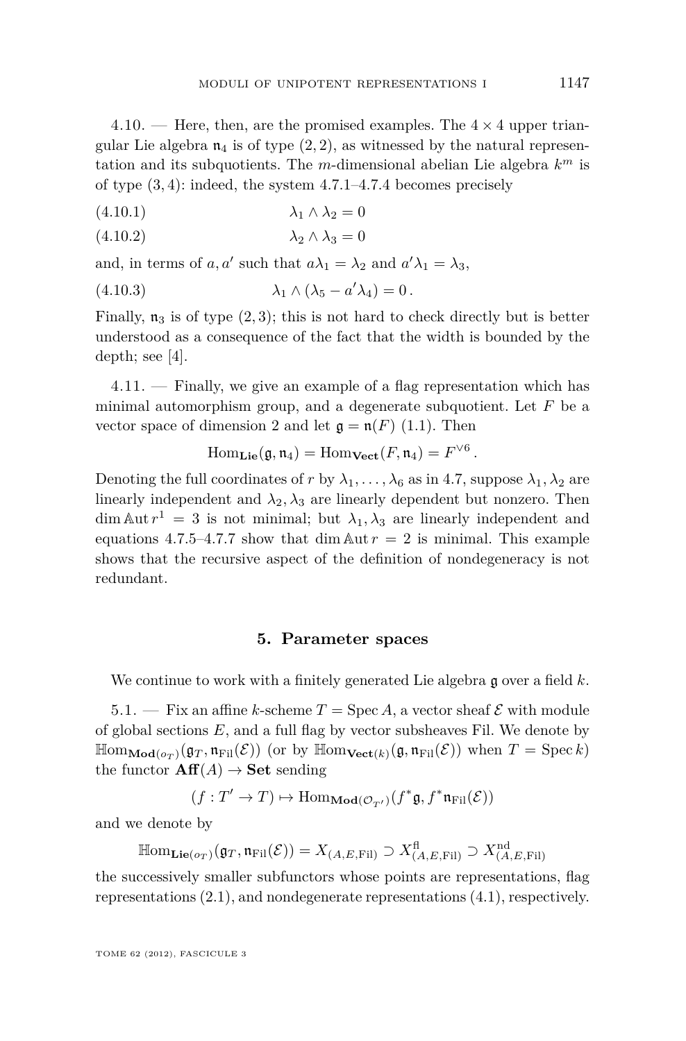4.10. — Here, then, are the promised examples. The $4 \times 4$ upper triangular Lie algebra $\mathfrak{n}_4$ is of type $(2, 2)$, as witnessed by the natural representation and its subquotients. The $m$-dimensional abelian Lie algebra $k^m$ is of type $(3, 4)$: indeed, the system 4.7.1–4.7.4 becomes precisely

$$\lambda_1 \wedge \lambda_2 = 0 \tag{4.10.1}$$

$$\lambda_2 \wedge \lambda_3 = 0 \tag{4.10.2}$$

and, in terms of $a, a'$ such that $a\lambda_1 = \lambda_2$ and $a'\lambda_1 = \lambda_3$,

$$\lambda_1 \wedge (\lambda_5 - a'\lambda_4) = 0\,. \tag{4.10.3}$$

Finally, $\mathfrak{n}_3$ is of type $(2, 3)$; this is not hard to check directly but is better understood as a consequence of the fact that the width is bounded by the depth; see [4].

4.11. — Finally, we give an example of a flag representation which has minimal automorphism group, and a degenerate subquotient. Let $F$ be a vector space of dimension 2 and let $\mathfrak{g} = \mathfrak{n}(F)$ (1.1). Then

$$\mathrm{Hom}_{\mathbf{Lie}}(\mathfrak{g}, \mathfrak{n}_4) = \mathrm{Hom}_{\mathbf{Vect}}(F, \mathfrak{n}_4) = F^{\vee 6}\,.$$

Denoting the full coordinates of $r$ by $\lambda_1, \dots, \lambda_6$ as in 4.7, suppose $\lambda_1, \lambda_2$ are linearly independent and $\lambda_2, \lambda_3$ are linearly dependent but nonzero. Then $\dim \mathbb{A}\mathrm{ut}\, r^1 = 3$ is not minimal; but $\lambda_1, \lambda_3$ are linearly independent and equations 4.7.5–4.7.7 show that $\dim \mathbb{A}\mathrm{ut}\, r = 2$ is minimal. This example shows that the recursive aspect of the definition of nondegeneracy is not redundant.

## 5. Parameter spaces

We continue to work with a finitely generated Lie algebra $\mathfrak{g}$ over a field $k$.

5.1. — Fix an affine $k$-scheme $T = \mathrm{Spec}\, A$, a vector sheaf $\mathcal{E}$ with module of global sections $E$, and a full flag by vector subsheaves Fil. We denote by $\mathbb{H}\mathrm{om}_{\mathbf{Mod}(o_T)}(\mathfrak{g}_T, \mathfrak{n}_{\mathrm{Fil}}(\mathcal{E}))$ (or by $\mathbb{H}\mathrm{om}_{\mathbf{Vect}(k)}(\mathfrak{g}, \mathfrak{n}_{\mathrm{Fil}}(\mathcal{E}))$ when $T = \mathrm{Spec}\, k$) the functor $\mathbf{Aff}(A) \to \mathbf{Set}$ sending

$$(f : T' \to T) \mapsto \mathrm{Hom}_{\mathbf{Mod}(\mathcal{O}_{T'})}(f^*\mathfrak{g}, f^*\mathfrak{n}_{\mathrm{Fil}}(\mathcal{E}))$$

and we denote by

$$\mathbb{H}\mathrm{om}_{\mathbf{Lie}(o_T)}(\mathfrak{g}_T, \mathfrak{n}_{\mathrm{Fil}}(\mathcal{E})) = X_{(A,E,\mathrm{Fil})} \supset X^{\mathrm{fl}}_{(A,E,\mathrm{Fil})} \supset X^{\mathrm{nd}}_{(A,E,\mathrm{Fil})}$$

the successively smaller subfunctors whose points are representations, flag representations (2.1), and nondegenerate representations (4.1), respectively.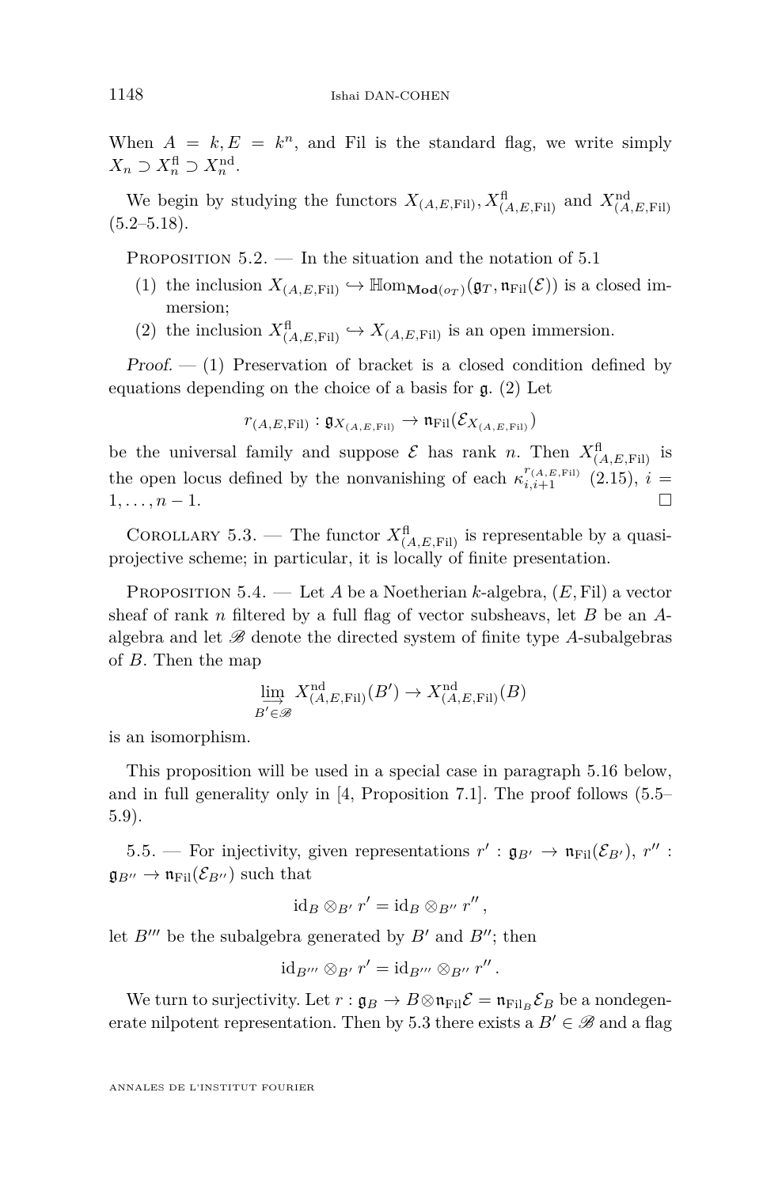When $A = k, E = k^n$, and Fil is the standard flag, we write simply $X_n \supset X_n^{\mathrm{fl}} \supset X_n^{\mathrm{nd}}$.

We begin by studying the functors $X_{(A,E,\mathrm{Fil})}, X^{\mathrm{fl}}_{(A,E,\mathrm{Fil})}$ and $X^{\mathrm{nd}}_{(A,E,\mathrm{Fil})}$ (5.2–5.18).

Proposition 5.2. — In the situation and the notation of 5.1

1. the inclusion $X_{(A,E,\mathrm{Fil})} \hookrightarrow \mathbb{H}\mathrm{om}_{\mathbf{Mod}(o_T)}(\mathfrak{g}_T, \mathfrak{n}_{\mathrm{Fil}}(\mathcal{E}))$ is a closed immersion;
2. the inclusion $X^{\mathrm{fl}}_{(A,E,\mathrm{Fil})} \hookrightarrow X_{(A,E,\mathrm{Fil})}$ is an open immersion.

*Proof.* — (1) Preservation of bracket is a closed condition defined by equations depending on the choice of a basis for $\mathfrak{g}$. (2) Let

$$r_{(A,E,\mathrm{Fil})} : \mathfrak{g}_{X_{(A,E,\mathrm{Fil})}} \to \mathfrak{n}_{\mathrm{Fil}}(\mathcal{E}_{X_{(A,E,\mathrm{Fil})}})$$

be the universal family and suppose $\mathcal{E}$ has rank $n$. Then $X^{\mathrm{fl}}_{(A,E,\mathrm{Fil})}$ is the open locus defined by the nonvanishing of each $\kappa^{r_{(A,E,\mathrm{Fil})}}_{i,i+1}$ (2.15), $i = 1, \ldots, n-1$. □

Corollary 5.3. — The functor $X^{\mathrm{fl}}_{(A,E,\mathrm{Fil})}$ is representable by a quasi-projective scheme; in particular, it is locally of finite presentation.

Proposition 5.4. — Let $A$ be a Noetherian $k$-algebra, $(E, \mathrm{Fil})$ a vector sheaf of rank $n$ filtered by a full flag of vector subsheavs, let $B$ be an $A$-algebra and let $\mathscr{B}$ denote the directed system of finite type $A$-subalgebras of $B$. Then the map

$$\varinjlim_{B' \in \mathscr{B}} X^{\mathrm{nd}}_{(A,E,\mathrm{Fil})}(B') \to X^{\mathrm{nd}}_{(A,E,\mathrm{Fil})}(B)$$

is an isomorphism.

This proposition will be used in a special case in paragraph 5.16 below, and in full generality only in [4, Proposition 7.1]. The proof follows (5.5–5.9).

5.5. — For injectivity, given representations $r' : \mathfrak{g}_{B'} \to \mathfrak{n}_{\mathrm{Fil}}(\mathcal{E}_{B'})$, $r'' : \mathfrak{g}_{B''} \to \mathfrak{n}_{\mathrm{Fil}}(\mathcal{E}_{B''})$ such that

$$\mathrm{id}_B \otimes_{B'} r' = \mathrm{id}_B \otimes_{B''} r'' ,$$

let $B'''$ be the subalgebra generated by $B'$ and $B''$; then

$$\mathrm{id}_{B'''} \otimes_{B'} r' = \mathrm{id}_{B'''} \otimes_{B''} r'' .$$

We turn to surjectivity. Let $r : \mathfrak{g}_B \to B \otimes \mathfrak{n}_{\mathrm{Fil}} \mathcal{E} = \mathfrak{n}_{\mathrm{Fil}_B} \mathcal{E}_B$ be a nondegenerate nilpotent representation. Then by 5.3 there exists a $B' \in \mathscr{B}$ and a flag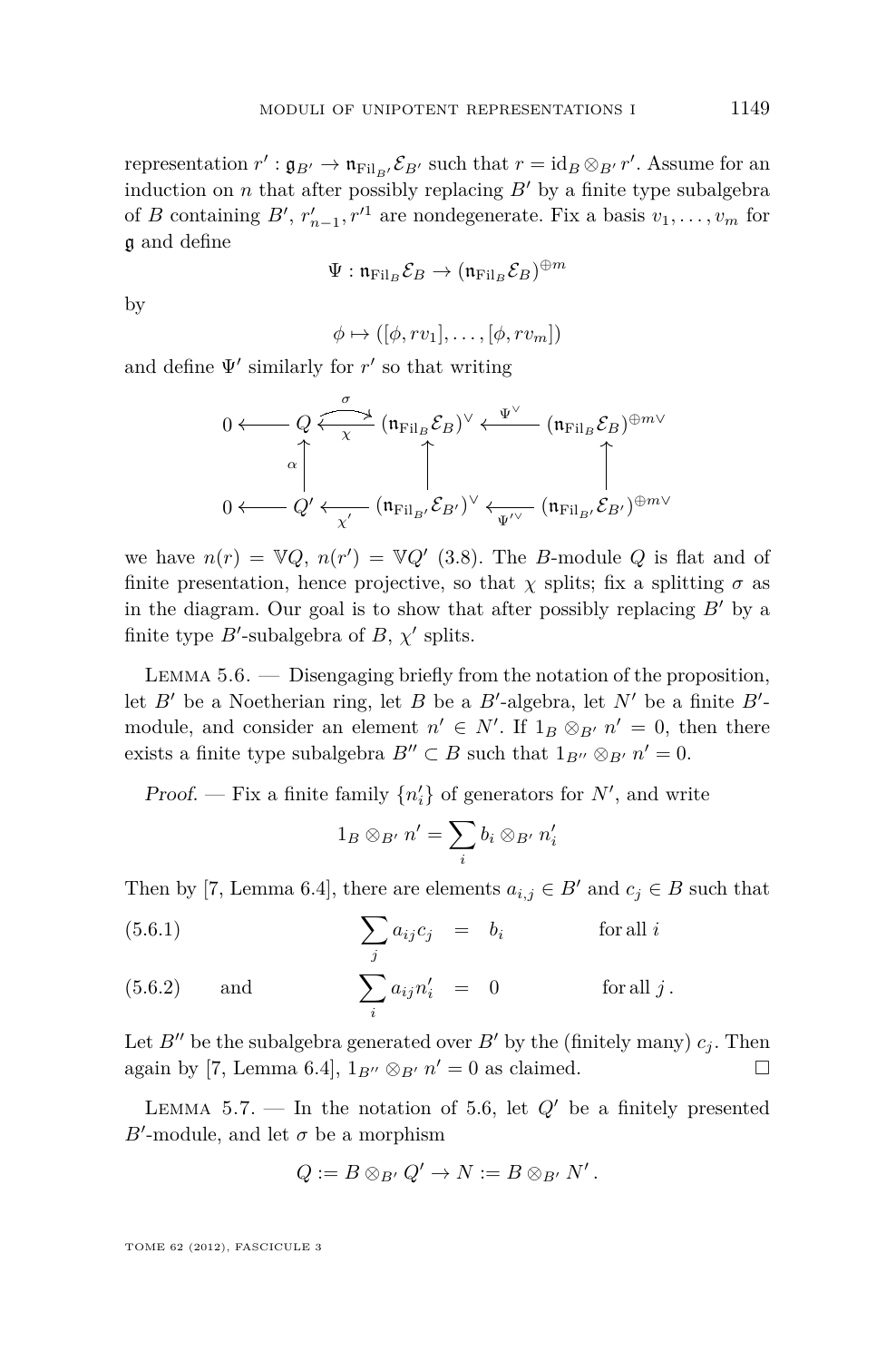representation $r' : \mathfrak{g}_{B'} \to \mathfrak{n}_{\mathrm{Fil}_{B'}}\mathcal{E}_{B'}$ such that $r = \mathrm{id}_B \otimes_{B'} r'$. Assume for an induction on $n$ that after possibly replacing $B'$ by a finite type subalgebra of $B$ containing $B'$, $r'_{n-1}, r'^1$ are nondegenerate. Fix a basis $v_1, \dots, v_m$ for $\mathfrak{g}$ and define

$$\Psi : \mathfrak{n}_{\mathrm{Fil}_B}\mathcal{E}_B \to (\mathfrak{n}_{\mathrm{Fil}_B}\mathcal{E}_B)^{\oplus m}$$

by

$$\phi \mapsto ([\phi, rv_1], \dots, [\phi, rv_m])$$

and define $\Psi'$ similarly for $r'$ so that writing

$$\begin{array}{ccccccc}
0 \longleftarrow & Q & \underset{\chi}{\overset{\sigma}{\rightleftarrows}} & (\mathfrak{n}_{\mathrm{Fil}_B}\mathcal{E}_B)^\vee & \xleftarrow{\Psi^\vee} & (\mathfrak{n}_{\mathrm{Fil}_B}\mathcal{E}_B)^{\oplus m \vee} \\
& \uparrow \alpha & & \uparrow & & \uparrow \\
0 \longleftarrow & Q' & \xleftarrow[\chi']{} & (\mathfrak{n}_{\mathrm{Fil}_{B'}}\mathcal{E}_{B'})^\vee & \xleftarrow[\Psi'^\vee]{} & (\mathfrak{n}_{\mathrm{Fil}_{B'}}\mathcal{E}_{B'})^{\oplus m \vee}
\end{array}$$

we have $n(r) = \mathbb{V}Q$, $n(r') = \mathbb{V}Q'$ (3.8). The $B$-module $Q$ is flat and of finite presentation, hence projective, so that $\chi$ splits; fix a splitting $\sigma$ as in the diagram. Our goal is to show that after possibly replacing $B'$ by a finite type $B'$-subalgebra of $B$, $\chi'$ splits.

Lemma 5.6. — Disengaging briefly from the notation of the proposition, let $B'$ be a Noetherian ring, let $B$ be a $B'$-algebra, let $N'$ be a finite $B'$-module, and consider an element $n' \in N'$. If $1_B \otimes_{B'} n' = 0$, then there exists a finite type subalgebra $B'' \subset B$ such that $1_{B''} \otimes_{B'} n' = 0$.

*Proof.* — Fix a finite family $\{n'_i\}$ of generators for $N'$, and write

$$1_B \otimes_{B'} n' = \sum_i b_i \otimes_{B'} n'_i$$

Then by [7, Lemma 6.4], there are elements $a_{i,j} \in B'$ and $c_j \in B$ such that

$$\sum_j a_{ij} c_j = b_i \qquad \text{for all } i \tag{5.6.1}$$

and

$$\sum_i a_{ij} n'_i = 0 \qquad \text{for all } j\,. \tag{5.6.2}$$

Let $B''$ be the subalgebra generated over $B'$ by the (finitely many) $c_j$. Then again by [7, Lemma 6.4], $1_{B''} \otimes_{B'} n' = 0$ as claimed. □

Lemma 5.7. — In the notation of 5.6, let $Q'$ be a finitely presented $B'$-module, and let $\sigma$ be a morphism

$$Q := B \otimes_{B'} Q' \to N := B \otimes_{B'} N'\,.$$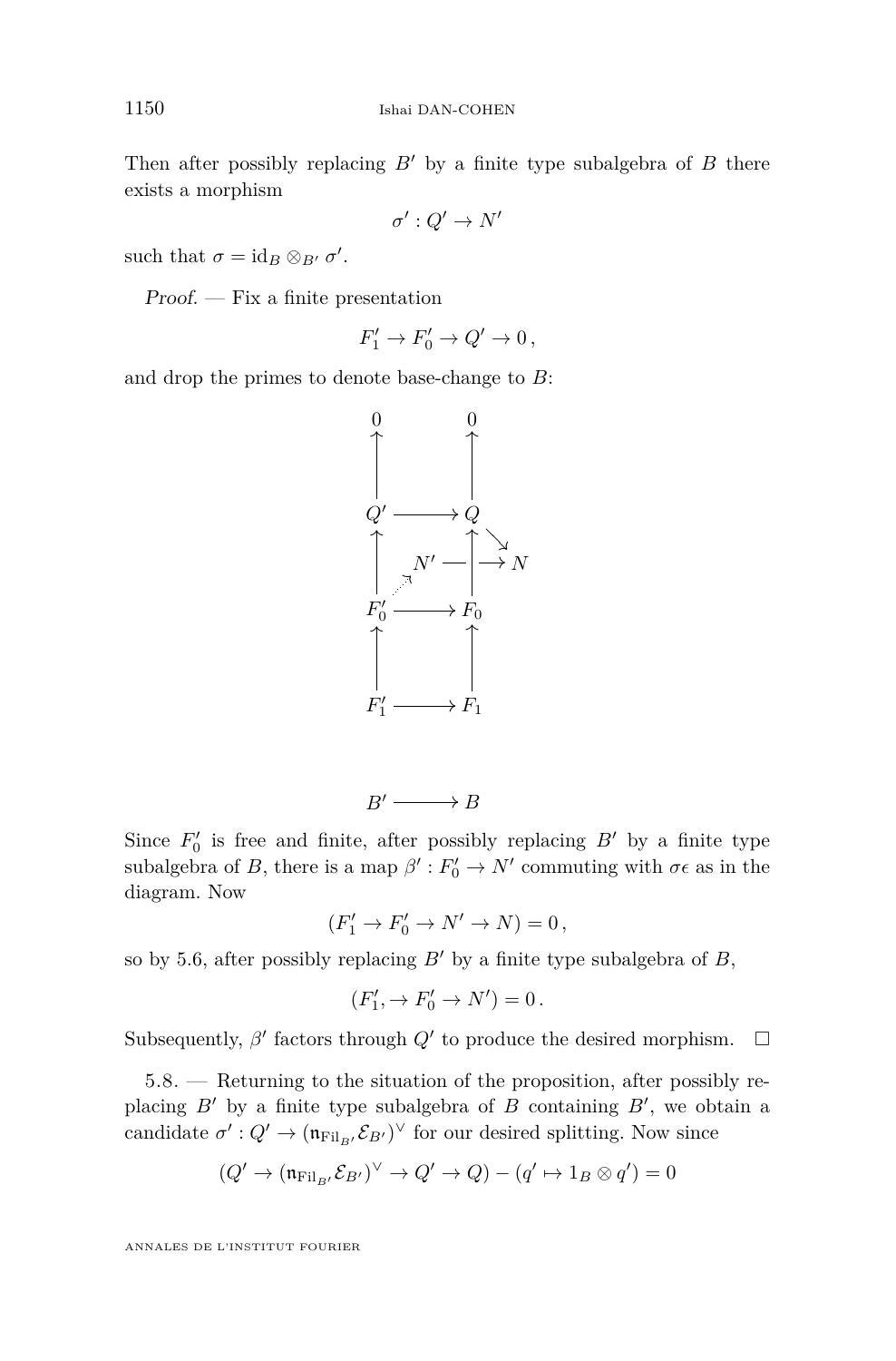Then after possibly replacing $B'$ by a finite type subalgebra of $B$ there exists a morphism

$$\sigma' : Q' \to N'$$

such that $\sigma = \mathrm{id}_B \otimes_{B'} \sigma'$.

*Proof.* — Fix a finite presentation

$$F_1' \to F_0' \to Q' \to 0\,,$$

and drop the primes to denote base-change to $B$:

$$\begin{array}{ccccc}
0 & & 0 & & \\
\uparrow & & \uparrow & & \\
Q' & \longrightarrow & Q & & \\
\uparrow & & \uparrow & \searrow & \\
 & N' & \longrightarrow & & N \\
\uparrow & \nearrow & \uparrow & & \\
F_0' & \longrightarrow & F_0 & & \\
\uparrow & & \uparrow & & \\
F_1' & \longrightarrow & F_1 & & \\
 & & & & \\
B' & \longrightarrow & B & &
\end{array}$$

Since $F_0'$ is free and finite, after possibly replacing $B'$ by a finite type subalgebra of $B$, there is a map $\beta' : F_0' \to N'$ commuting with $\sigma\epsilon$ as in the diagram. Now

$$(F_1' \to F_0' \to N' \to N) = 0\,,$$

so by 5.6, after possibly replacing $B'$ by a finite type subalgebra of $B$,

$$(F_1', \to F_0' \to N') = 0\,.$$

Subsequently, $\beta'$ factors through $Q'$ to produce the desired morphism. $\square$

5.8. — Returning to the situation of the proposition, after possibly replacing $B'$ by a finite type subalgebra of $B$ containing $B'$, we obtain a candidate $\sigma' : Q' \to (\mathfrak{n}_{\mathrm{Fil}_{B'}} \mathcal{E}_{B'})^\vee$ for our desired splitting. Now since

$$(Q' \to (\mathfrak{n}_{\mathrm{Fil}_{B'}} \mathcal{E}_{B'})^\vee \to Q' \to Q) - (q' \mapsto 1_B \otimes q') = 0$$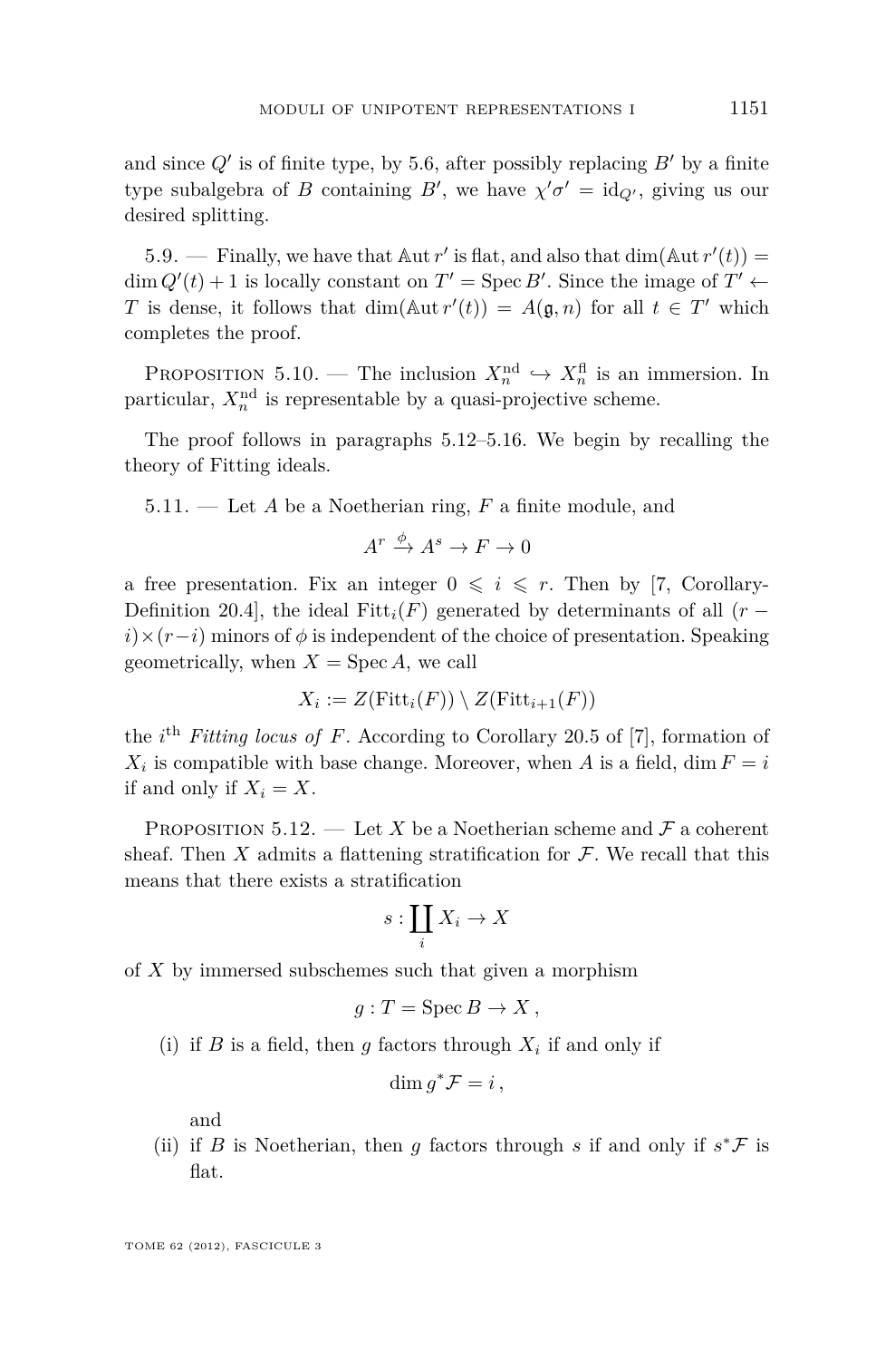and since $Q'$ is of finite type, by 5.6, after possibly replacing $B'$ by a finite type subalgebra of $B$ containing $B'$, we have $\chi'\sigma' = \mathrm{id}_{Q'}$, giving us our desired splitting.

5.9. — Finally, we have that $\mathbb{A}\mathrm{ut}\, r'$ is flat, and also that $\dim(\mathbb{A}\mathrm{ut}\, r'(t)) = \dim Q'(t) + 1$ is locally constant on $T' = \operatorname{Spec} B'$. Since the image of $T' \leftarrow T$ is dense, it follows that $\dim(\mathbb{A}\mathrm{ut}\, r'(t)) = A(\mathfrak{g}, n)$ for all $t \in T'$ which completes the proof.

Proposition 5.10. — *The inclusion $X_n^{\mathrm{nd}} \hookrightarrow X_n^{\mathrm{fl}}$ is an immersion. In particular, $X_n^{\mathrm{nd}}$ is representable by a quasi-projective scheme.*

The proof follows in paragraphs 5.12–5.16. We begin by recalling the theory of Fitting ideals.

5.11. — Let $A$ be a Noetherian ring, $F$ a finite module, and

$$A^r \xrightarrow{\phi} A^s \to F \to 0$$

a free presentation. Fix an integer $0 \leqslant i \leqslant r$. Then by [7, Corollary-Definition 20.4], the ideal $\mathrm{Fitt}_i(F)$ generated by determinants of all $(r-i)\times(r-i)$ minors of $\phi$ is independent of the choice of presentation. Speaking geometrically, when $X = \operatorname{Spec} A$, we call

$$X_i := Z(\mathrm{Fitt}_i(F)) \setminus Z(\mathrm{Fitt}_{i+1}(F))$$

the $i^{\text{th}}$ *Fitting locus of $F$*. According to Corollary 20.5 of [7], formation of $X_i$ is compatible with base change. Moreover, when $A$ is a field, $\dim F = i$ if and only if $X_i = X$.

Proposition 5.12. — *Let $X$ be a Noetherian scheme and $\mathcal{F}$ a coherent sheaf. Then $X$ admits a flattening stratification for $\mathcal{F}$. We recall that this means that there exists a stratification*

$$s : \coprod_i X_i \to X$$

*of $X$ by immersed subschemes such that given a morphism*

$$g : T = \operatorname{Spec} B \to X\,,$$

(i) *if $B$ is a field, then $g$ factors through $X_i$ if and only if*

$$\dim g^*\mathcal{F} = i\,,$$

*and*

(ii) *if $B$ is Noetherian, then $g$ factors through $s$ if and only if $s^*\mathcal{F}$ is flat.*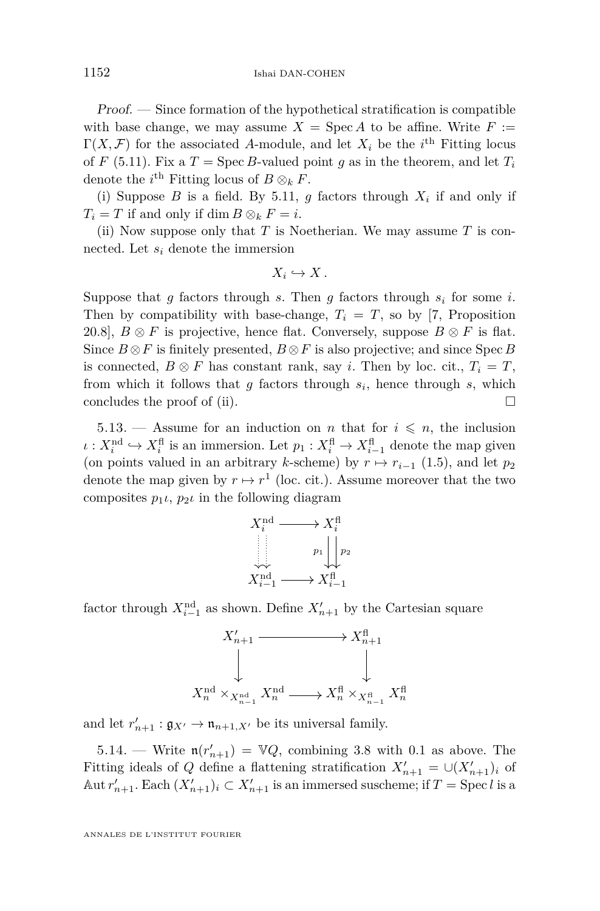*Proof.* — Since formation of the hypothetical stratification is compatible with base change, we may assume $X = \operatorname{Spec} A$ to be affine. Write $F := \Gamma(X, \mathcal{F})$ for the associated $A$-module, and let $X_i$ be the $i^{\text{th}}$ Fitting locus of $F$ (5.11). Fix a $T = \operatorname{Spec} B$-valued point $g$ as in the theorem, and let $T_i$ denote the $i^{\text{th}}$ Fitting locus of $B \otimes_k F$.

(i) Suppose $B$ is a field. By 5.11, $g$ factors through $X_i$ if and only if $T_i = T$ if and only if $\dim B \otimes_k F = i$.

(ii) Now suppose only that $T$ is Noetherian. We may assume $T$ is connected. Let $s_i$ denote the immersion

$$X_i \hookrightarrow X\,.$$

Suppose that $g$ factors through $s$. Then $g$ factors through $s_i$ for some $i$. Then by compatibility with base-change, $T_i = T$, so by [7, Proposition 20.8], $B \otimes F$ is projective, hence flat. Conversely, suppose $B \otimes F$ is flat. Since $B \otimes F$ is finitely presented, $B \otimes F$ is also projective; and since $\operatorname{Spec} B$ is connected, $B \otimes F$ has constant rank, say $i$. Then by loc. cit., $T_i = T$, from which it follows that $g$ factors through $s_i$, hence through $s$, which concludes the proof of (ii). $\square$

5.13. — Assume for an induction on $n$ that for $i \leqslant n$, the inclusion $\iota : X_i^{\mathrm{nd}} \hookrightarrow X_i^{\mathrm{fl}}$ is an immersion. Let $p_1 : X_i^{\mathrm{fl}} \to X_{i-1}^{\mathrm{fl}}$ denote the map given (on points valued in an arbitrary $k$-scheme) by $r \mapsto r_{i-1}$ (1.5), and let $p_2$ denote the map given by $r \mapsto r^1$ (loc. cit.). Assume moreover that the two composites $p_1\iota$, $p_2\iota$ in the following diagram

$$\begin{array}{ccc}
X_i^{\mathrm{nd}} & \longrightarrow & X_i^{\mathrm{fl}} \\
\vdots\!\downarrow\!\downarrow & & p_1 \downarrow\downarrow p_2 \\
X_{i-1}^{\mathrm{nd}} & \longrightarrow & X_{i-1}^{\mathrm{fl}}
\end{array}$$

factor through $X_{i-1}^{\mathrm{nd}}$ as shown. Define $X'_{n+1}$ by the Cartesian square

$$\begin{array}{ccc}
X'_{n+1} & \longrightarrow & X_{n+1}^{\mathrm{fl}} \\
\downarrow & & \downarrow \\
X_n^{\mathrm{nd}} \times_{X_{n-1}^{\mathrm{nd}}} X_n^{\mathrm{nd}} & \longrightarrow & X_n^{\mathrm{fl}} \times_{X_{n-1}^{\mathrm{fl}}} X_n^{\mathrm{fl}}
\end{array}$$

and let $r'_{n+1} : \mathfrak{g}_{X'} \to \mathfrak{n}_{n+1,X'}$ be its universal family.

5.14. — Write $\mathfrak{n}(r'_{n+1}) = \mathbb{V}Q$, combining 3.8 with 0.1 as above. The Fitting ideals of $Q$ define a flattening stratification $X'_{n+1} = \cup (X'_{n+1})_i$ of $\mathbb{A}\mathrm{ut}\, r'_{n+1}$. Each $(X'_{n+1})_i \subset X'_{n+1}$ is an immersed suscheme; if $T = \operatorname{Spec} l$ is a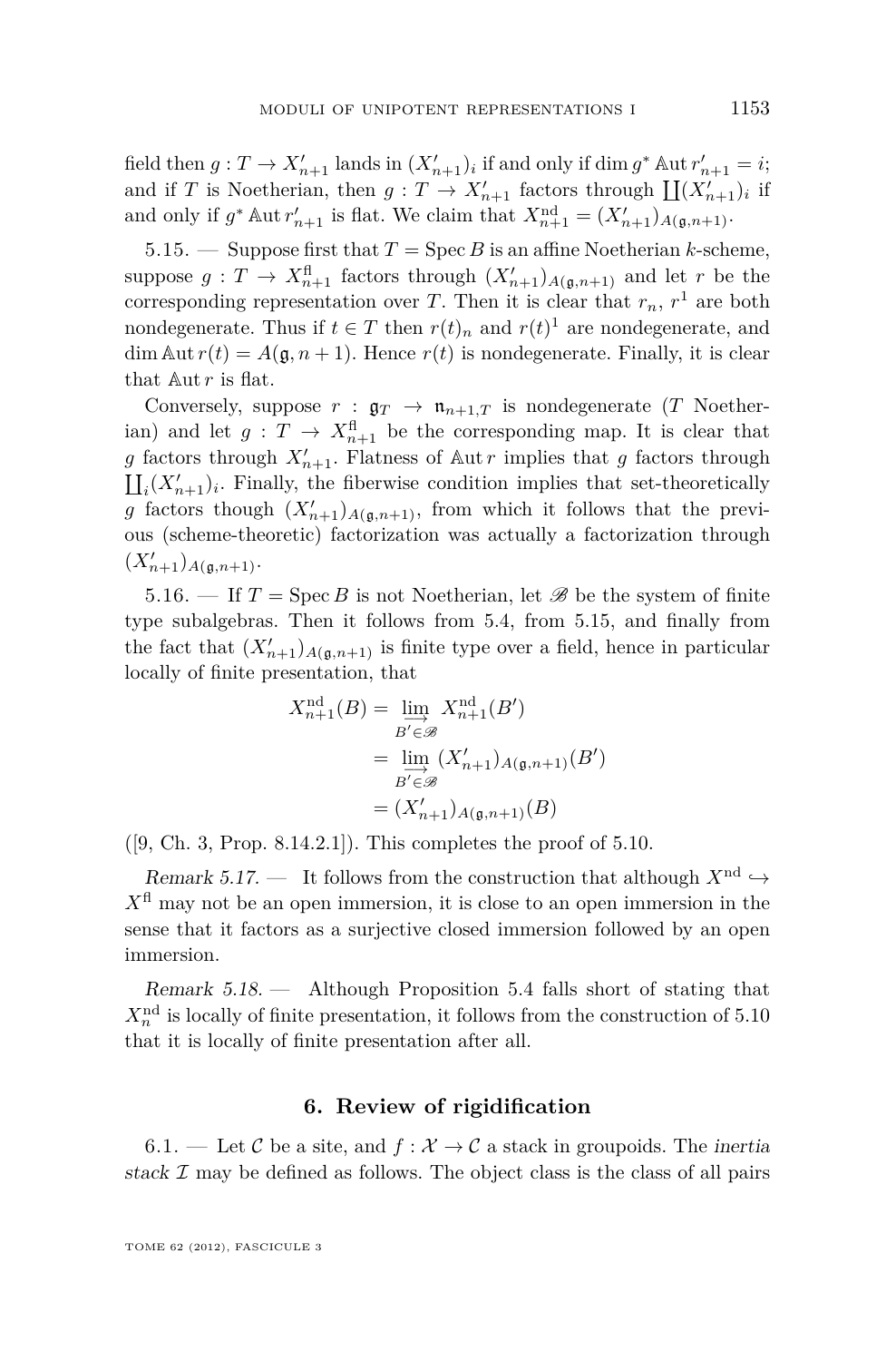field then $g : T \to X'_{n+1}$ lands in $(X'_{n+1})_i$ if and only if $\dim g^* \mathbb{A}\mathrm{ut}\, r'_{n+1} = i$; and if $T$ is Noetherian, then $g : T \to X'_{n+1}$ factors through $\coprod (X'_{n+1})_i$ if and only if $g^* \mathbb{A}\mathrm{ut}\, r'_{n+1}$ is flat. We claim that $X^{\mathrm{nd}}_{n+1} = (X'_{n+1})_{A(\mathfrak{g},n+1)}$.

5.15. — Suppose first that $T = \operatorname{Spec} B$ is an affine Noetherian $k$-scheme, suppose $g : T \to X^{\mathrm{fl}}_{n+1}$ factors through $(X'_{n+1})_{A(\mathfrak{g},n+1)}$ and let $r$ be the corresponding representation over $T$. Then it is clear that $r_n$, $r^1$ are both nondegenerate. Thus if $t \in T$ then $r(t)_n$ and $r(t)^1$ are nondegenerate, and $\dim \mathbb{A}\mathrm{ut}\, r(t) = A(\mathfrak{g}, n+1)$. Hence $r(t)$ is nondegenerate. Finally, it is clear that $\mathbb{A}\mathrm{ut}\, r$ is flat.

Conversely, suppose $r : \mathfrak{g}_T \to \mathfrak{n}_{n+1,T}$ is nondegenerate ($T$ Noetherian) and let $g : T \to X^{\mathrm{fl}}_{n+1}$ be the corresponding map. It is clear that $g$ factors through $X'_{n+1}$. Flatness of $\mathbb{A}\mathrm{ut}\, r$ implies that $g$ factors through $\coprod_i (X'_{n+1})_i$. Finally, the fiberwise condition implies that set-theoretically $g$ factors though $(X'_{n+1})_{A(\mathfrak{g},n+1)}$, from which it follows that the previous (scheme-theoretic) factorization was actually a factorization through $(X'_{n+1})_{A(\mathfrak{g},n+1)}$.

5.16. — If $T = \operatorname{Spec} B$ is not Noetherian, let $\mathscr{B}$ be the system of finite type subalgebras. Then it follows from 5.4, from 5.15, and finally from the fact that $(X'_{n+1})_{A(\mathfrak{g},n+1)}$ is finite type over a field, hence in particular locally of finite presentation, that

$$\begin{aligned} X^{\mathrm{nd}}_{n+1}(B) &= \varinjlim_{B' \in \mathscr{B}} X^{\mathrm{nd}}_{n+1}(B') \\ &= \varinjlim_{B' \in \mathscr{B}} (X'_{n+1})_{A(\mathfrak{g},n+1)}(B') \\ &= (X'_{n+1})_{A(\mathfrak{g},n+1)}(B) \end{aligned}$$

([9, Ch. 3, Prop. 8.14.2.1]). This completes the proof of 5.10.

*Remark 5.17.* — It follows from the construction that although $X^{\mathrm{nd}} \hookrightarrow X^{\mathrm{fl}}$ may not be an open immersion, it is close to an open immersion in the sense that it factors as a surjective closed immersion followed by an open immersion.

*Remark 5.18.* — Although Proposition 5.4 falls short of stating that $X^{\mathrm{nd}}_n$ is locally of finite presentation, it follows from the construction of 5.10 that it is locally of finite presentation after all.

## 6. Review of rigidification

6.1. — Let $\mathcal{C}$ be a site, and $f : \mathcal{X} \to \mathcal{C}$ a stack in groupoids. The *inertia stack* $\mathcal{I}$ may be defined as follows. The object class is the class of all pairs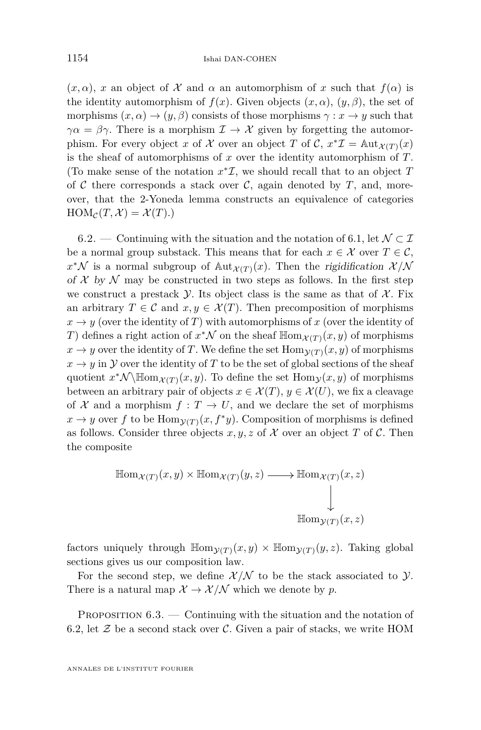$(x, \alpha)$, $x$ an object of $\mathcal{X}$ and $\alpha$ an automorphism of $x$ such that $f(\alpha)$ is the identity automorphism of $f(x)$. Given objects $(x, \alpha)$, $(y, \beta)$, the set of morphisms $(x, \alpha) \to (y, \beta)$ consists of those morphisms $\gamma : x \to y$ such that $\gamma\alpha = \beta\gamma$. There is a morphism $\mathcal{I} \to \mathcal{X}$ given by forgetting the automorphism. For every object $x$ of $\mathcal{X}$ over an object $T$ of $\mathcal{C}$, $x^*\mathcal{I} = \mathbb{A}\mathrm{ut}_{\mathcal{X}(T)}(x)$ is the sheaf of automorphisms of $x$ over the identity automorphism of $T$. (To make sense of the notation $x^*\mathcal{I}$, we should recall that to an object $T$ of $\mathcal{C}$ there corresponds a stack over $\mathcal{C}$, again denoted by $T$, and, moreover, that the 2-Yoneda lemma constructs an equivalence of categories $\mathrm{HOM}_{\mathcal{C}}(T, \mathcal{X}) = \mathcal{X}(T)$.)

6.2. — Continuing with the situation and the notation of 6.1, let $\mathcal{N} \subset \mathcal{I}$ be a normal group substack. This means that for each $x \in \mathcal{X}$ over $T \in \mathcal{C}$, $x^*\mathcal{N}$ is a normal subgroup of $\mathbb{A}\mathrm{ut}_{\mathcal{X}(T)}(x)$. Then the *rigidification* $\mathcal{X}/\mathcal{N}$ *of* $\mathcal{X}$ *by* $\mathcal{N}$ may be constructed in two steps as follows. In the first step we construct a prestack $\mathcal{Y}$. Its object class is the same as that of $\mathcal{X}$. Fix an arbitrary $T \in \mathcal{C}$ and $x, y \in \mathcal{X}(T)$. Then precomposition of morphisms $x \to y$ (over the identity of $T$) with automorphisms of $x$ (over the identity of $T$) defines a right action of $x^*\mathcal{N}$ on the sheaf $\mathbb{H}\mathrm{om}_{\mathcal{X}(T)}(x, y)$ of morphisms $x \to y$ over the identity of $T$. We define the set $\mathrm{Hom}_{\mathcal{Y}(T)}(x, y)$ of morphisms $x \to y$ in $\mathcal{Y}$ over the identity of $T$ to be the set of global sections of the sheaf quotient $x^*\mathcal{N} \backslash \mathbb{H}\mathrm{om}_{\mathcal{X}(T)}(x, y)$. To define the set $\mathrm{Hom}_{\mathcal{Y}}(x, y)$ of morphisms between an arbitrary pair of objects $x \in \mathcal{X}(T)$, $y \in \mathcal{X}(U)$, we fix a cleavage of $\mathcal{X}$ and a morphism $f : T \to U$, and we declare the set of morphisms $x \to y$ over $f$ to be $\mathrm{Hom}_{\mathcal{Y}(T)}(x, f^*y)$. Composition of morphisms is defined as follows. Consider three objects $x, y, z$ of $\mathcal{X}$ over an object $T$ of $\mathcal{C}$. Then the composite

$$
\begin{array}{ccc}
\mathbb{H}\mathrm{om}_{\mathcal{X}(T)}(x, y) \times \mathbb{H}\mathrm{om}_{\mathcal{X}(T)}(y, z) & \longrightarrow & \mathbb{H}\mathrm{om}_{\mathcal{X}(T)}(x, z) \\
 & & \big\downarrow \\
 & & \mathbb{H}\mathrm{om}_{\mathcal{Y}(T)}(x, z)
\end{array}
$$

factors uniquely through $\mathbb{H}\mathrm{om}_{\mathcal{Y}(T)}(x, y) \times \mathbb{H}\mathrm{om}_{\mathcal{Y}(T)}(y, z)$. Taking global sections gives us our composition law.

For the second step, we define $\mathcal{X}/\mathcal{N}$ to be the stack associated to $\mathcal{Y}$. There is a natural map $\mathcal{X} \to \mathcal{X}/\mathcal{N}$ which we denote by $p$.

Proposition 6.3. — Continuing with the situation and the notation of 6.2, let $\mathcal{Z}$ be a second stack over $\mathcal{C}$. Given a pair of stacks, we write HOM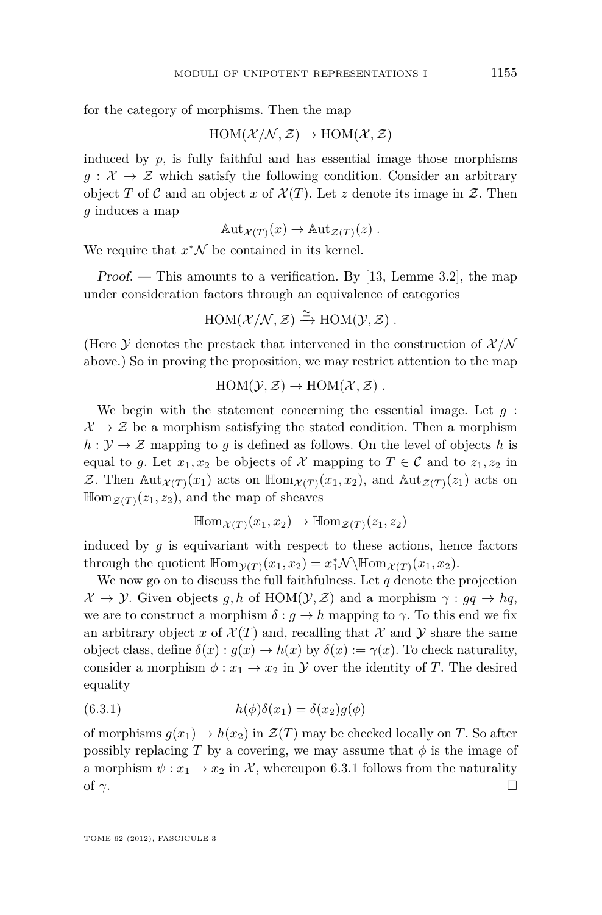for the category of morphisms. Then the map

$$\mathrm{HOM}(\mathcal{X}/\mathcal{N}, \mathcal{Z}) \to \mathrm{HOM}(\mathcal{X}, \mathcal{Z})$$

induced by $p$, is fully faithful and has essential image those morphisms $g : \mathcal{X} \to \mathcal{Z}$ which satisfy the following condition. Consider an arbitrary object $T$ of $\mathcal{C}$ and an object $x$ of $\mathcal{X}(T)$. Let $z$ denote its image in $\mathcal{Z}$. Then $g$ induces a map

$$\mathbb{A}\mathrm{ut}_{\mathcal{X}(T)}(x) \to \mathbb{A}\mathrm{ut}_{\mathcal{Z}(T)}(z) .$$

We require that $x^*\mathcal{N}$ be contained in its kernel.

*Proof.* — This amounts to a verification. By [13, Lemme 3.2], the map under consideration factors through an equivalence of categories

$$\mathrm{HOM}(\mathcal{X}/\mathcal{N}, \mathcal{Z}) \xrightarrow{\cong} \mathrm{HOM}(\mathcal{Y}, \mathcal{Z}) .$$

(Here $\mathcal{Y}$ denotes the prestack that intervened in the construction of $\mathcal{X}/\mathcal{N}$ above.) So in proving the proposition, we may restrict attention to the map

$$\mathrm{HOM}(\mathcal{Y}, \mathcal{Z}) \to \mathrm{HOM}(\mathcal{X}, \mathcal{Z}) .$$

We begin with the statement concerning the essential image. Let $g : \mathcal{X} \to \mathcal{Z}$ be a morphism satisfying the stated condition. Then a morphism $h : \mathcal{Y} \to \mathcal{Z}$ mapping to $g$ is defined as follows. On the level of objects $h$ is equal to $g$. Let $x_1, x_2$ be objects of $\mathcal{X}$ mapping to $T \in \mathcal{C}$ and to $z_1, z_2$ in $\mathcal{Z}$. Then $\mathbb{A}\mathrm{ut}_{\mathcal{X}(T)}(x_1)$ acts on $\mathbb{H}\mathrm{om}_{\mathcal{X}(T)}(x_1, x_2)$, and $\mathbb{A}\mathrm{ut}_{\mathcal{Z}(T)}(z_1)$ acts on $\mathbb{H}\mathrm{om}_{\mathcal{Z}(T)}(z_1, z_2)$, and the map of sheaves

$$\mathbb{H}\mathrm{om}_{\mathcal{X}(T)}(x_1, x_2) \to \mathbb{H}\mathrm{om}_{\mathcal{Z}(T)}(z_1, z_2)$$

induced by $g$ is equivariant with respect to these actions, hence factors through the quotient $\mathbb{H}\mathrm{om}_{\mathcal{Y}(T)}(x_1, x_2) = x_1^*\mathcal{N} \backslash \mathbb{H}\mathrm{om}_{\mathcal{X}(T)}(x_1, x_2)$.

We now go on to discuss the full faithfulness. Let $q$ denote the projection $\mathcal{X} \to \mathcal{Y}$. Given objects $g, h$ of $\mathrm{HOM}(\mathcal{Y}, \mathcal{Z})$ and a morphism $\gamma : gq \to hq$, we are to construct a morphism $\delta : g \to h$ mapping to $\gamma$. To this end we fix an arbitrary object $x$ of $\mathcal{X}(T)$ and, recalling that $\mathcal{X}$ and $\mathcal{Y}$ share the same object class, define $\delta(x) : g(x) \to h(x)$ by $\delta(x) := \gamma(x)$. To check naturality, consider a morphism $\phi : x_1 \to x_2$ in $\mathcal{Y}$ over the identity of $T$. The desired equality

$$h(\phi)\delta(x_1) = \delta(x_2)g(\phi) \tag{6.3.1}$$

of morphisms $g(x_1) \to h(x_2)$ in $\mathcal{Z}(T)$ may be checked locally on $T$. So after possibly replacing $T$ by a covering, we may assume that $\phi$ is the image of a morphism $\psi : x_1 \to x_2$ in $\mathcal{X}$, whereupon 6.3.1 follows from the naturality of $\gamma$. □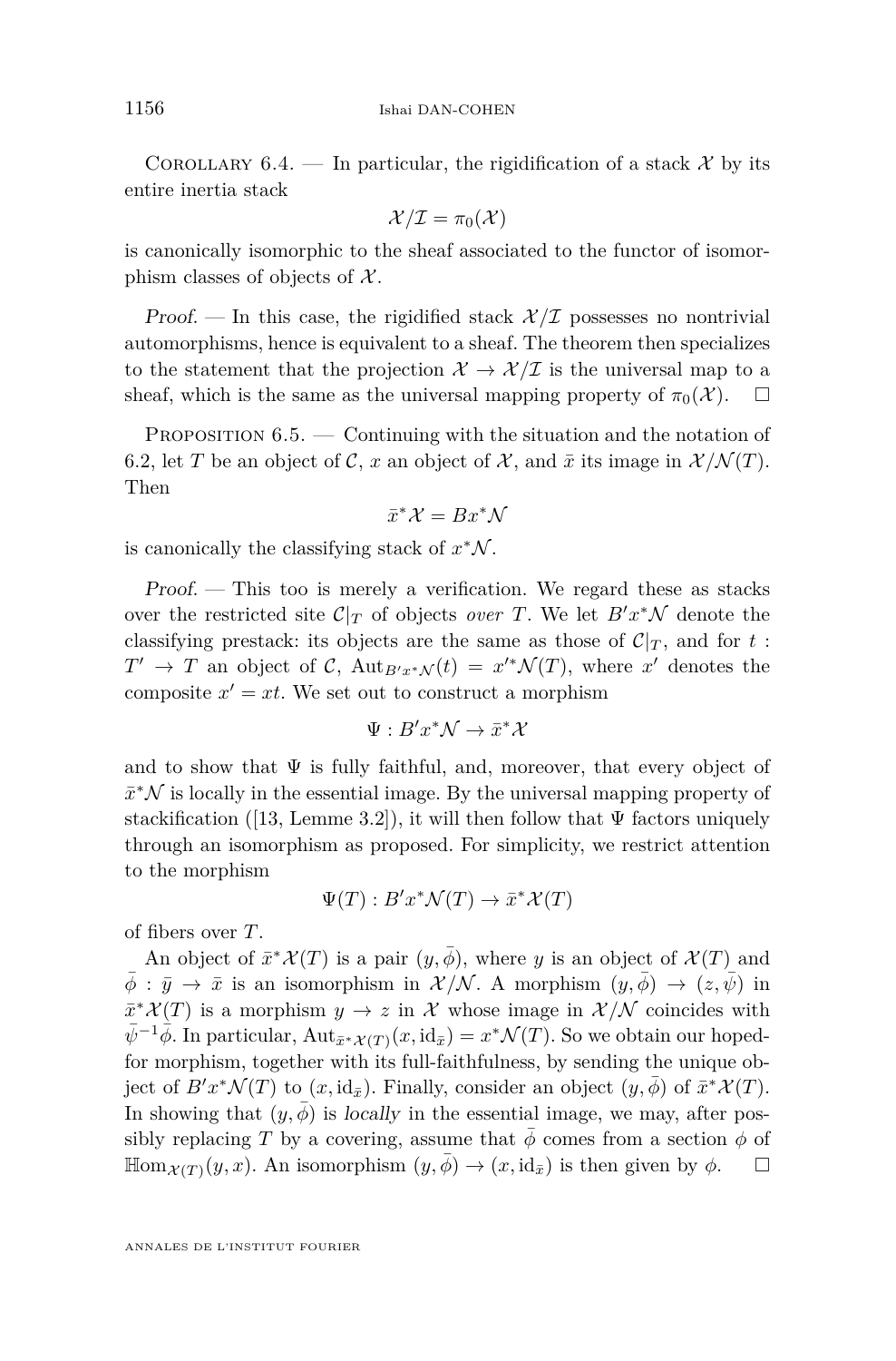Corollary 6.4. — In particular, the rigidification of a stack $\mathcal{X}$ by its entire inertia stack

$$\mathcal{X}/\mathcal{I} = \pi_0(\mathcal{X})$$

is canonically isomorphic to the sheaf associated to the functor of isomorphism classes of objects of $\mathcal{X}$.

*Proof.* — In this case, the rigidified stack $\mathcal{X}/\mathcal{I}$ possesses no nontrivial automorphisms, hence is equivalent to a sheaf. The theorem then specializes to the statement that the projection $\mathcal{X} \to \mathcal{X}/\mathcal{I}$ is the universal map to a sheaf, which is the same as the universal mapping property of $\pi_0(\mathcal{X})$. $\square$

Proposition 6.5. — Continuing with the situation and the notation of 6.2, let $T$ be an object of $\mathcal{C}$, $x$ an object of $\mathcal{X}$, and $\bar{x}$ its image in $\mathcal{X}/\mathcal{N}(T)$. Then

$$\bar{x}^*\mathcal{X} = Bx^*\mathcal{N}$$

is canonically the classifying stack of $x^*\mathcal{N}$.

*Proof.* — This too is merely a verification. We regard these as stacks over the restricted site $\mathcal{C}|_T$ of objects *over* $T$. We let $B'x^*\mathcal{N}$ denote the classifying prestack: its objects are the same as those of $\mathcal{C}|_T$, and for $t : T' \to T$ an object of $\mathcal{C}$, $\mathrm{Aut}_{B'x^*\mathcal{N}}(t) = x'^*\mathcal{N}(T)$, where $x'$ denotes the composite $x' = xt$. We set out to construct a morphism

$$\Psi : B'x^*\mathcal{N} \to \bar{x}^*\mathcal{X}$$

and to show that $\Psi$ is fully faithful, and, moreover, that every object of $\bar{x}^*\mathcal{N}$ is locally in the essential image. By the universal mapping property of stackification ([13, Lemme 3.2]), it will then follow that $\Psi$ factors uniquely through an isomorphism as proposed. For simplicity, we restrict attention to the morphism

$$\Psi(T) : B'x^*\mathcal{N}(T) \to \bar{x}^*\mathcal{X}(T)$$

of fibers over $T$.

An object of $\bar{x}^*\mathcal{X}(T)$ is a pair $(y, \bar{\phi})$, where $y$ is an object of $\mathcal{X}(T)$ and $\bar{\phi} : \bar{y} \to \bar{x}$ is an isomorphism in $\mathcal{X}/\mathcal{N}$. A morphism $(y, \bar{\phi}) \to (z, \bar{\psi})$ in $\bar{x}^*\mathcal{X}(T)$ is a morphism $y \to z$ in $\mathcal{X}$ whose image in $\mathcal{X}/\mathcal{N}$ coincides with $\bar{\psi}^{-1}\bar{\phi}$. In particular, $\mathrm{Aut}_{\bar{x}^*\mathcal{X}(T)}(x, \mathrm{id}_{\bar{x}}) = x^*\mathcal{N}(T)$. So we obtain our hoped-for morphism, together with its full-faithfulness, by sending the unique object of $B'x^*\mathcal{N}(T)$ to $(x, \mathrm{id}_{\bar{x}})$. Finally, consider an object $(y, \bar{\phi})$ of $\bar{x}^*\mathcal{X}(T)$. In showing that $(y, \bar{\phi})$ is *locally* in the essential image, we may, after possibly replacing $T$ by a covering, assume that $\bar{\phi}$ comes from a section $\phi$ of $\mathbb{H}\mathrm{om}_{\mathcal{X}(T)}(y, x)$. An isomorphism $(y, \bar{\phi}) \to (x, \mathrm{id}_{\bar{x}})$ is then given by $\phi$. $\square$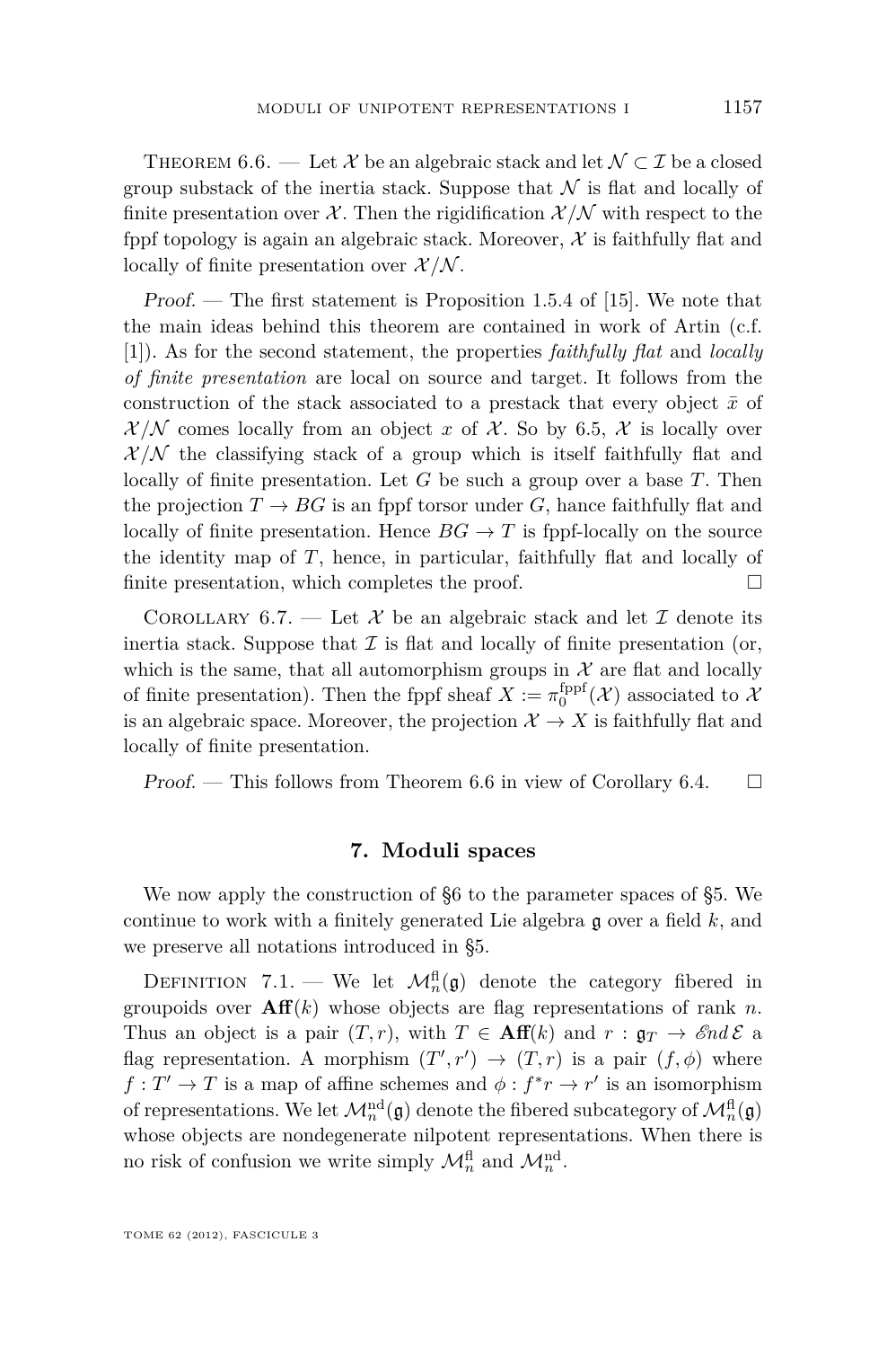Theorem 6.6. — Let $\mathcal{X}$ be an algebraic stack and let $\mathcal{N} \subset \mathcal{I}$ be a closed group substack of the inertia stack. Suppose that $\mathcal{N}$ is flat and locally of finite presentation over $\mathcal{X}$. Then the rigidification $\mathcal{X}/\mathcal{N}$ with respect to the fppf topology is again an algebraic stack. Moreover, $\mathcal{X}$ is faithfully flat and locally of finite presentation over $\mathcal{X}/\mathcal{N}$.

*Proof.* — The first statement is Proposition 1.5.4 of [15]. We note that the main ideas behind this theorem are contained in work of Artin (c.f. [1]). As for the second statement, the properties *faithfully flat* and *locally of finite presentation* are local on source and target. It follows from the construction of the stack associated to a prestack that every object $\bar{x}$ of $\mathcal{X}/\mathcal{N}$ comes locally from an object $x$ of $\mathcal{X}$. So by 6.5, $\mathcal{X}$ is locally over $\mathcal{X}/\mathcal{N}$ the classifying stack of a group which is itself faithfully flat and locally of finite presentation. Let $G$ be such a group over a base $T$. Then the projection $T \to BG$ is an fppf torsor under $G$, hance faithfully flat and locally of finite presentation. Hence $BG \to T$ is fppf-locally on the source the identity map of $T$, hence, in particular, faithfully flat and locally of finite presentation, which completes the proof. □

Corollary 6.7. — Let $\mathcal{X}$ be an algebraic stack and let $\mathcal{I}$ denote its inertia stack. Suppose that $\mathcal{I}$ is flat and locally of finite presentation (or, which is the same, that all automorphism groups in $\mathcal{X}$ are flat and locally of finite presentation). Then the fppf sheaf $X := \pi_0^{\text{fppf}}(\mathcal{X})$ associated to $\mathcal{X}$ is an algebraic space. Moreover, the projection $\mathcal{X} \to X$ is faithfully flat and locally of finite presentation.

*Proof.* — This follows from Theorem 6.6 in view of Corollary 6.4. □

## 7. Moduli spaces

We now apply the construction of §6 to the parameter spaces of §5. We continue to work with a finitely generated Lie algebra $\mathfrak{g}$ over a field $k$, and we preserve all notations introduced in §5.

Definition 7.1. — We let $\mathcal{M}_n^{\text{fl}}(\mathfrak{g})$ denote the category fibered in groupoids over $\mathbf{Aff}(k)$ whose objects are flag representations of rank $n$. Thus an object is a pair $(T, r)$, with $T \in \mathbf{Aff}(k)$ and $r : \mathfrak{g}_T \to \mathscr{E}nd\,\mathcal{E}$ a flag representation. A morphism $(T', r') \to (T, r)$ is a pair $(f, \phi)$ where $f : T' \to T$ is a map of affine schemes and $\phi : f^*r \to r'$ is an isomorphism of representations. We let $\mathcal{M}_n^{\text{nd}}(\mathfrak{g})$ denote the fibered subcategory of $\mathcal{M}_n^{\text{fl}}(\mathfrak{g})$ whose objects are nondegenerate nilpotent representations. When there is no risk of confusion we write simply $\mathcal{M}_n^{\text{fl}}$ and $\mathcal{M}_n^{\text{nd}}$.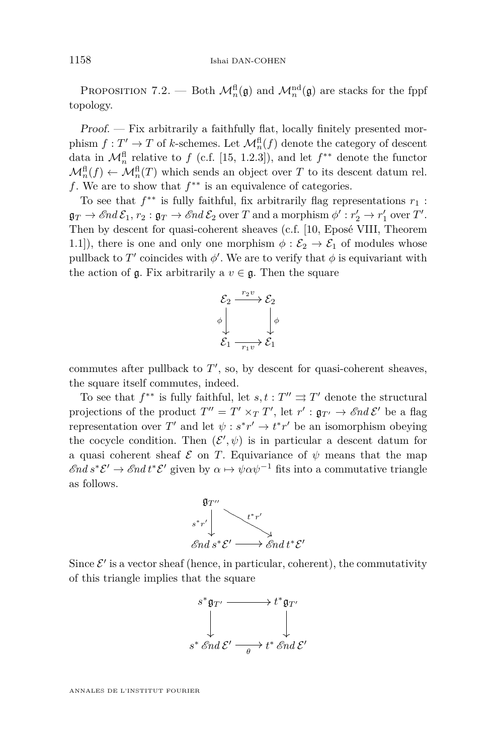Proposition 7.2. — Both $\mathcal{M}_n^{\mathrm{fl}}(\mathfrak{g})$ and $\mathcal{M}_n^{\mathrm{nd}}(\mathfrak{g})$ are stacks for the fppf topology.

*Proof.* — Fix arbitrarily a faithfully flat, locally finitely presented morphism $f : T' \to T$ of $k$-schemes. Let $\mathcal{M}_n^{\mathrm{fl}}(f)$ denote the category of descent data in $\mathcal{M}_n^{\mathrm{fl}}$ relative to $f$ (c.f. [15, 1.2.3]), and let $f^{**}$ denote the functor $\mathcal{M}_n^{\mathrm{fl}}(f) \leftarrow \mathcal{M}_n^{\mathrm{fl}}(T)$ which sends an object over $T$ to its descent datum rel. $f$. We are to show that $f^{**}$ is an equivalence of categories.

To see that $f^{**}$ is fully faithful, fix arbitrarily flag representations $r_1 : \mathfrak{g}_T \to \mathscr{E}nd\, \mathcal{E}_1$, $r_2 : \mathfrak{g}_T \to \mathscr{E}nd\, \mathcal{E}_2$ over $T$ and a morphism $\phi' : r_2' \to r_1'$ over $T'$. Then by descent for quasi-coherent sheaves (c.f. [10, Eposé VIII, Theorem 1.1]), there is one and only one morphism $\phi : \mathcal{E}_2 \to \mathcal{E}_1$ of modules whose pullback to $T'$ coincides with $\phi'$. We are to verify that $\phi$ is equivariant with the action of $\mathfrak{g}$. Fix arbitrarily a $v \in \mathfrak{g}$. Then the square

$$\begin{array}{ccc} \mathcal{E}_2 & \xrightarrow{r_2 v} & \mathcal{E}_2 \\ \phi \downarrow & & \downarrow \phi \\ \mathcal{E}_1 & \xrightarrow[r_1 v]{} & \mathcal{E}_1 \end{array}$$

commutes after pullback to $T'$, so, by descent for quasi-coherent sheaves, the square itself commutes, indeed.

To see that $f^{**}$ is fully faithful, let $s, t : T'' \rightrightarrows T'$ denote the structural projections of the product $T'' = T' \times_T T'$, let $r' : \mathfrak{g}_{T'} \to \mathscr{E}nd\, \mathcal{E}'$ be a flag representation over $T'$ and let $\psi : s^* r' \to t^* r'$ be an isomorphism obeying the cocycle condition. Then $(\mathcal{E}', \psi)$ is in particular a descent datum for a quasi coherent sheaf $\mathcal{E}$ on $T$. Equivariance of $\psi$ means that the map $\mathscr{E}nd\, s^*\mathcal{E}' \to \mathscr{E}nd\, t^*\mathcal{E}'$ given by $\alpha \mapsto \psi \alpha \psi^{-1}$ fits into a commutative triangle as follows.

$$\begin{array}{ccc} \mathfrak{g}_{T''} & & \\ s^* r' \downarrow & \searrow^{t^* r'} & \\ \mathscr{E}nd\, s^*\mathcal{E}' & \longrightarrow & \mathscr{E}nd\, t^*\mathcal{E}' \end{array}$$

Since $\mathcal{E}'$ is a vector sheaf (hence, in particular, coherent), the commutativity of this triangle implies that the square

$$\begin{array}{ccc} s^*\mathfrak{g}_{T'} & \longrightarrow & t^*\mathfrak{g}_{T'} \\ \downarrow & & \downarrow \\ s^*\, \mathscr{E}nd\, \mathcal{E}' & \xrightarrow[\theta]{} & t^*\, \mathscr{E}nd\, \mathcal{E}' \end{array}$$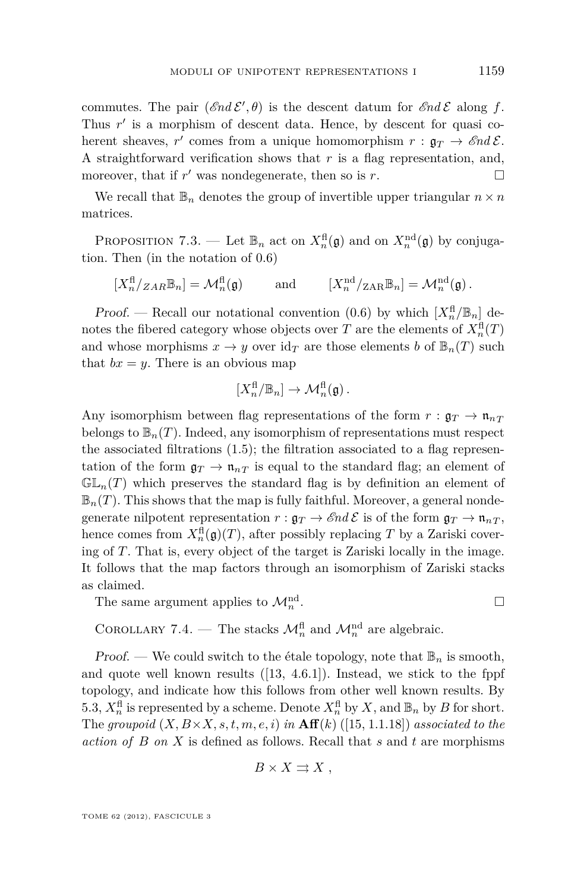commutes. The pair $(\mathscr{E}nd\,\mathcal{E}', \theta)$ is the descent datum for $\mathscr{E}nd\,\mathcal{E}$ along $f$. Thus $r'$ is a morphism of descent data. Hence, by descent for quasi coherent sheaves, $r'$ comes from a unique homomorphism $r : \mathfrak{g}_T \to \mathscr{E}nd\,\mathcal{E}$. A straightforward verification shows that $r$ is a flag representation, and, moreover, that if $r'$ was nondegenerate, then so is $r$. □

We recall that $\mathbb{B}_n$ denotes the group of invertible upper triangular $n \times n$ matrices.

Proposition 7.3. — Let $\mathbb{B}_n$ act on $X_n^{\mathrm{fl}}(\mathfrak{g})$ and on $X_n^{\mathrm{nd}}(\mathfrak{g})$ by conjugation. Then (in the notation of 0.6)

$$[X_n^{\mathrm{fl}}/_{ZAR}\mathbb{B}_n] = \mathcal{M}_n^{\mathrm{fl}}(\mathfrak{g}) \qquad \text{and} \qquad [X_n^{\mathrm{nd}}/_{\mathrm{ZAR}}\mathbb{B}_n] = \mathcal{M}_n^{\mathrm{nd}}(\mathfrak{g})\,.$$

*Proof.* — Recall our notational convention (0.6) by which $[X_n^{\mathrm{fl}}/\mathbb{B}_n]$ denotes the fibered category whose objects over $T$ are the elements of $X_n^{\mathrm{fl}}(T)$ and whose morphisms $x \to y$ over $\mathrm{id}_T$ are those elements $b$ of $\mathbb{B}_n(T)$ such that $bx = y$. There is an obvious map

$$[X_n^{\mathrm{fl}}/\mathbb{B}_n] \to \mathcal{M}_n^{\mathrm{fl}}(\mathfrak{g})\,.$$

Any isomorphism between flag representations of the form $r : \mathfrak{g}_T \to \mathfrak{n}_{nT}$ belongs to $\mathbb{B}_n(T)$. Indeed, any isomorphism of representations must respect the associated filtrations (1.5); the filtration associated to a flag representation of the form $\mathfrak{g}_T \to \mathfrak{n}_{nT}$ is equal to the standard flag; an element of $\mathbb{GL}_n(T)$ which preserves the standard flag is by definition an element of $\mathbb{B}_n(T)$. This shows that the map is fully faithful. Moreover, a general nondegenerate nilpotent representation $r : \mathfrak{g}_T \to \mathscr{E}nd\,\mathcal{E}$ is of the form $\mathfrak{g}_T \to \mathfrak{n}_{nT}$, hence comes from $X_n^{\mathrm{fl}}(\mathfrak{g})(T)$, after possibly replacing $T$ by a Zariski covering of $T$. That is, every object of the target is Zariski locally in the image. It follows that the map factors through an isomorphism of Zariski stacks as claimed.

The same argument applies to $\mathcal{M}_n^{\mathrm{nd}}$. □

Corollary 7.4. — The stacks $\mathcal{M}_n^{\mathrm{fl}}$ and $\mathcal{M}_n^{\mathrm{nd}}$ are algebraic.

*Proof.* — We could switch to the étale topology, note that $\mathbb{B}_n$ is smooth, and quote well known results ([13, 4.6.1]). Instead, we stick to the fppf topology, and indicate how this follows from other well known results. By 5.3, $X_n^{\mathrm{fl}}$ is represented by a scheme. Denote $X_n^{\mathrm{fl}}$ by $X$, and $\mathbb{B}_n$ by $B$ for short. The *groupoid* $(X, B\times X, s, t, m, e, i)$ *in* $\mathbf{Aff}(k)$ ([15, 1.1.18]) *associated to the action of* $B$ *on* $X$ is defined as follows. Recall that $s$ and $t$ are morphisms

$$B \times X \rightrightarrows X\,,$$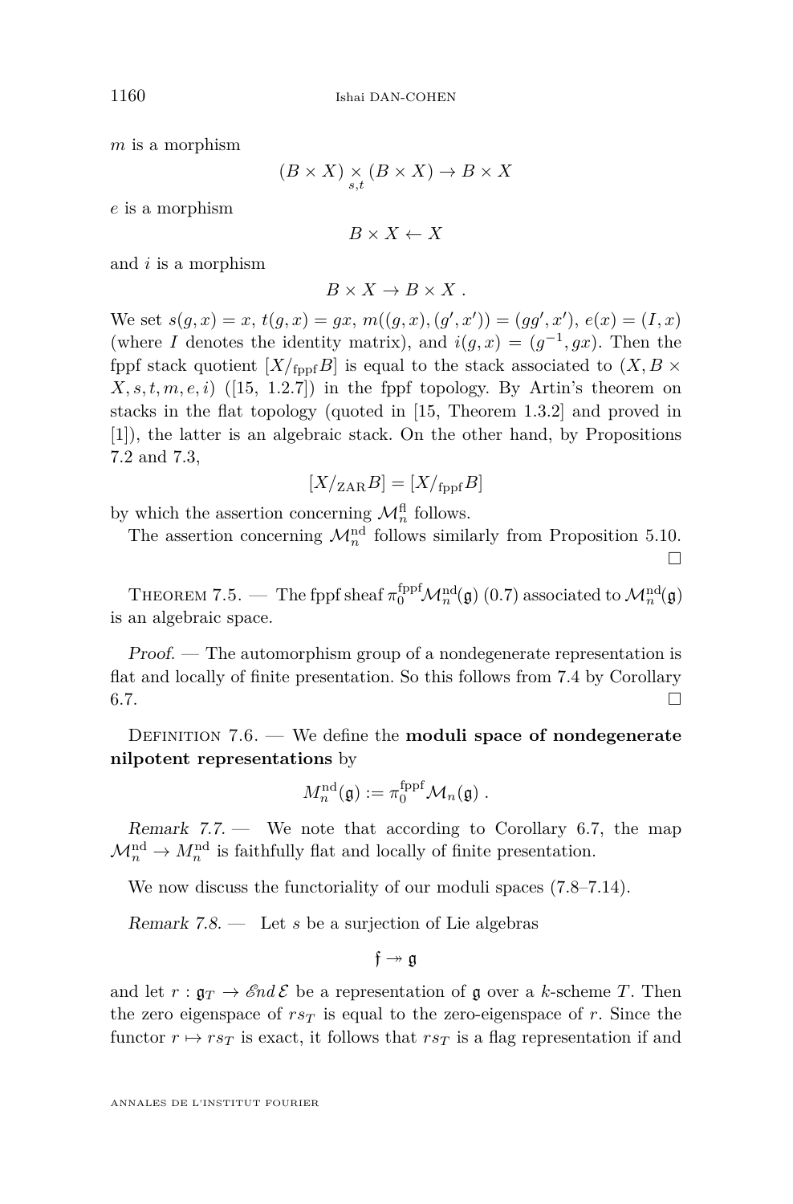$m$ is a morphism

$$(B \times X) \underset{s,t}{\times} (B \times X) \to B \times X$$

$e$ is a morphism

$$B \times X \leftarrow X$$

and $i$ is a morphism

$$B \times X \to B \times X \; .$$

We set $s(g,x) = x$, $t(g,x) = gx$, $m((g,x),(g',x')) = (gg',x')$, $e(x) = (I,x)$ (where $I$ denotes the identity matrix), and $i(g,x) = (g^{-1}, gx)$. Then the fppf stack quotient $[X/_{\text{fppf}}B]$ is equal to the stack associated to $(X, B \times X, s, t, m, e, i)$ ([15, 1.2.7]) in the fppf topology. By Artin's theorem on stacks in the flat topology (quoted in [15, Theorem 1.3.2] and proved in [1]), the latter is an algebraic stack. On the other hand, by Propositions 7.2 and 7.3,

$$[X/_{\text{ZAR}}B] = [X/_{\text{fppf}}B]$$

by which the assertion concerning $\mathcal{M}_n^{\text{fl}}$ follows.

The assertion concerning $\mathcal{M}_n^{\text{nd}}$ follows similarly from Proposition 5.10. □

Theorem 7.5. — The fppf sheaf $\pi_0^{\text{fppf}}\mathcal{M}_n^{\text{nd}}(\mathfrak{g})$ (0.7) associated to $\mathcal{M}_n^{\text{nd}}(\mathfrak{g})$ is an algebraic space.

*Proof.* — The automorphism group of a nondegenerate representation is flat and locally of finite presentation. So this follows from 7.4 by Corollary 6.7. □

Definition 7.6. — We define the **moduli space of nondegenerate nilpotent representations** by

$$M_n^{\text{nd}}(\mathfrak{g}) := \pi_0^{\text{fppf}}\mathcal{M}_n(\mathfrak{g}) \; .$$

*Remark 7.7.* — We note that according to Corollary 6.7, the map $\mathcal{M}_n^{\text{nd}} \to M_n^{\text{nd}}$ is faithfully flat and locally of finite presentation.

We now discuss the functoriality of our moduli spaces (7.8–7.14).

*Remark 7.8.* — Let $s$ be a surjection of Lie algebras

$$\mathfrak{f} \twoheadrightarrow \mathfrak{g}$$

and let $r : \mathfrak{g}_T \to \mathscr{E}nd\,\mathcal{E}$ be a representation of $\mathfrak{g}$ over a $k$-scheme $T$. Then the zero eigenspace of $rs_T$ is equal to the zero-eigenspace of $r$. Since the functor $r \mapsto rs_T$ is exact, it follows that $rs_T$ is a flag representation if and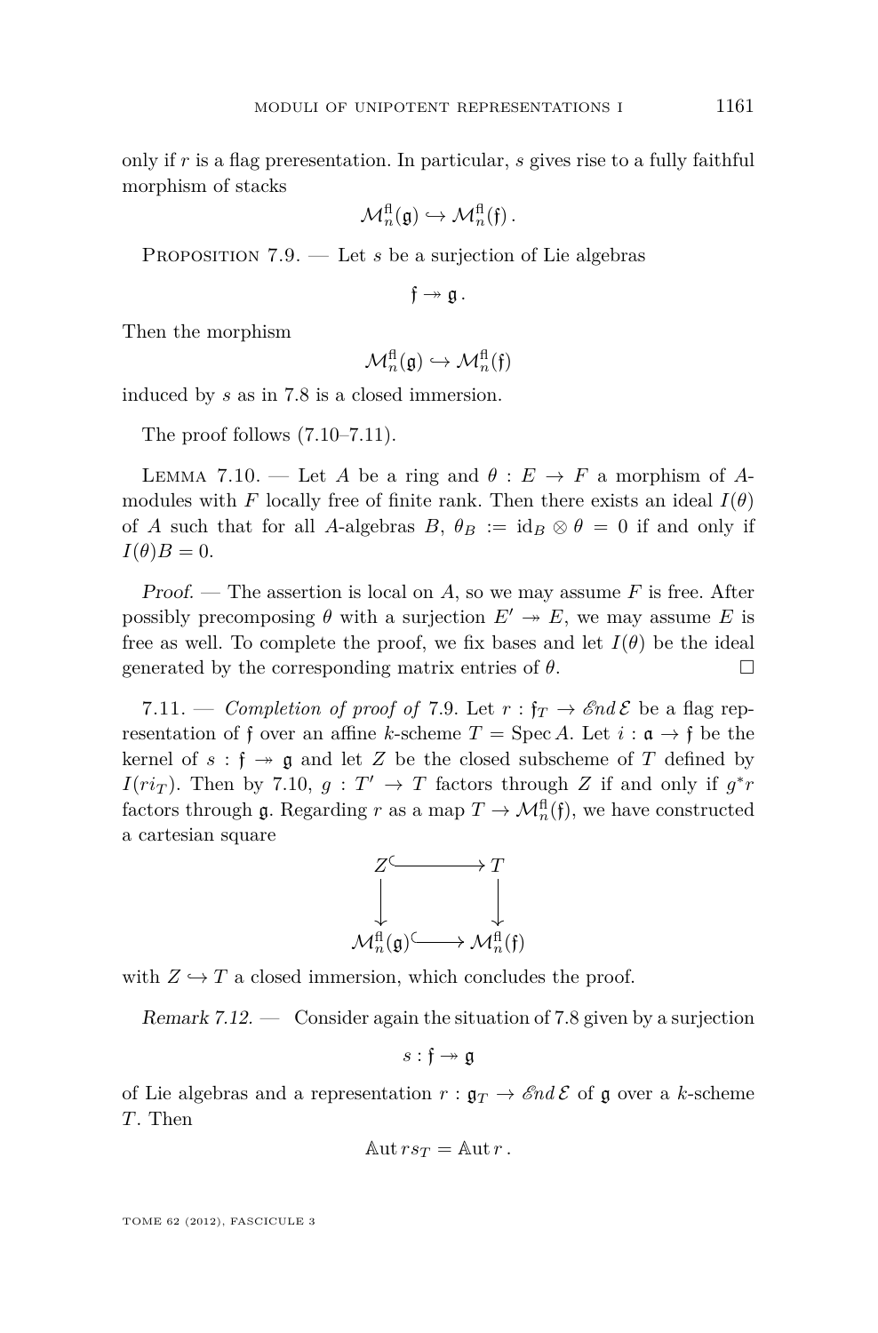only if $r$ is a flag preresentation. In particular, $s$ gives rise to a fully faithful morphism of stacks

$$\mathcal{M}_n^{\mathrm{fl}}(\mathfrak{g}) \hookrightarrow \mathcal{M}_n^{\mathrm{fl}}(\mathfrak{f})\,.$$

Proposition 7.9. — Let $s$ be a surjection of Lie algebras

$$\mathfrak{f} \twoheadrightarrow \mathfrak{g}\,.$$

Then the morphism

$$\mathcal{M}_n^{\mathrm{fl}}(\mathfrak{g}) \hookrightarrow \mathcal{M}_n^{\mathrm{fl}}(\mathfrak{f})$$

induced by $s$ as in 7.8 is a closed immersion.

The proof follows (7.10–7.11).

Lemma 7.10. — Let $A$ be a ring and $\theta : E \to F$ a morphism of $A$-modules with $F$ locally free of finite rank. Then there exists an ideal $I(\theta)$ of $A$ such that for all $A$-algebras $B$, $\theta_B := \mathrm{id}_B \otimes \theta = 0$ if and only if $I(\theta)B = 0$.

*Proof.* — The assertion is local on $A$, so we may assume $F$ is free. After possibly precomposing $\theta$ with a surjection $E' \twoheadrightarrow E$, we may assume $E$ is free as well. To complete the proof, we fix bases and let $I(\theta)$ be the ideal generated by the corresponding matrix entries of $\theta$. □

7.11. — *Completion of proof of* 7.9. Let $r : \mathfrak{f}_T \to \mathscr{E}nd\,\mathcal{E}$ be a flag representation of $\mathfrak{f}$ over an affine $k$-scheme $T = \operatorname{Spec} A$. Let $i : \mathfrak{a} \to \mathfrak{f}$ be the kernel of $s : \mathfrak{f} \twoheadrightarrow \mathfrak{g}$ and let $Z$ be the closed subscheme of $T$ defined by $I(ri_T)$. Then by 7.10, $g : T' \to T$ factors through $Z$ if and only if $g^*r$ factors through $\mathfrak{g}$. Regarding $r$ as a map $T \to \mathcal{M}_n^{\mathrm{fl}}(\mathfrak{f})$, we have constructed a cartesian square

$$\begin{array}{ccc} Z & \hookrightarrow & T \\ \downarrow & & \downarrow \\ \mathcal{M}_n^{\mathrm{fl}}(\mathfrak{g}) & \hookrightarrow & \mathcal{M}_n^{\mathrm{fl}}(\mathfrak{f}) \end{array}$$

with $Z \hookrightarrow T$ a closed immersion, which concludes the proof.

*Remark 7.12.* — Consider again the situation of 7.8 given by a surjection

$$s : \mathfrak{f} \twoheadrightarrow \mathfrak{g}$$

of Lie algebras and a representation $r : \mathfrak{g}_T \to \mathscr{E}nd\,\mathcal{E}$ of $\mathfrak{g}$ over a $k$-scheme $T$. Then

$$\mathbb{A}\mathrm{ut}\, rs_T = \mathbb{A}\mathrm{ut}\, r\,.$$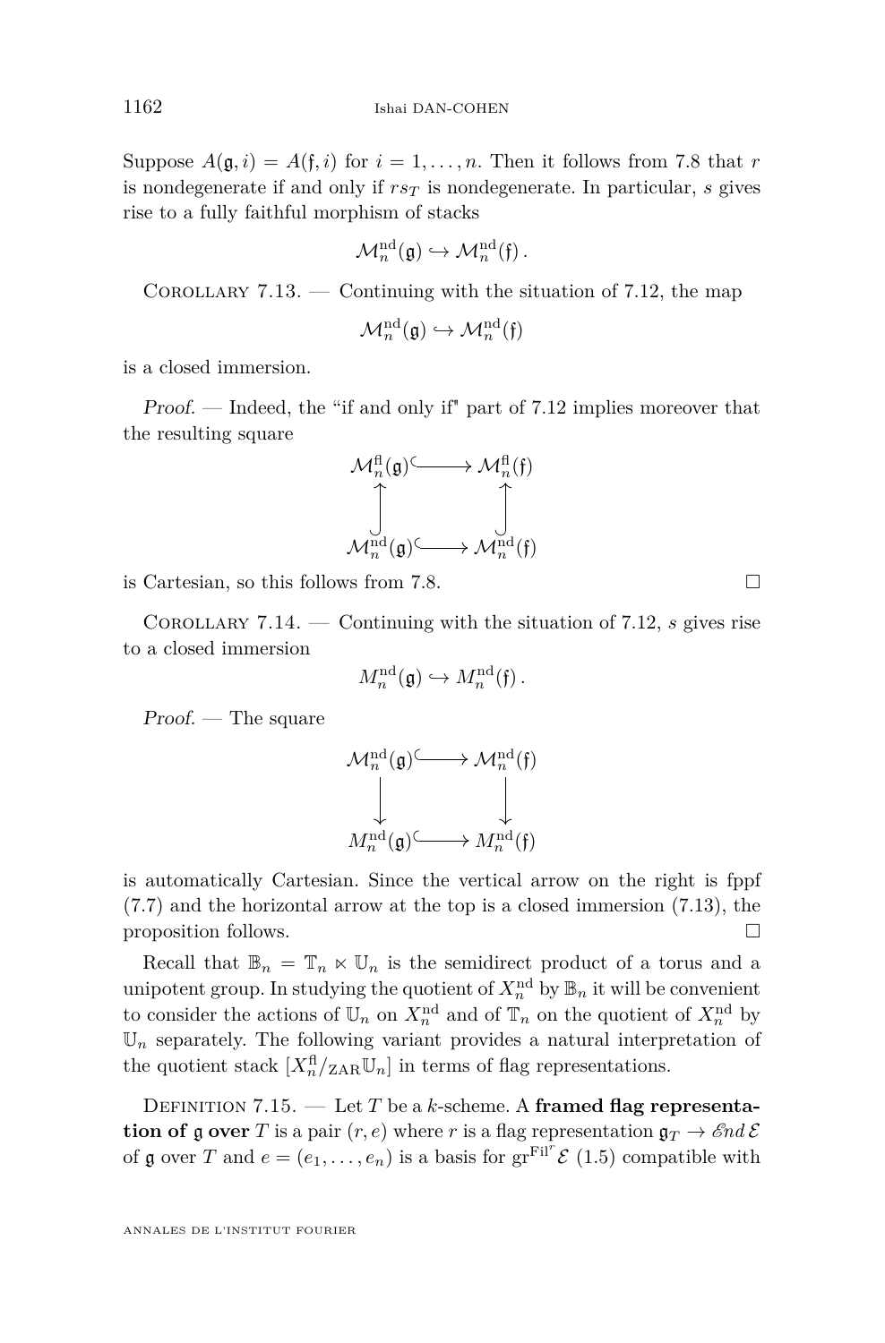Suppose $A(\mathfrak{g}, i) = A(\mathfrak{f}, i)$ for $i = 1, \ldots, n$. Then it follows from 7.8 that $r$ is nondegenerate if and only if $rs_T$ is nondegenerate. In particular, $s$ gives rise to a fully faithful morphism of stacks

$$\mathcal{M}_n^{\mathrm{nd}}(\mathfrak{g}) \hookrightarrow \mathcal{M}_n^{\mathrm{nd}}(\mathfrak{f}) .$$

Corollary 7.13. — Continuing with the situation of 7.12, the map

$$\mathcal{M}_n^{\mathrm{nd}}(\mathfrak{g}) \hookrightarrow \mathcal{M}_n^{\mathrm{nd}}(\mathfrak{f})$$

is a closed immersion.

*Proof.* — Indeed, the "if and only if" part of 7.12 implies moreover that the resulting square

$$\begin{array}{ccc}
\mathcal{M}_n^{\mathrm{fl}}(\mathfrak{g}) & \hookrightarrow & \mathcal{M}_n^{\mathrm{fl}}(\mathfrak{f}) \\
\uparrow & & \uparrow \\
\mathcal{M}_n^{\mathrm{nd}}(\mathfrak{g}) & \hookrightarrow & \mathcal{M}_n^{\mathrm{nd}}(\mathfrak{f})
\end{array}$$

is Cartesian, so this follows from 7.8. □

Corollary 7.14. — Continuing with the situation of 7.12, $s$ gives rise to a closed immersion

$$M_n^{\mathrm{nd}}(\mathfrak{g}) \hookrightarrow M_n^{\mathrm{nd}}(\mathfrak{f}) .$$

*Proof.* — The square

$$\begin{array}{ccc}
\mathcal{M}_n^{\mathrm{nd}}(\mathfrak{g}) & \hookrightarrow & \mathcal{M}_n^{\mathrm{nd}}(\mathfrak{f}) \\
\downarrow & & \downarrow \\
M_n^{\mathrm{nd}}(\mathfrak{g}) & \hookrightarrow & M_n^{\mathrm{nd}}(\mathfrak{f})
\end{array}$$

is automatically Cartesian. Since the vertical arrow on the right is fppf (7.7) and the horizontal arrow at the top is a closed immersion (7.13), the proposition follows. □

Recall that $\mathbb{B}_n = \mathbb{T}_n \ltimes \mathbb{U}_n$ is the semidirect product of a torus and a unipotent group. In studying the quotient of $X_n^{\mathrm{nd}}$ by $\mathbb{B}_n$ it will be convenient to consider the actions of $\mathbb{U}_n$ on $X_n^{\mathrm{nd}}$ and of $\mathbb{T}_n$ on the quotient of $X_n^{\mathrm{nd}}$ by $\mathbb{U}_n$ separately. The following variant provides a natural interpretation of the quotient stack $[X_n^{\mathrm{fl}}/_{\mathrm{ZAR}}\mathbb{U}_n]$ in terms of flag representations.

Definition 7.15. — Let $T$ be a $k$-scheme. A **framed flag representation of $\mathfrak{g}$ over** $T$ is a pair $(r, e)$ where $r$ is a flag representation $\mathfrak{g}_T \to \mathscr{E}nd\,\mathcal{E}$ of $\mathfrak{g}$ over $T$ and $e = (e_1, \ldots, e_n)$ is a basis for $\mathrm{gr}^{\mathrm{Fil}^r}\mathcal{E}$ (1.5) compatible with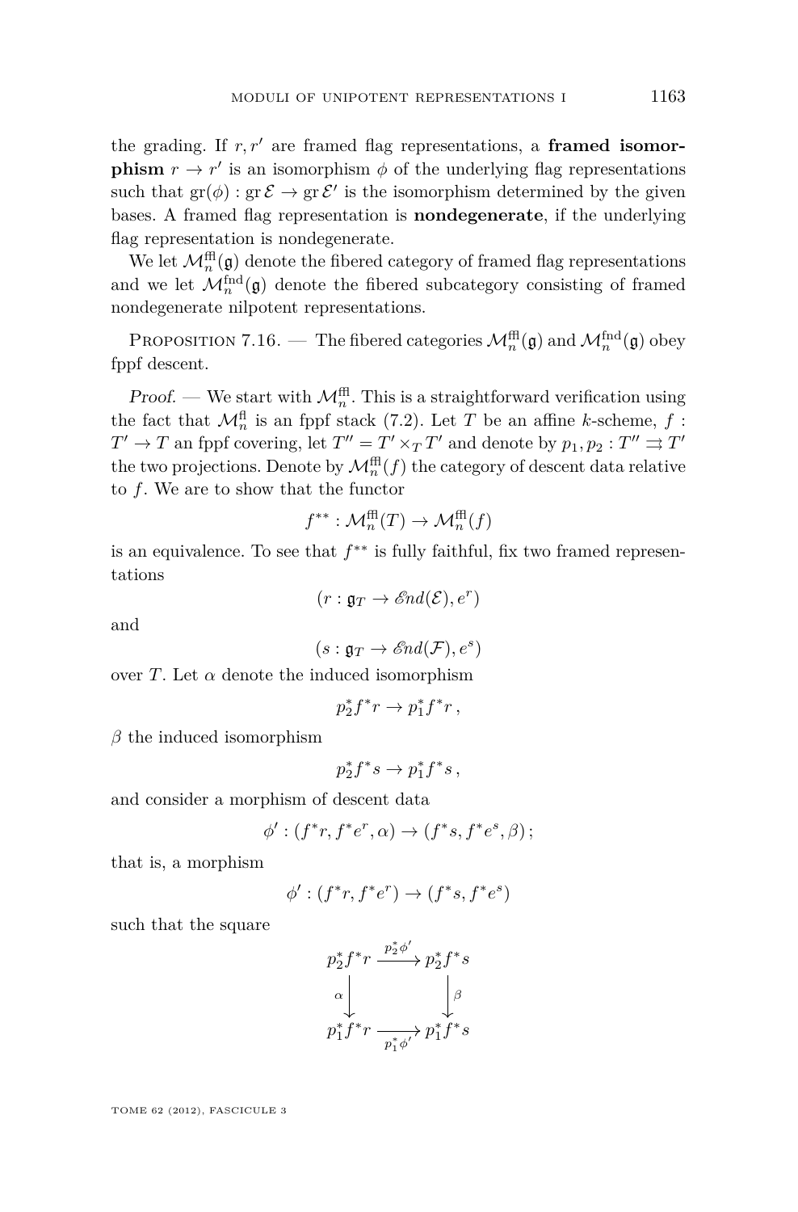the grading. If $r, r'$ are framed flag representations, a **framed isomorphism** $r \to r'$ is an isomorphism $\phi$ of the underlying flag representations such that $\mathrm{gr}(\phi) : \mathrm{gr}\,\mathcal{E} \to \mathrm{gr}\,\mathcal{E}'$ is the isomorphism determined by the given bases. A framed flag representation is **nondegenerate**, if the underlying flag representation is nondegenerate.

We let $\mathcal{M}_n^{\mathrm{ffl}}(\mathfrak{g})$ denote the fibered category of framed flag representations and we let $\mathcal{M}_n^{\mathrm{fnd}}(\mathfrak{g})$ denote the fibered subcategory consisting of framed nondegenerate nilpotent representations.

Proposition 7.16. — The fibered categories $\mathcal{M}_n^{\mathrm{ffl}}(\mathfrak{g})$ and $\mathcal{M}_n^{\mathrm{fnd}}(\mathfrak{g})$ obey fppf descent.

*Proof.* — We start with $\mathcal{M}_n^{\mathrm{ffl}}$. This is a straightforward verification using the fact that $\mathcal{M}_n^{\mathrm{fl}}$ is an fppf stack (7.2). Let $T$ be an affine $k$-scheme, $f : T' \to T$ an fppf covering, let $T'' = T' \times_T T'$ and denote by $p_1, p_2 : T'' \rightrightarrows T'$ the two projections. Denote by $\mathcal{M}_n^{\mathrm{ffl}}(f)$ the category of descent data relative to $f$. We are to show that the functor

$$f^{**} : \mathcal{M}_n^{\mathrm{ffl}}(T) \to \mathcal{M}_n^{\mathrm{ffl}}(f)$$

is an equivalence. To see that $f^{**}$ is fully faithful, fix two framed representations

$$(r : \mathfrak{g}_T \to \mathscr{E}nd(\mathcal{E}), e^r)$$

and

$$(s : \mathfrak{g}_T \to \mathscr{E}nd(\mathcal{F}), e^s)$$

over $T$. Let $\alpha$ denote the induced isomorphism

$$p_2^* f^* r \to p_1^* f^* r\,,$$

$\beta$ the induced isomorphism

$$p_2^* f^* s \to p_1^* f^* s\,,$$

and consider a morphism of descent data

$$\phi' : (f^* r, f^* e^r, \alpha) \to (f^* s, f^* e^s, \beta)\,;$$

that is, a morphism

$$\phi' : (f^* r, f^* e^r) \to (f^* s, f^* e^s)$$

such that the square

$$\begin{array}{ccc} p_2^* f^* r & \xrightarrow{p_2^* \phi'} & p_2^* f^* s \\ \alpha \big\downarrow & & \big\downarrow \beta \\ p_1^* f^* r & \xrightarrow[p_1^* \phi']{} & p_1^* f^* s \end{array}$$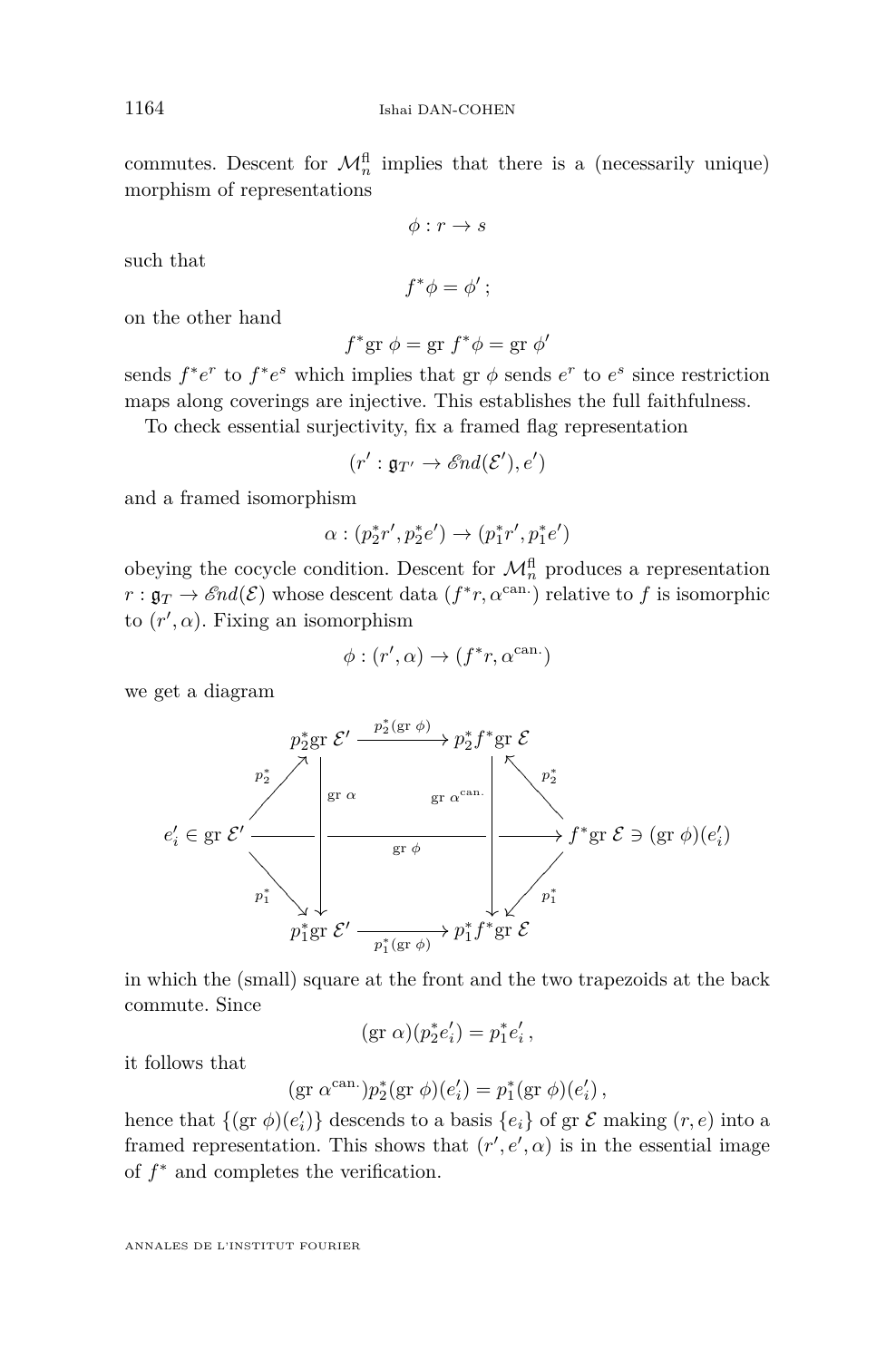commutes. Descent for $\mathcal{M}_n^{\mathrm{fl}}$ implies that there is a (necessarily unique) morphism of representations

$$\phi : r \to s$$

such that

$$f^*\phi = \phi' \,;$$

on the other hand

$$f^*\mathrm{gr}\ \phi = \mathrm{gr}\ f^*\phi = \mathrm{gr}\ \phi'$$

sends $f^*e^r$ to $f^*e^s$ which implies that $\mathrm{gr}\ \phi$ sends $e^r$ to $e^s$ since restriction maps along coverings are injective. This establishes the full faithfulness.

To check essential surjectivity, fix a framed flag representation

$$(r' : \mathfrak{g}_{T'} \to \mathscr{E}nd(\mathcal{E}'), e')$$

and a framed isomorphism

$$\alpha : (p_2^* r', p_2^* e') \to (p_1^* r', p_1^* e')$$

obeying the cocycle condition. Descent for $\mathcal{M}_n^{\mathrm{fl}}$ produces a representation $r : \mathfrak{g}_T \to \mathscr{E}nd(\mathcal{E})$ whose descent data $(f^*r, \alpha^{\mathrm{can.}})$ relative to $f$ is isomorphic to $(r', \alpha)$. Fixing an isomorphism

$$\phi : (r', \alpha) \to (f^*r, \alpha^{\mathrm{can.}})$$

we get a diagram

$$\begin{array}{ccccccc}
 & & p_2^*\mathrm{gr}\ \mathcal{E}' & \xrightarrow{\ p_2^*(\mathrm{gr}\ \phi)\ } & p_2^* f^*\mathrm{gr}\ \mathcal{E} & & \\
 & \overset{p_2^*}{\nearrow} & \Big\downarrow{\scriptstyle \mathrm{gr}\ \alpha} & & \Big\downarrow{\scriptstyle \mathrm{gr}\ \alpha^{\mathrm{can.}}} & \overset{p_2^*}{\nwarrow} & \\
e_i' \in \mathrm{gr}\ \mathcal{E}' & & \longrightarrow & \xrightarrow[\mathrm{gr}\ \phi]{} & \longrightarrow & & f^*\mathrm{gr}\ \mathcal{E} \ni (\mathrm{gr}\ \phi)(e_i') \\
 & \underset{p_1^*}{\searrow} & & & & \underset{p_1^*}{\swarrow} & \\
 & & p_1^*\mathrm{gr}\ \mathcal{E}' & \xrightarrow[\ p_1^*(\mathrm{gr}\ \phi)\ ]{} & p_1^* f^*\mathrm{gr}\ \mathcal{E} & &
\end{array}$$

in which the (small) square at the front and the two trapezoids at the back commute. Since

$$(\mathrm{gr}\ \alpha)(p_2^* e_i') = p_1^* e_i' \,,$$

it follows that

$$(\mathrm{gr}\ \alpha^{\mathrm{can.}}) p_2^*(\mathrm{gr}\ \phi)(e_i') = p_1^*(\mathrm{gr}\ \phi)(e_i') \,,$$

hence that $\{(\mathrm{gr}\ \phi)(e_i')\}$ descends to a basis $\{e_i\}$ of $\mathrm{gr}\ \mathcal{E}$ making $(r, e)$ into a framed representation. This shows that $(r', e', \alpha)$ is in the essential image of $f^*$ and completes the verification.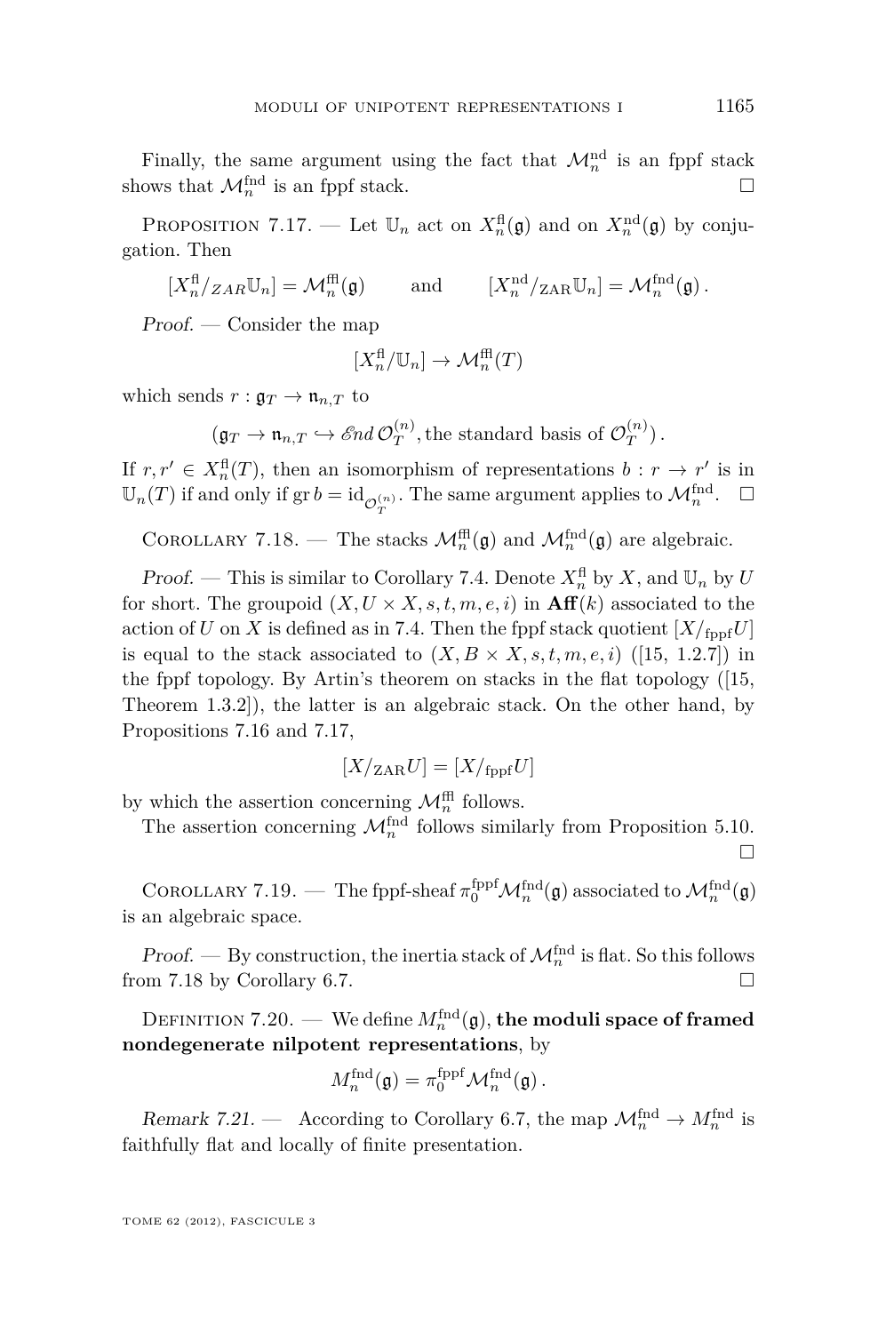Finally, the same argument using the fact that $\mathcal{M}_n^{\mathrm{nd}}$ is an fppf stack shows that $\mathcal{M}_n^{\mathrm{fnd}}$ is an fppf stack. □

Proposition 7.17. — Let $\mathbb{U}_n$ act on $X_n^{\mathrm{fl}}(\mathfrak{g})$ and on $X_n^{\mathrm{nd}}(\mathfrak{g})$ by conjugation. Then

$$[X_n^{\mathrm{fl}}/_{ZAR}\mathbb{U}_n] = \mathcal{M}_n^{\mathrm{ffl}}(\mathfrak{g}) \qquad \text{and} \qquad [X_n^{\mathrm{nd}}/_{\mathrm{ZAR}}\mathbb{U}_n] = \mathcal{M}_n^{\mathrm{fnd}}(\mathfrak{g})\,.$$

*Proof.* — Consider the map

$$[X_n^{\mathrm{fl}}/\mathbb{U}_n] \to \mathcal{M}_n^{\mathrm{ffl}}(T)$$

which sends $r : \mathfrak{g}_T \to \mathfrak{n}_{n,T}$ to

$$(\mathfrak{g}_T \to \mathfrak{n}_{n,T} \hookrightarrow \mathscr{E}nd\,\mathcal{O}_T^{(n)}, \text{the standard basis of } \mathcal{O}_T^{(n)})\,.$$

If $r, r' \in X_n^{\mathrm{fl}}(T)$, then an isomorphism of representations $b : r \to r'$ is in $\mathbb{U}_n(T)$ if and only if $\mathrm{gr}\, b = \mathrm{id}_{\mathcal{O}_T^{(n)}}$. The same argument applies to $\mathcal{M}_n^{\mathrm{fnd}}$. □

Corollary 7.18. — The stacks $\mathcal{M}_n^{\mathrm{ffl}}(\mathfrak{g})$ and $\mathcal{M}_n^{\mathrm{fnd}}(\mathfrak{g})$ are algebraic.

*Proof.* — This is similar to Corollary 7.4. Denote $X_n^{\mathrm{fl}}$ by $X$, and $\mathbb{U}_n$ by $U$ for short. The groupoid $(X, U \times X, s, t, m, e, i)$ in $\mathbf{Aff}(k)$ associated to the action of $U$ on $X$ is defined as in 7.4. Then the fppf stack quotient $[X/_{\mathrm{fppf}}U]$ is equal to the stack associated to $(X, B \times X, s, t, m, e, i)$ ([15, 1.2.7]) in the fppf topology. By Artin's theorem on stacks in the flat topology ([15, Theorem 1.3.2]), the latter is an algebraic stack. On the other hand, by Propositions 7.16 and 7.17,

$$[X/_{\mathrm{ZAR}}U] = [X/_{\mathrm{fppf}}U]$$

by which the assertion concerning $\mathcal{M}_n^{\mathrm{ffl}}$ follows.

The assertion concerning $\mathcal{M}_n^{\mathrm{fnd}}$ follows similarly from Proposition 5.10. □

Corollary 7.19. — The fppf-sheaf $\pi_0^{\mathrm{fppf}}\mathcal{M}_n^{\mathrm{fnd}}(\mathfrak{g})$ associated to $\mathcal{M}_n^{\mathrm{fnd}}(\mathfrak{g})$ is an algebraic space.

*Proof.* — By construction, the inertia stack of $\mathcal{M}_n^{\mathrm{fnd}}$ is flat. So this follows from 7.18 by Corollary 6.7. □

Definition 7.20. — We define $M_n^{\mathrm{fnd}}(\mathfrak{g})$, **the moduli space of framed nondegenerate nilpotent representations**, by

$$M_n^{\mathrm{fnd}}(\mathfrak{g}) = \pi_0^{\mathrm{fppf}}\mathcal{M}_n^{\mathrm{fnd}}(\mathfrak{g})\,.$$

*Remark 7.21.* — According to Corollary 6.7, the map $\mathcal{M}_n^{\mathrm{fnd}} \to M_n^{\mathrm{fnd}}$ is faithfully flat and locally of finite presentation.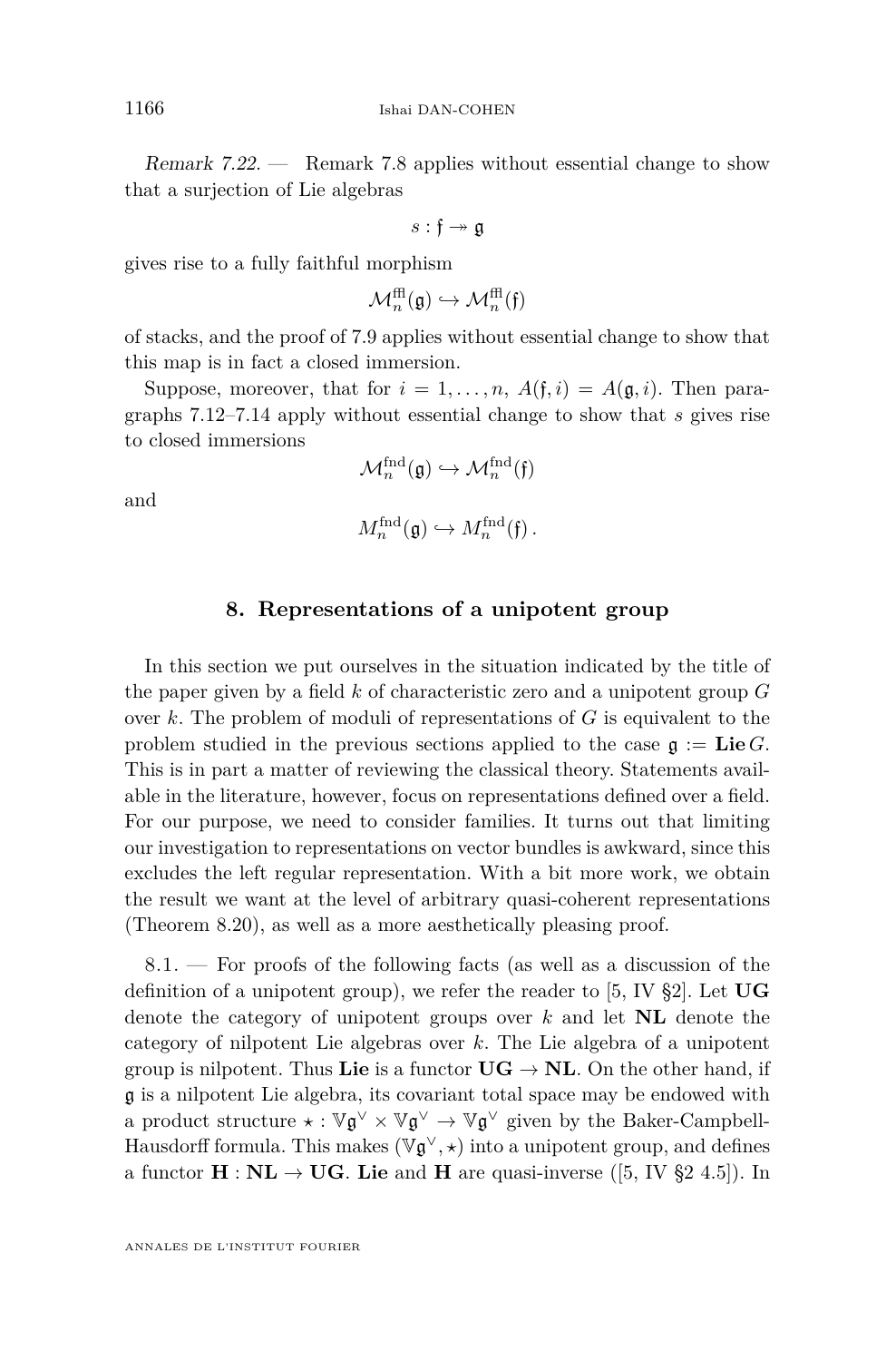*Remark 7.22.* — Remark 7.8 applies without essential change to show that a surjection of Lie algebras

$$s : \mathfrak{f} \twoheadrightarrow \mathfrak{g}$$

gives rise to a fully faithful morphism

$$\mathcal{M}_n^{\mathrm{ffl}}(\mathfrak{g}) \hookrightarrow \mathcal{M}_n^{\mathrm{ffl}}(\mathfrak{f})$$

of stacks, and the proof of 7.9 applies without essential change to show that this map is in fact a closed immersion.

Suppose, moreover, that for $i = 1, \dots, n$, $A(\mathfrak{f}, i) = A(\mathfrak{g}, i)$. Then paragraphs 7.12–7.14 apply without essential change to show that $s$ gives rise to closed immersions

$$\mathcal{M}_n^{\mathrm{fnd}}(\mathfrak{g}) \hookrightarrow \mathcal{M}_n^{\mathrm{fnd}}(\mathfrak{f})$$

and

$$M_n^{\mathrm{fnd}}(\mathfrak{g}) \hookrightarrow M_n^{\mathrm{fnd}}(\mathfrak{f})\,.$$

## 8. Representations of a unipotent group

In this section we put ourselves in the situation indicated by the title of the paper given by a field $k$ of characteristic zero and a unipotent group $G$ over $k$. The problem of moduli of representations of $G$ is equivalent to the problem studied in the previous sections applied to the case $\mathfrak{g} := \mathbf{Lie}\, G$. This is in part a matter of reviewing the classical theory. Statements available in the literature, however, focus on representations defined over a field. For our purpose, we need to consider families. It turns out that limiting our investigation to representations on vector bundles is awkward, since this excludes the left regular representation. With a bit more work, we obtain the result we want at the level of arbitrary quasi-coherent representations (Theorem 8.20), as well as a more aesthetically pleasing proof.

8.1. — For proofs of the following facts (as well as a discussion of the definition of a unipotent group), we refer the reader to [5, IV §2]. Let **UG** denote the category of unipotent groups over $k$ and let **NL** denote the category of nilpotent Lie algebras over $k$. The Lie algebra of a unipotent group is nilpotent. Thus **Lie** is a functor $\mathbf{UG} \to \mathbf{NL}$. On the other hand, if $\mathfrak{g}$ is a nilpotent Lie algebra, its covariant total space may be endowed with a product structure $\star : \mathbb{V}\mathfrak{g}^\vee \times \mathbb{V}\mathfrak{g}^\vee \to \mathbb{V}\mathfrak{g}^\vee$ given by the Baker-Campbell-Hausdorff formula. This makes $(\mathbb{V}\mathfrak{g}^\vee, \star)$ into a unipotent group, and defines a functor $\mathbf{H} : \mathbf{NL} \to \mathbf{UG}$. **Lie** and **H** are quasi-inverse ([5, IV §2 4.5]). In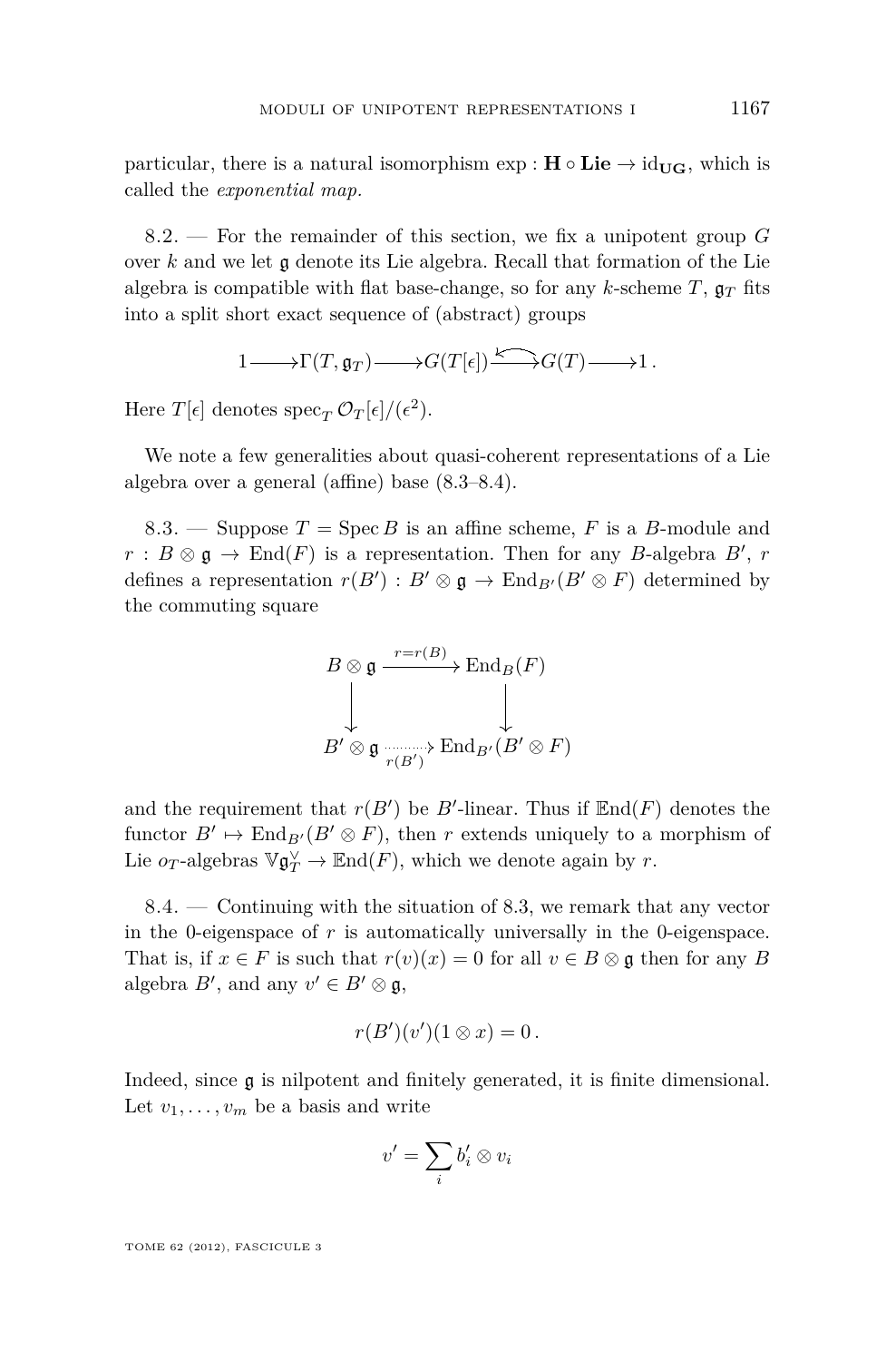particular, there is a natural isomorphism $\exp : \mathbf{H} \circ \mathbf{Lie} \to \mathrm{id}_{\mathbf{UG}}$, which is called the *exponential map*.

8.2. — For the remainder of this section, we fix a unipotent group $G$ over $k$ and we let $\mathfrak{g}$ denote its Lie algebra. Recall that formation of the Lie algebra is compatible with flat base-change, so for any $k$-scheme $T$, $\mathfrak{g}_T$ fits into a split short exact sequence of (abstract) groups

$$1 \longrightarrow \Gamma(T, \mathfrak{g}_T) \longrightarrow G(T[\epsilon]) \rightleftarrows G(T) \longrightarrow 1\,.$$

Here $T[\epsilon]$ denotes $\mathrm{spec}_T\, \mathcal{O}_T[\epsilon]/(\epsilon^2)$.

We note a few generalities about quasi-coherent representations of a Lie algebra over a general (affine) base (8.3–8.4).

8.3. — Suppose $T = \operatorname{Spec} B$ is an affine scheme, $F$ is a $B$-module and $r : B \otimes \mathfrak{g} \to \operatorname{End}(F)$ is a representation. Then for any $B$-algebra $B'$, $r$ defines a representation $r(B') : B' \otimes \mathfrak{g} \to \operatorname{End}_{B'}(B' \otimes F)$ determined by the commuting square

$$\begin{array}{ccc} B \otimes \mathfrak{g} & \xrightarrow{r = r(B)} & \operatorname{End}_B(F) \\ \downarrow & & \downarrow \\ B' \otimes \mathfrak{g} & \xrightarrow[r(B')]{} & \operatorname{End}_{B'}(B' \otimes F) \end{array}$$

and the requirement that $r(B')$ be $B'$-linear. Thus if $\mathbb{E}\mathrm{nd}(F)$ denotes the functor $B' \mapsto \operatorname{End}_{B'}(B' \otimes F)$, then $r$ extends uniquely to a morphism of Lie $o_T$-algebras $\mathbb{V}\mathfrak{g}_T^\vee \to \mathbb{E}\mathrm{nd}(F)$, which we denote again by $r$.

8.4. — Continuing with the situation of 8.3, we remark that any vector in the 0-eigenspace of $r$ is automatically universally in the 0-eigenspace. That is, if $x \in F$ is such that $r(v)(x) = 0$ for all $v \in B \otimes \mathfrak{g}$ then for any $B$ algebra $B'$, and any $v' \in B' \otimes \mathfrak{g}$,

$$r(B')(v')(1 \otimes x) = 0\,.$$

Indeed, since $\mathfrak{g}$ is nilpotent and finitely generated, it is finite dimensional. Let $v_1, \ldots, v_m$ be a basis and write

$$v' = \sum_i b_i' \otimes v_i$$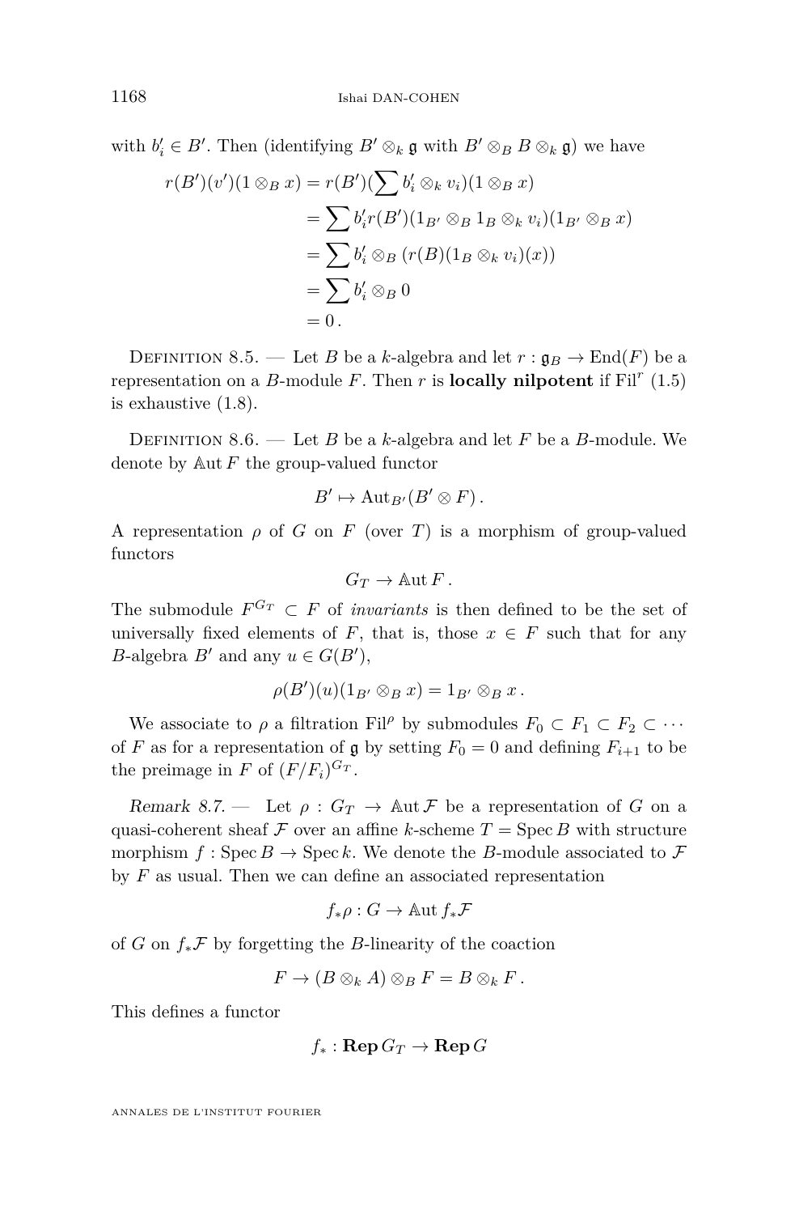with $b'_i \in B'$. Then (identifying $B' \otimes_k \mathfrak{g}$ with $B' \otimes_B B \otimes_k \mathfrak{g}$) we have

$$
\begin{aligned}
r(B')(v')(1 \otimes_B x) &= r(B')(\sum b'_i \otimes_k v_i)(1 \otimes_B x) \\
&= \sum b'_i r(B')(1_{B'} \otimes_B 1_B \otimes_k v_i)(1_{B'} \otimes_B x) \\
&= \sum b'_i \otimes_B (r(B)(1_B \otimes_k v_i)(x)) \\
&= \sum b'_i \otimes_B 0 \\
&= 0 .
\end{aligned}
$$

Definition 8.5. — Let $B$ be a $k$-algebra and let $r : \mathfrak{g}_B \to \mathrm{End}(F)$ be a representation on a $B$-module $F$. Then $r$ is **locally nilpotent** if $\mathrm{Fil}^r$ (1.5) is exhaustive (1.8).

Definition 8.6. — Let $B$ be a $k$-algebra and let $F$ be a $B$-module. We denote by $\mathbb{A}\mathrm{ut}\, F$ the group-valued functor

$$B' \mapsto \mathrm{Aut}_{B'}(B' \otimes F) .$$

A representation $\rho$ of $G$ on $F$ (over $T$) is a morphism of group-valued functors

$$G_T \to \mathbb{A}\mathrm{ut}\, F .$$

The submodule $F^{G_T} \subset F$ of *invariants* is then defined to be the set of universally fixed elements of $F$, that is, those $x \in F$ such that for any $B$-algebra $B'$ and any $u \in G(B')$,

$$\rho(B')(u)(1_{B'} \otimes_B x) = 1_{B'} \otimes_B x .$$

We associate to $\rho$ a filtration $\mathrm{Fil}^\rho$ by submodules $F_0 \subset F_1 \subset F_2 \subset \cdots$ of $F$ as for a representation of $\mathfrak{g}$ by setting $F_0 = 0$ and defining $F_{i+1}$ to be the preimage in $F$ of $(F/F_i)^{G_T}$.

*Remark 8.7.* — Let $\rho : G_T \to \mathbb{A}\mathrm{ut}\, \mathcal{F}$ be a representation of $G$ on a quasi-coherent sheaf $\mathcal{F}$ over an affine $k$-scheme $T = \mathrm{Spec}\, B$ with structure morphism $f : \mathrm{Spec}\, B \to \mathrm{Spec}\, k$. We denote the $B$-module associated to $\mathcal{F}$ by $F$ as usual. Then we can define an associated representation

$$f_*\rho : G \to \mathbb{A}\mathrm{ut}\, f_*\mathcal{F}$$

of $G$ on $f_*\mathcal{F}$ by forgetting the $B$-linearity of the coaction

$$F \to (B \otimes_k A) \otimes_B F = B \otimes_k F .$$

This defines a functor

$$f_* : \mathbf{Rep}\, G_T \to \mathbf{Rep}\, G$$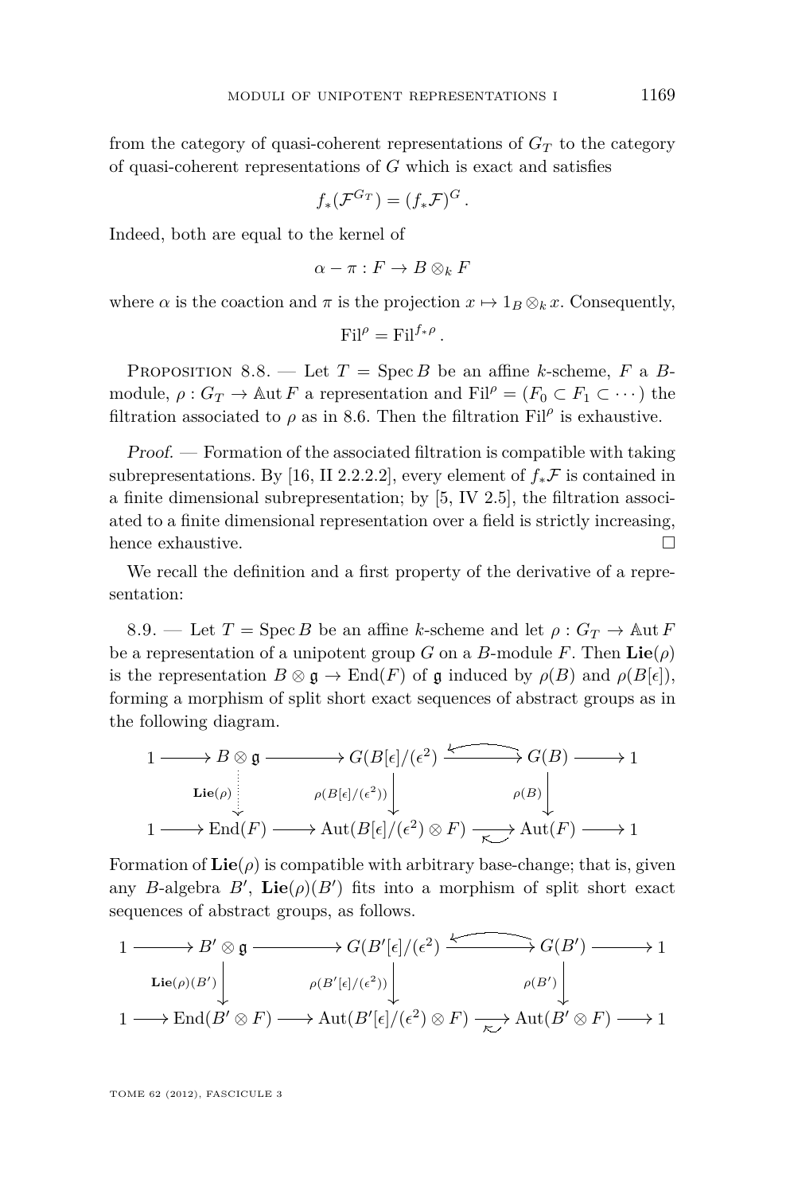from the category of quasi-coherent representations of $G_T$ to the category of quasi-coherent representations of $G$ which is exact and satisfies

$$f_*(\mathcal{F}^{G_T}) = (f_*\mathcal{F})^G.$$

Indeed, both are equal to the kernel of

$$\alpha - \pi : F \to B \otimes_k F$$

where $\alpha$ is the coaction and $\pi$ is the projection $x \mapsto 1_B \otimes_k x$. Consequently,

$$\mathrm{Fil}^\rho = \mathrm{Fil}^{f_*\rho}.$$

Proposition 8.8. — Let $T = \operatorname{Spec} B$ be an affine $k$-scheme, $F$ a $B$-module, $\rho : G_T \to \mathbb{A}\mathrm{ut}\, F$ a representation and $\mathrm{Fil}^\rho = (F_0 \subset F_1 \subset \cdots)$ the filtration associated to $\rho$ as in 8.6. Then the filtration $\mathrm{Fil}^\rho$ is exhaustive.

*Proof.* — Formation of the associated filtration is compatible with taking subrepresentations. By [16, II 2.2.2.2], every element of $f_*\mathcal{F}$ is contained in a finite dimensional subrepresentation; by [5, IV 2.5], the filtration associated to a finite dimensional representation over a field is strictly increasing, hence exhaustive. $\square$

We recall the definition and a first property of the derivative of a representation:

8.9. — Let $T = \operatorname{Spec} B$ be an affine $k$-scheme and let $\rho : G_T \to \mathbb{A}\mathrm{ut}\, F$ be a representation of a unipotent group $G$ on a $B$-module $F$. Then $\mathbf{Lie}(\rho)$ is the representation $B \otimes \mathfrak{g} \to \mathrm{End}(F)$ of $\mathfrak{g}$ induced by $\rho(B)$ and $\rho(B[\epsilon])$, forming a morphism of split short exact sequences of abstract groups as in the following diagram.

$$\begin{array}{ccccccccc}
1 & \longrightarrow & B \otimes \mathfrak{g} & \longrightarrow & G(B[\epsilon]/(\epsilon^2)) & \rightleftarrows & G(B) & \longrightarrow & 1 \\
 & & \Big\downarrow{\scriptstyle \mathbf{Lie}(\rho)} & & \Big\downarrow{\scriptstyle \rho(B[\epsilon]/(\epsilon^2))} & & \Big\downarrow{\scriptstyle \rho(B)} & & \\
1 & \longrightarrow & \mathrm{End}(F) & \longrightarrow & \mathrm{Aut}(B[\epsilon]/(\epsilon^2) \otimes F) & \rightleftarrows & \mathrm{Aut}(F) & \longrightarrow & 1
\end{array}$$

Formation of $\mathbf{Lie}(\rho)$ is compatible with arbitrary base-change; that is, given any $B$-algebra $B'$, $\mathbf{Lie}(\rho)(B')$ fits into a morphism of split short exact sequences of abstract groups, as follows.

$$\begin{array}{ccccccccc}
1 & \longrightarrow & B' \otimes \mathfrak{g} & \longrightarrow & G(B'[\epsilon]/(\epsilon^2)) & \rightleftarrows & G(B') & \longrightarrow & 1 \\
 & & \Big\downarrow{\scriptstyle \mathbf{Lie}(\rho)(B')} & & \Big\downarrow{\scriptstyle \rho(B'[\epsilon]/(\epsilon^2))} & & \Big\downarrow{\scriptstyle \rho(B')} & & \\
1 & \longrightarrow & \mathrm{End}(B' \otimes F) & \longrightarrow & \mathrm{Aut}(B'[\epsilon]/(\epsilon^2) \otimes F) & \rightleftarrows & \mathrm{Aut}(B' \otimes F) & \longrightarrow & 1
\end{array}$$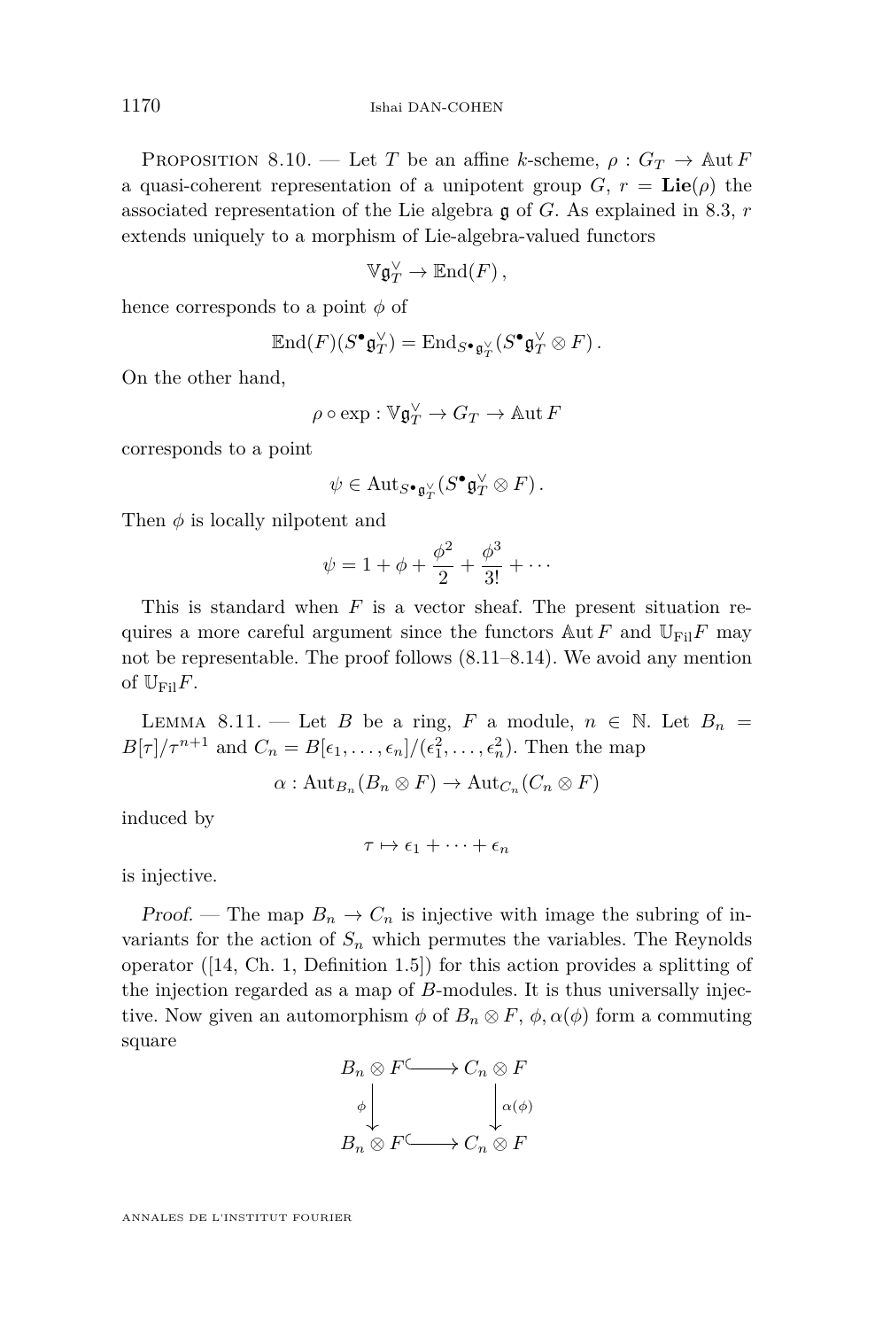Proposition 8.10. — Let $T$ be an affine $k$-scheme, $\rho : G_T \to \mathbb{A}\mathrm{ut}\, F$ a quasi-coherent representation of a unipotent group $G$, $r = \mathbf{Lie}(\rho)$ the associated representation of the Lie algebra $\mathfrak{g}$ of $G$. As explained in 8.3, $r$ extends uniquely to a morphism of Lie-algebra-valued functors

$$\mathbb{V}\mathfrak{g}_T^\vee \to \mathbb{E}\mathrm{nd}(F)\,,$$

hence corresponds to a point $\phi$ of

$$\mathbb{E}\mathrm{nd}(F)(S^\bullet \mathfrak{g}_T^\vee) = \mathrm{End}_{S^\bullet \mathfrak{g}_T^\vee}(S^\bullet \mathfrak{g}_T^\vee \otimes F)\,.$$

On the other hand,

$$\rho \circ \exp : \mathbb{V}\mathfrak{g}_T^\vee \to G_T \to \mathbb{A}\mathrm{ut}\, F$$

corresponds to a point

$$\psi \in \mathrm{Aut}_{S^\bullet \mathfrak{g}_T^\vee}(S^\bullet \mathfrak{g}_T^\vee \otimes F)\,.$$

Then $\phi$ is locally nilpotent and

$$\psi = 1 + \phi + \frac{\phi^2}{2} + \frac{\phi^3}{3!} + \cdots$$

This is standard when $F$ is a vector sheaf. The present situation requires a more careful argument since the functors $\mathbb{A}\mathrm{ut}\, F$ and $\mathbb{U}_{\mathrm{Fil}} F$ may not be representable. The proof follows (8.11–8.14). We avoid any mention of $\mathbb{U}_{\mathrm{Fil}} F$.

Lemma 8.11. — Let $B$ be a ring, $F$ a module, $n \in \mathbb{N}$. Let $B_n = B[\tau]/\tau^{n+1}$ and $C_n = B[\epsilon_1, \ldots, \epsilon_n]/(\epsilon_1^2, \ldots, \epsilon_n^2)$. Then the map

$$\alpha : \mathrm{Aut}_{B_n}(B_n \otimes F) \to \mathrm{Aut}_{C_n}(C_n \otimes F)$$

induced by

$$\tau \mapsto \epsilon_1 + \cdots + \epsilon_n$$

is injective.

*Proof.* — The map $B_n \to C_n$ is injective with image the subring of invariants for the action of $S_n$ which permutes the variables. The Reynolds operator ([14, Ch. 1, Definition 1.5]) for this action provides a splitting of the injection regarded as a map of $B$-modules. It is thus universally injective. Now given an automorphism $\phi$ of $B_n \otimes F$, $\phi, \alpha(\phi)$ form a commuting square

$$\begin{array}{ccc} B_n \otimes F & \hookrightarrow & C_n \otimes F \\ \phi \downarrow & & \downarrow \alpha(\phi) \\ B_n \otimes F & \hookrightarrow & C_n \otimes F \end{array}$$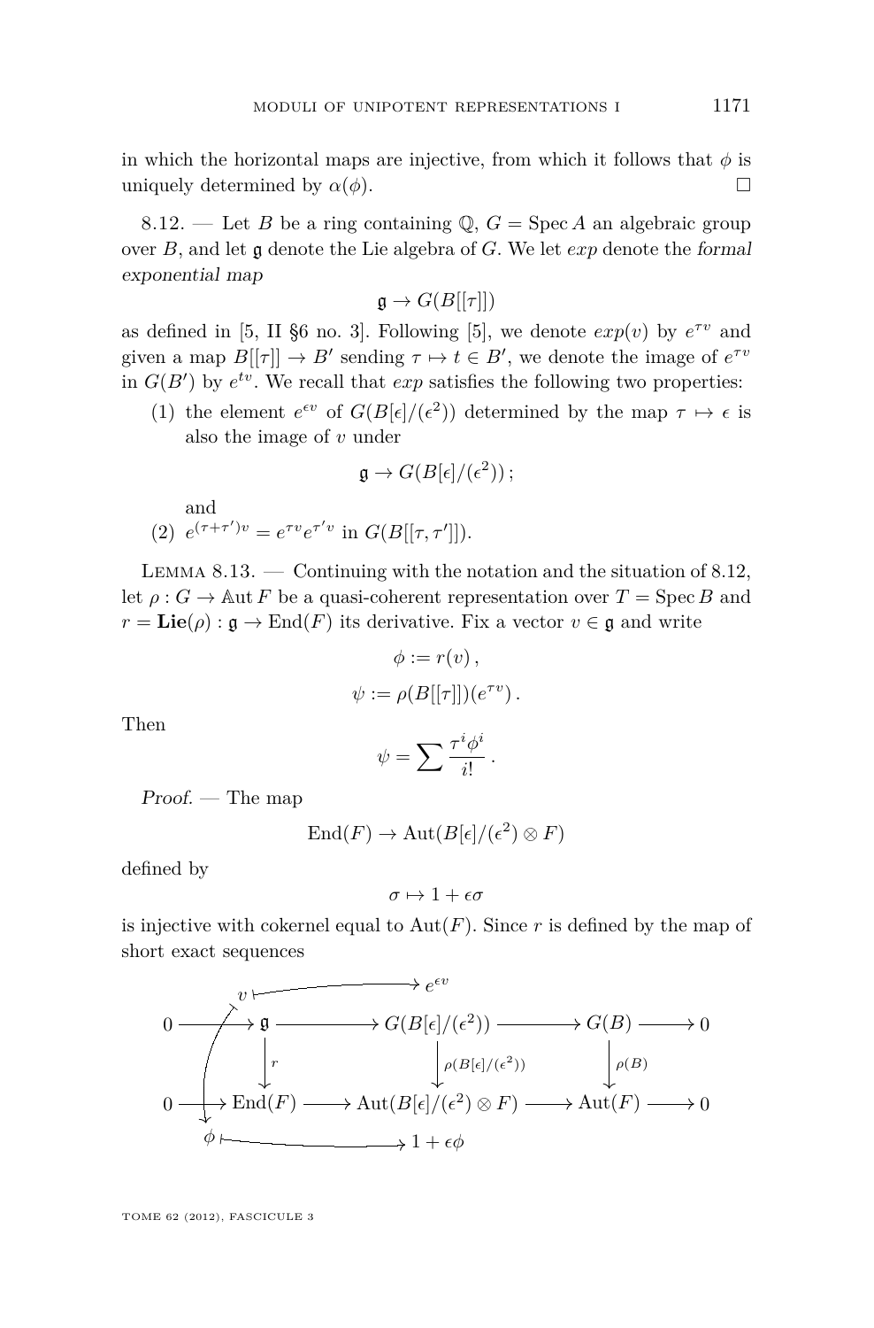in which the horizontal maps are injective, from which it follows that $\phi$ is uniquely determined by $\alpha(\phi)$. $\square$

8.12. — Let $B$ be a ring containing $\mathbb{Q}$, $G = \operatorname{Spec} A$ an algebraic group over $B$, and let $\mathfrak{g}$ denote the Lie algebra of $G$. We let *exp* denote the *formal exponential map*

$$\mathfrak{g} \to G(B[[\tau]])$$

as defined in [5, II §6 no. 3]. Following [5], we denote $exp(v)$ by $e^{\tau v}$ and given a map $B[[\tau]] \to B'$ sending $\tau \mapsto t \in B'$, we denote the image of $e^{\tau v}$ in $G(B')$ by $e^{tv}$. We recall that *exp* satisfies the following two properties:

(1) the element $e^{\epsilon v}$ of $G(B[\epsilon]/(\epsilon^2))$ determined by the map $\tau \mapsto \epsilon$ is also the image of $v$ under

$$\mathfrak{g} \to G(B[\epsilon]/(\epsilon^2))\,;$$

and

(2) $e^{(\tau+\tau')v} = e^{\tau v} e^{\tau' v}$ in $G(B[[\tau, \tau']])$.

Lemma 8.13. — *Continuing with the notation and the situation of 8.12, let $\rho : G \to \mathbb{A}\mathrm{ut}\, F$ be a quasi-coherent representation over $T = \operatorname{Spec} B$ and $r = \mathbf{Lie}(\rho) : \mathfrak{g} \to \operatorname{End}(F)$ its derivative. Fix a vector $v \in \mathfrak{g}$ and write*

$$\phi := r(v)\,,$$

$$\psi := \rho(B[[\tau]])(e^{\tau v})\,.$$

*Then*

$$\psi = \sum \frac{\tau^i \phi^i}{i!}\,.$$

*Proof.* — The map

$$\operatorname{End}(F) \to \operatorname{Aut}(B[\epsilon]/(\epsilon^2) \otimes F)$$

defined by

$$\sigma \mapsto 1 + \epsilon \sigma$$

is injective with cokernel equal to $\operatorname{Aut}(F)$. Since $r$ is defined by the map of short exact sequences

$$\begin{array}{ccccccccc}
 & & v & \longmapsto & e^{\epsilon v} & & & & \\
0 & \longrightarrow & \mathfrak{g} & \longrightarrow & G(B[\epsilon]/(\epsilon^2)) & \longrightarrow & G(B) & \longrightarrow & 0 \\
 & & \downarrow r & & \downarrow \rho(B[\epsilon]/(\epsilon^2)) & & \downarrow \rho(B) & & \\
0 & \longrightarrow & \operatorname{End}(F) & \longrightarrow & \operatorname{Aut}(B[\epsilon]/(\epsilon^2) \otimes F) & \longrightarrow & \operatorname{Aut}(F) & \longrightarrow & 0 \\
 & & \phi & \longmapsto & 1 + \epsilon\phi & & & &
\end{array}$$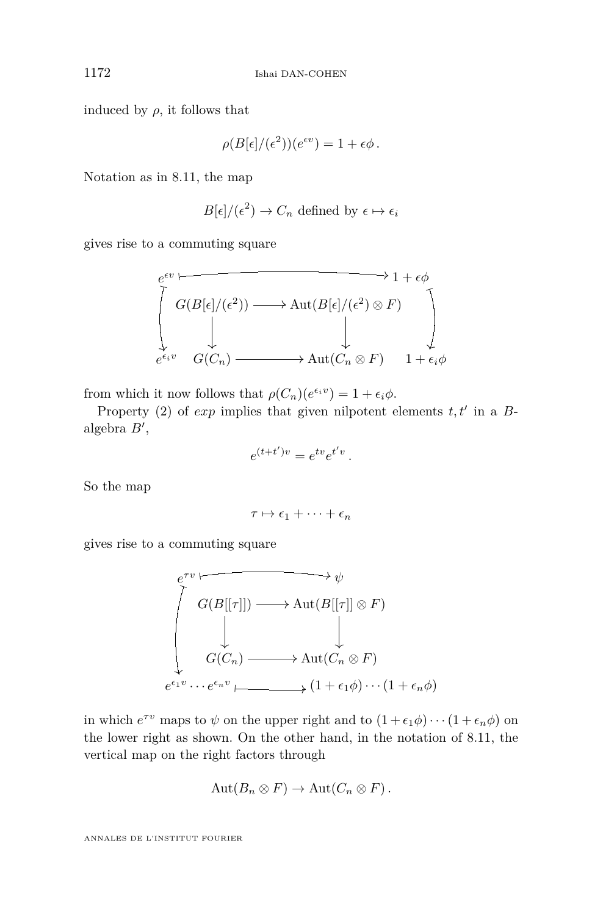induced by $\rho$, it follows that

$$\rho(B[\epsilon]/(\epsilon^2))(e^{\epsilon v}) = 1 + \epsilon\phi\,.$$

Notation as in 8.11, the map

$$B[\epsilon]/(\epsilon^2) \to C_n \text{ defined by } \epsilon \mapsto \epsilon_i$$

gives rise to a commuting square

$$\begin{array}{ccccc}
e^{\epsilon v} & & \longmapsto & & 1+\epsilon\phi \\
\downarrow & G(B[\epsilon]/(\epsilon^2)) & \longrightarrow & \mathrm{Aut}(B[\epsilon]/(\epsilon^2)\otimes F) & \downarrow \\
 & \downarrow & & \downarrow & \\
e^{\epsilon_i v} & G(C_n) & \longrightarrow & \mathrm{Aut}(C_n \otimes F) & 1+\epsilon_i\phi
\end{array}$$

from which it now follows that $\rho(C_n)(e^{\epsilon_i v}) = 1 + \epsilon_i \phi$.

Property (2) of *exp* implies that given nilpotent elements $t, t'$ in a $B$-algebra $B'$,

$$e^{(t+t')v} = e^{tv} e^{t'v}\,.$$

So the map

$$\tau \mapsto \epsilon_1 + \cdots + \epsilon_n$$

gives rise to a commuting square

$$\begin{array}{ccccc}
e^{\tau v} & & \longmapsto & & \psi \\
\downarrow & G(B[[\tau]]) & \longrightarrow & \mathrm{Aut}(B[[\tau]]\otimes F) & \\
 & \downarrow & & \downarrow & \\
 & G(C_n) & \longrightarrow & \mathrm{Aut}(C_n \otimes F) & \\
e^{\epsilon_1 v}\cdots e^{\epsilon_n v} & & \longmapsto & & (1+\epsilon_1\phi)\cdots(1+\epsilon_n\phi)
\end{array}$$

in which $e^{\tau v}$ maps to $\psi$ on the upper right and to $(1+\epsilon_1\phi)\cdots(1+\epsilon_n\phi)$ on the lower right as shown. On the other hand, in the notation of 8.11, the vertical map on the right factors through

$$\mathrm{Aut}(B_n \otimes F) \to \mathrm{Aut}(C_n \otimes F)\,.$$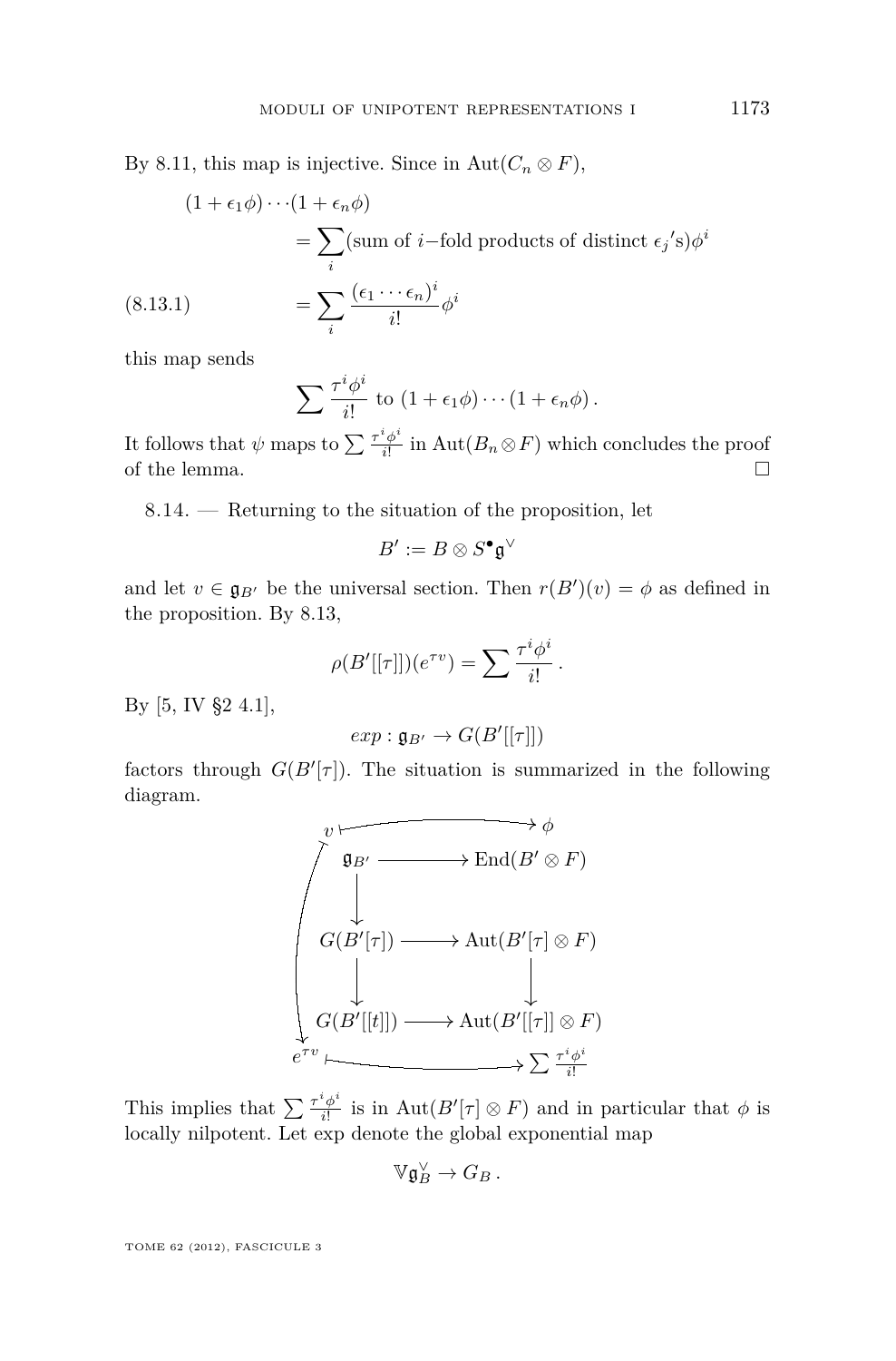By 8.11, this map is injective. Since in $\mathrm{Aut}(C_n \otimes F)$,

$$
\begin{aligned}
(1+\epsilon_1\phi)\cdots(1+\epsilon_n\phi) & \\
&= \sum_i (\text{sum of } i\text{−fold products of distinct } {\epsilon_j}'\text{s})\phi^i \\
&= \sum_i \frac{(\epsilon_1\cdots\epsilon_n)^i}{i!}\phi^i \qquad (8.13.1)
\end{aligned}
$$

this map sends

$$\sum \frac{\tau^i\phi^i}{i!} \text{ to } (1+\epsilon_1\phi)\cdots(1+\epsilon_n\phi)\,.$$

It follows that $\psi$ maps to $\sum \frac{\tau^i\phi^i}{i!}$ in $\mathrm{Aut}(B_n \otimes F)$ which concludes the proof of the lemma. □

8.14. — Returning to the situation of the proposition, let

$$B' := B \otimes S^\bullet \mathfrak{g}^\vee$$

and let $v \in \mathfrak{g}_{B'}$ be the universal section. Then $r(B')(v) = \phi$ as defined in the proposition. By 8.13,

$$\rho(B'[[\tau]])(e^{\tau v}) = \sum \frac{\tau^i\phi^i}{i!}\,.$$

By [5, IV §2 4.1],

$$exp : \mathfrak{g}_{B'} \to G(B'[[\tau]])$$

factors through $G(B'[\tau])$. The situation is summarized in the following diagram.

$$
\begin{array}{ccc}
v & \longmapsto & \phi \\
\mathfrak{g}_{B'} & \longrightarrow & \mathrm{End}(B' \otimes F) \\
\downarrow & & \\
G(B'[\tau]) & \longrightarrow & \mathrm{Aut}(B'[\tau] \otimes F) \\
\downarrow & & \downarrow \\
G(B'[[t]]) & \longrightarrow & \mathrm{Aut}(B'[[\tau]] \otimes F) \\
e^{\tau v} & \longmapsto & \sum \frac{\tau^i\phi^i}{i!}
\end{array}
$$

This implies that $\sum \frac{\tau^i\phi^i}{i!}$ is in $\mathrm{Aut}(B'[\tau] \otimes F)$ and in particular that $\phi$ is locally nilpotent. Let exp denote the global exponential map

$$\mathbb{V}\mathfrak{g}_B^\vee \to G_B\,.$$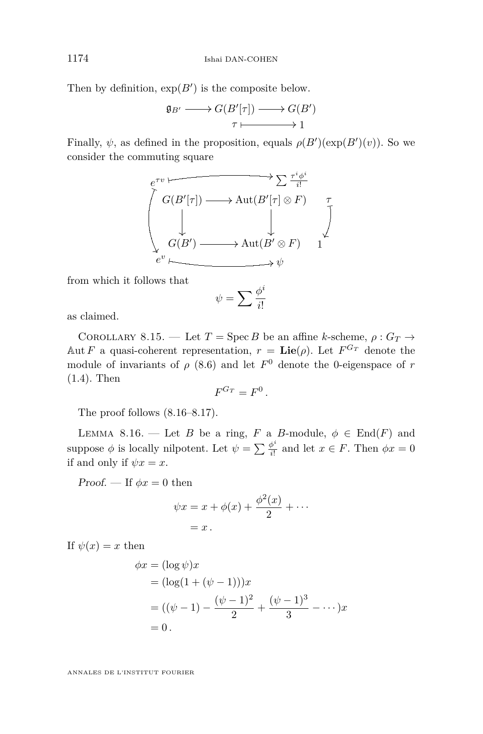Then by definition, $\exp(B')$ is the composite below.

$$\begin{array}{ccccc} \mathfrak{g}_{B'} & \longrightarrow & G(B'[\tau]) & \longrightarrow & G(B') \\ & & \tau & \longmapsto & 1 \end{array}$$

Finally, $\psi$, as defined in the proposition, equals $\rho(B')(\exp(B')(v))$. So we consider the commuting square

$$\begin{array}{ccccc} e^{\tau v} & \longmapsto & & & \sum \frac{\tau^i \phi^i}{i!} \\ & G(B'[\tau]) & \longrightarrow & \mathrm{Aut}(B'[\tau] \otimes F) & \tau \\ & \downarrow & & \downarrow & \downarrow \\ & G(B') & \longrightarrow & \mathrm{Aut}(B' \otimes F) & 1 \\ e^{v} & \longmapsto & & & \psi \end{array}$$

from which it follows that

$$\psi = \sum \frac{\phi^i}{i!}$$

as claimed.

Corollary 8.15. — Let $T = \operatorname{Spec} B$ be an affine $k$-scheme, $\rho : G_T \to \mathbb{A}\mathrm{ut}\, F$ a quasi-coherent representation, $r = \mathbf{Lie}(\rho)$. Let $F^{G_T}$ denote the module of invariants of $\rho$ (8.6) and let $F^0$ denote the 0-eigenspace of $r$ (1.4). Then

$$F^{G_T} = F^0\,.$$

The proof follows (8.16–8.17).

Lemma 8.16. — Let $B$ be a ring, $F$ a $B$-module, $\phi \in \mathrm{End}(F)$ and suppose $\phi$ is locally nilpotent. Let $\psi = \sum \frac{\phi^i}{i!}$ and let $x \in F$. Then $\phi x = 0$ if and only if $\psi x = x$.

*Proof.* — If $\phi x = 0$ then

$$\begin{aligned} \psi x &= x + \phi(x) + \frac{\phi^2(x)}{2} + \cdots \\ &= x\,. \end{aligned}$$

If $\psi(x) = x$ then

$$\begin{aligned} \phi x &= (\log \psi) x \\ &= (\log(1 + (\psi - 1)))x \\ &= ((\psi - 1) - \frac{(\psi-1)^2}{2} + \frac{(\psi-1)^3}{3} - \cdots)x \\ &= 0\,. \end{aligned}$$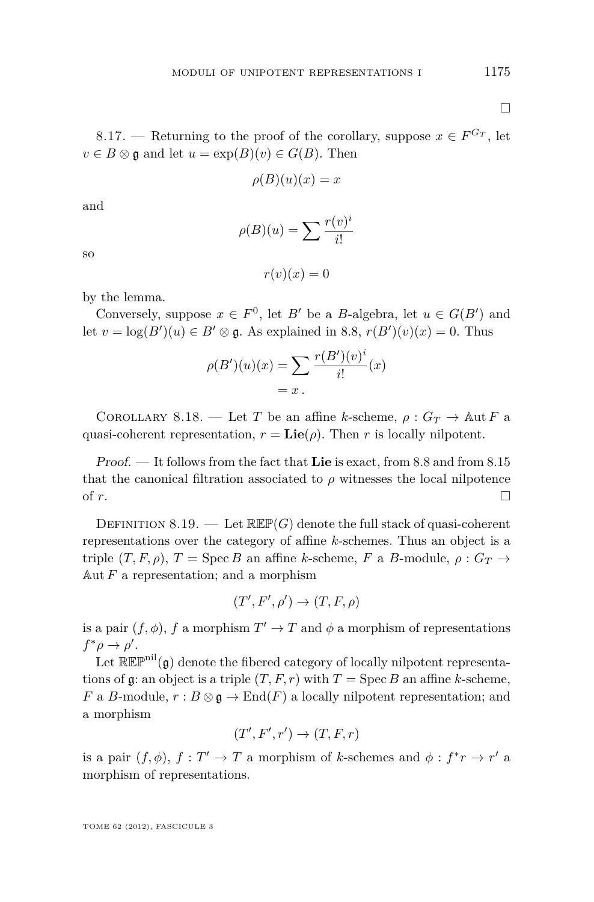□

8.17. — Returning to the proof of the corollary, suppose $x \in F^{G_T}$, let $v \in B \otimes \mathfrak{g}$ and let $u = \exp(B)(v) \in G(B)$. Then

$$\rho(B)(u)(x) = x$$

and

$$\rho(B)(u) = \sum \frac{r(v)^i}{i!}$$

so

$$r(v)(x) = 0$$

by the lemma.

Conversely, suppose $x \in F^0$, let $B'$ be a $B$-algebra, let $u \in G(B')$ and let $v = \log(B')(u) \in B' \otimes \mathfrak{g}$. As explained in 8.8, $r(B')(v)(x) = 0$. Thus

$$\begin{aligned}\rho(B')(u)(x) &= \sum \frac{r(B')(v)^i}{i!}(x) \\ &= x\,.\end{aligned}$$

Corollary 8.18. — *Let $T$ be an affine $k$-scheme, $\rho : G_T \to \mathbb{A}\mathrm{ut}\, F$ a quasi-coherent representation, $r = \mathbf{Lie}(\rho)$. Then $r$ is locally nilpotent.*

*Proof.* — It follows from the fact that **Lie** is exact, from 8.8 and from 8.15 that the canonical filtration associated to $\rho$ witnesses the local nilpotence of $r$. □

Definition 8.19. — Let $\mathbb{REP}(G)$ denote the full stack of quasi-coherent representations over the category of affine $k$-schemes. Thus an object is a triple $(T, F, \rho)$, $T = \operatorname{Spec} B$ an affine $k$-scheme, $F$ a $B$-module, $\rho : G_T \to \mathbb{A}\mathrm{ut}\, F$ a representation; and a morphism

$$(T', F', \rho') \to (T, F, \rho)$$

is a pair $(f, \phi)$, $f$ a morphism $T' \to T$ and $\phi$ a morphism of representations $f^*\rho \to \rho'$.

Let $\mathbb{REP}^{\mathrm{nil}}(\mathfrak{g})$ denote the fibered category of locally nilpotent representations of $\mathfrak{g}$: an object is a triple $(T, F, r)$ with $T = \operatorname{Spec} B$ an affine $k$-scheme, $F$ a $B$-module, $r : B \otimes \mathfrak{g} \to \operatorname{End}(F)$ a locally nilpotent representation; and a morphism

$$(T', F', r') \to (T, F, r)$$

is a pair $(f, \phi)$, $f : T' \to T$ a morphism of $k$-schemes and $\phi : f^*r \to r'$ a morphism of representations.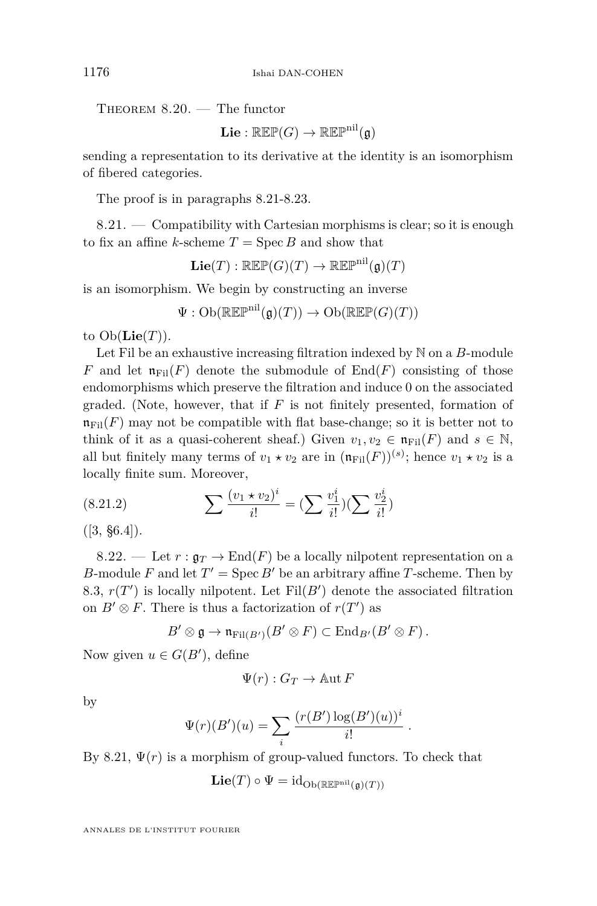Theorem 8.20. — The functor

$$\mathbf{Lie} : \mathbb{REP}(G) \to \mathbb{REP}^{\mathrm{nil}}(\mathfrak{g})$$

sending a representation to its derivative at the identity is an isomorphism of fibered categories.

The proof is in paragraphs 8.21-8.23.

8.21. — Compatibility with Cartesian morphisms is clear; so it is enough to fix an affine $k$-scheme $T = \operatorname{Spec} B$ and show that

$$\mathbf{Lie}(T) : \mathbb{REP}(G)(T) \to \mathbb{REP}^{\mathrm{nil}}(\mathfrak{g})(T)$$

is an isomorphism. We begin by constructing an inverse

$$\Psi : \mathrm{Ob}(\mathbb{REP}^{\mathrm{nil}}(\mathfrak{g})(T)) \to \mathrm{Ob}(\mathbb{REP}(G)(T))$$

to $\mathrm{Ob}(\mathbf{Lie}(T))$.

Let Fil be an exhaustive increasing filtration indexed by $\mathbb{N}$ on a $B$-module $F$ and let $\mathfrak{n}_{\mathrm{Fil}}(F)$ denote the submodule of $\mathrm{End}(F)$ consisting of those endomorphisms which preserve the filtration and induce 0 on the associated graded. (Note, however, that if $F$ is not finitely presented, formation of $\mathfrak{n}_{\mathrm{Fil}}(F)$ may not be compatible with flat base-change; so it is better not to think of it as a quasi-coherent sheaf.) Given $v_1, v_2 \in \mathfrak{n}_{\mathrm{Fil}}(F)$ and $s \in \mathbb{N}$, all but finitely many terms of $v_1 \star v_2$ are in $(\mathfrak{n}_{\mathrm{Fil}}(F))^{(s)}$; hence $v_1 \star v_2$ is a locally finite sum. Moreover,

$$\sum \frac{(v_1 \star v_2)^i}{i!} = (\sum \frac{v_1^i}{i!})(\sum \frac{v_2^i}{i!}) \tag{8.21.2}$$

([3, §6.4]).

8.22. — Let $r : \mathfrak{g}_T \to \mathrm{End}(F)$ be a locally nilpotent representation on a $B$-module $F$ and let $T' = \operatorname{Spec} B'$ be an arbitrary affine $T$-scheme. Then by 8.3, $r(T')$ is locally nilpotent. Let $\mathrm{Fil}(B')$ denote the associated filtration on $B' \otimes F$. There is thus a factorization of $r(T')$ as

$$B' \otimes \mathfrak{g} \to \mathfrak{n}_{\mathrm{Fil}(B')}(B' \otimes F) \subset \mathrm{End}_{B'}(B' \otimes F)\,.$$

Now given $u \in G(B')$, define

$$\Psi(r) : G_T \to \mathbb{A}\mathrm{ut}\, F$$

by

$$\Psi(r)(B')(u) = \sum_i \frac{(r(B') \log(B')(u))^i}{i!}\,.$$

By 8.21, $\Psi(r)$ is a morphism of group-valued functors. To check that

$$\mathbf{Lie}(T) \circ \Psi = \mathrm{id}_{\mathrm{Ob}(\mathbb{REP}^{\mathrm{nil}}(\mathfrak{g})(T))}$$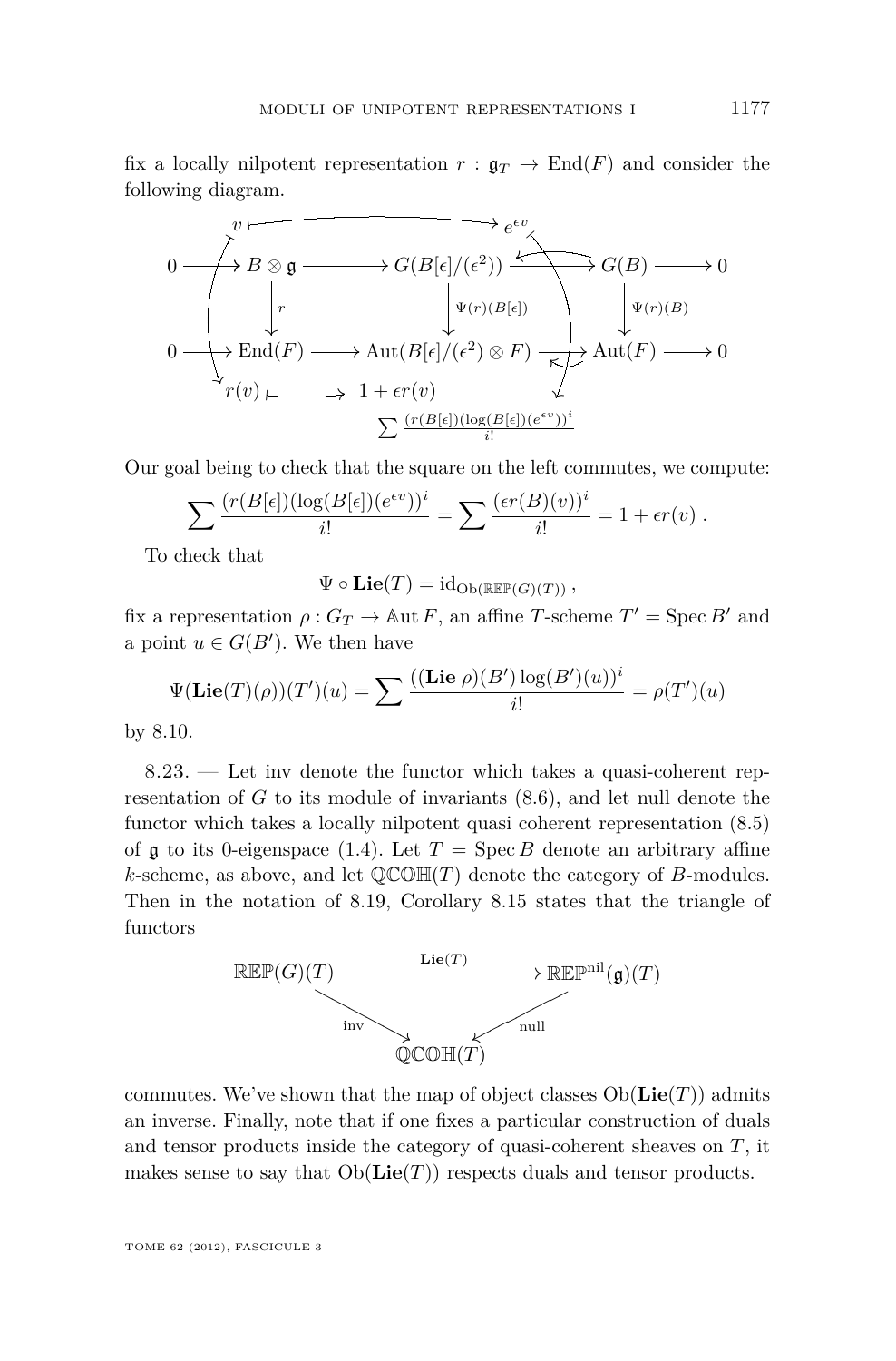fix a locally nilpotent representation $r : \mathfrak{g}_T \to \mathrm{End}(F)$ and consider the following diagram.

$$
\begin{array}{ccccccccc}
 & & v & \longmapsto & & & e^{\epsilon v} & & \\
0 & \longrightarrow & B \otimes \mathfrak{g} & \longrightarrow & G(B[\epsilon]/(\epsilon^2)) & \longrightarrow & G(B) & \longrightarrow & 0 \\
 & & \downarrow{\scriptstyle r} & & \downarrow{\scriptstyle \Psi(r)(B[\epsilon])} & & \downarrow{\scriptstyle \Psi(r)(B)} & & \\
0 & \longrightarrow & \mathrm{End}(F) & \longrightarrow & \mathrm{Aut}(B[\epsilon]/(\epsilon^2) \otimes F) & \longrightarrow & \mathrm{Aut}(F) & \longrightarrow & 0 \\
 & & r(v) & \longmapsto & 1 + \epsilon r(v) & & & & \\
 & & & & \sum \frac{(r(B[\epsilon])(\log(B[\epsilon])(e^{\epsilon v}))^i}{i!} & & & &
\end{array}
$$

Our goal being to check that the square on the left commutes, we compute:

$$\sum \frac{(r(B[\epsilon])(\log(B[\epsilon])(e^{\epsilon v}))^i}{i!} = \sum \frac{(\epsilon r(B)(v))^i}{i!} = 1 + \epsilon r(v) \ .$$

To check that

$$\Psi \circ \mathbf{Lie}(T) = \mathrm{id}_{\mathrm{Ob}(\mathbb{REP}(G)(T))} \ ,$$

fix a representation $\rho : G_T \to \mathbb{A}\mathrm{ut}\, F$, an affine $T$-scheme $T' = \operatorname{Spec} B'$ and a point $u \in G(B')$. We then have

$$\Psi(\mathbf{Lie}(T)(\rho))(T')(u) = \sum \frac{((\mathbf{Lie}\ \rho)(B') \log(B')(u))^i}{i!} = \rho(T')(u)$$

by 8.10.

8.23. — Let inv denote the functor which takes a quasi-coherent representation of $G$ to its module of invariants (8.6), and let null denote the functor which takes a locally nilpotent quasi coherent representation (8.5) of $\mathfrak{g}$ to its 0-eigenspace (1.4). Let $T = \operatorname{Spec} B$ denote an arbitrary affine $k$-scheme, as above, and let $\mathbb{QCOH}(T)$ denote the category of $B$-modules. Then in the notation of 8.19, Corollary 8.15 states that the triangle of functors

$$
\begin{array}{ccc}
\mathbb{REP}(G)(T) & \xrightarrow{\quad \mathbf{Lie}(T) \quad} & \mathbb{REP}^{\mathrm{nil}}(\mathfrak{g})(T) \\
 & {\scriptstyle \mathrm{inv}} \searrow \quad \swarrow {\scriptstyle \mathrm{null}} & \\
 & \mathbb{QCOH}(T) &
\end{array}
$$

commutes. We've shown that the map of object classes $\mathrm{Ob}(\mathbf{Lie}(T))$ admits an inverse. Finally, note that if one fixes a particular construction of duals and tensor products inside the category of quasi-coherent sheaves on $T$, it makes sense to say that $\mathrm{Ob}(\mathbf{Lie}(T))$ respects duals and tensor products.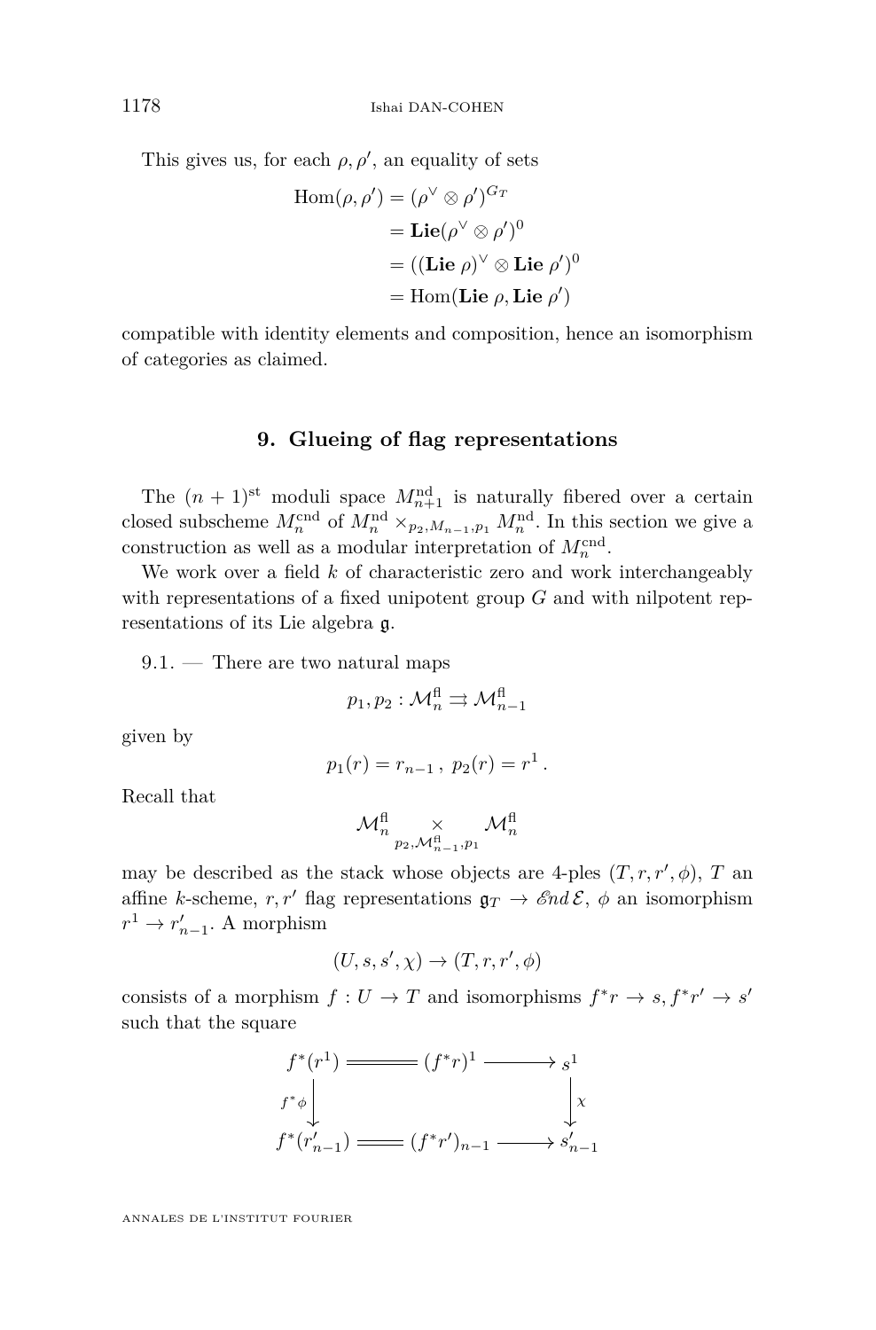This gives us, for each $\rho, \rho'$, an equality of sets

$$\begin{aligned}
\operatorname{Hom}(\rho, \rho') &= (\rho^\vee \otimes \rho')^{G_T} \\
&= \mathbf{Lie}(\rho^\vee \otimes \rho')^0 \\
&= ((\mathbf{Lie}\ \rho)^\vee \otimes \mathbf{Lie}\ \rho')^0 \\
&= \operatorname{Hom}(\mathbf{Lie}\ \rho, \mathbf{Lie}\ \rho')
\end{aligned}$$

compatible with identity elements and composition, hence an isomorphism of categories as claimed.

## 9. Glueing of flag representations

The $(n+1)^{\text{st}}$ moduli space $M_{n+1}^{\text{nd}}$ is naturally fibered over a certain closed subscheme $M_n^{\text{cnd}}$ of $M_n^{\text{nd}} \times_{p_2, M_{n-1}, p_1} M_n^{\text{nd}}$. In this section we give a construction as well as a modular interpretation of $M_n^{\text{cnd}}$.

We work over a field $k$ of characteristic zero and work interchangeably with representations of a fixed unipotent group $G$ and with nilpotent representations of its Lie algebra $\mathfrak{g}$.

9.1. — There are two natural maps

$$p_1, p_2 : \mathcal{M}_n^{\text{fl}} \rightrightarrows \mathcal{M}_{n-1}^{\text{fl}}$$

given by

$$p_1(r) = r_{n-1}\,,\ p_2(r) = r^1\,.$$

Recall that

$$\mathcal{M}_n^{\text{fl}} \underset{p_2, \mathcal{M}_{n-1}^{\text{fl}}, p_1}{\times} \mathcal{M}_n^{\text{fl}}$$

may be described as the stack whose objects are 4-ples $(T, r, r', \phi)$, $T$ an affine $k$-scheme, $r, r'$ flag representations $\mathfrak{g}_T \to \mathscr{E}nd\,\mathcal{E}$, $\phi$ an isomorphism $r^1 \to r'_{n-1}$. A morphism

$$(U, s, s', \chi) \to (T, r, r', \phi)$$

consists of a morphism $f : U \to T$ and isomorphisms $f^* r \to s, f^* r' \to s'$ such that the square

$$\begin{array}{ccccc}
f^*(r^1) & = & (f^* r)^1 & \longrightarrow & s^1 \\
{\scriptstyle f^*\phi}\downarrow & & & & \downarrow{\scriptstyle \chi} \\
f^*(r'_{n-1}) & = & (f^* r')_{n-1} & \longrightarrow & s'_{n-1}
\end{array}$$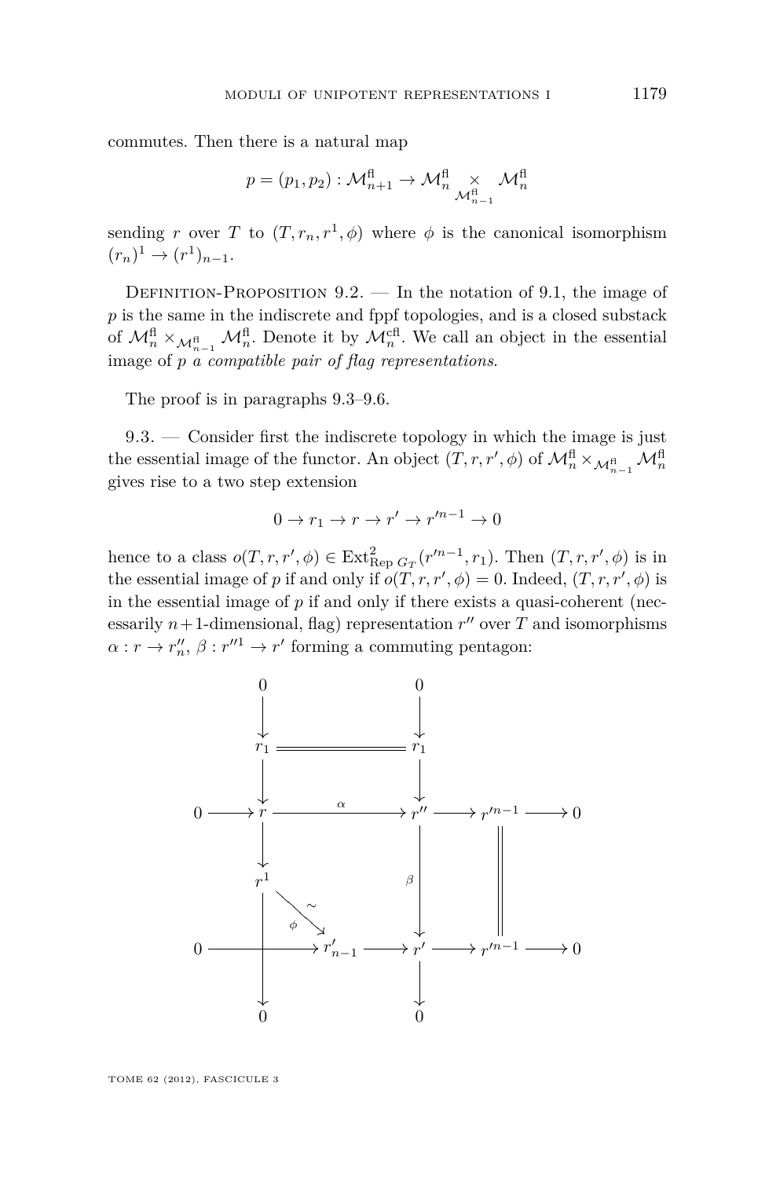commutes. Then there is a natural map

$$p = (p_1, p_2) : \mathcal{M}^{\mathrm{fl}}_{n+1} \to \mathcal{M}^{\mathrm{fl}}_n \underset{\mathcal{M}^{\mathrm{fl}}_{n-1}}{\times} \mathcal{M}^{\mathrm{fl}}_n$$

sending $r$ over $T$ to $(T, r_n, r^1, \phi)$ where $\phi$ is the canonical isomorphism $(r_n)^1 \to (r^1)_{n-1}$.

Definition-Proposition 9.2. — In the notation of 9.1, the image of $p$ is the same in the indiscrete and fppf topologies, and is a closed substack of $\mathcal{M}^{\mathrm{fl}}_n \times_{\mathcal{M}^{\mathrm{fl}}_{n-1}} \mathcal{M}^{\mathrm{fl}}_n$. Denote it by $\mathcal{M}^{\mathrm{cfl}}_n$. We call an object in the essential image of $p$ *a compatible pair of flag representations*.

The proof is in paragraphs 9.3–9.6.

9.3. — Consider first the indiscrete topology in which the image is just the essential image of the functor. An object $(T, r, r', \phi)$ of $\mathcal{M}^{\mathrm{fl}}_n \times_{\mathcal{M}^{\mathrm{fl}}_{n-1}} \mathcal{M}^{\mathrm{fl}}_n$ gives rise to a two step extension

$$0 \to r_1 \to r \to r' \to r'^{n-1} \to 0$$

hence to a class $o(T, r, r', \phi) \in \mathrm{Ext}^2_{\mathrm{Rep}\, G_T}(r'^{n-1}, r_1)$. Then $(T, r, r', \phi)$ is in the essential image of $p$ if and only if $o(T, r, r', \phi) = 0$. Indeed, $(T, r, r', \phi)$ is in the essential image of $p$ if and only if there exists a quasi-coherent (necessarily $n+1$-dimensional, flag) representation $r''$ over $T$ and isomorphisms $\alpha : r \to r''_n$, $\beta : r''^1 \to r'$ forming a commuting pentagon:

$$\begin{array}{ccccccccc}
 & & 0 & & 0 & & & & \\
 & & \downarrow & & \downarrow & & & & \\
 & & r_1 & = & r_1 & & & & \\
 & & \downarrow & & \downarrow & & & & \\
0 & \to & r & \xrightarrow{\alpha} & r'' & \to & r'^{n-1} & \to & 0 \\
 & & \downarrow & & \downarrow{\scriptstyle \beta} & & \| & & \\
 & & r^1 & \xrightarrow[\sim]{\phi} & & & & & \\
0 & \to & r'_{n-1} & \to & r' & \to & r'^{n-1} & \to & 0 \\
 & & \downarrow & & \downarrow & & & & \\
 & & 0 & & 0 & & & &
\end{array}$$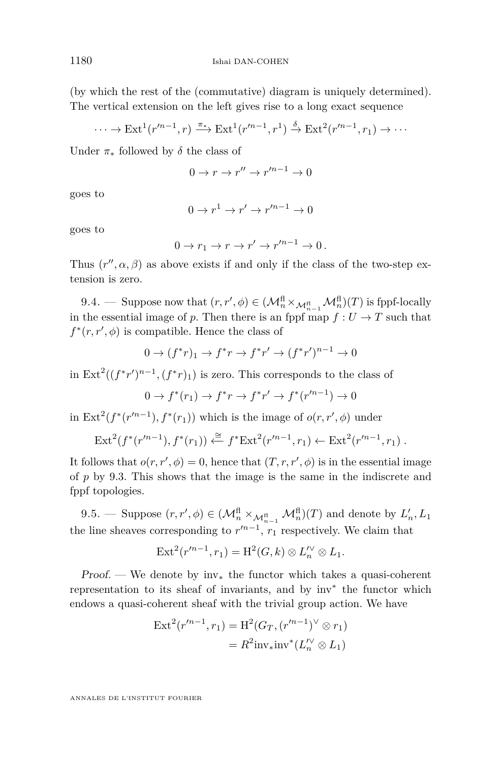(by which the rest of the (commutative) diagram is uniquely determined). The vertical extension on the left gives rise to a long exact sequence

$$\cdots \to \mathrm{Ext}^1(r'^{n-1}, r) \xrightarrow{\pi_*} \mathrm{Ext}^1(r'^{n-1}, r^1) \xrightarrow{\delta} \mathrm{Ext}^2(r'^{n-1}, r_1) \to \cdots$$

Under $\pi_*$ followed by $\delta$ the class of

$$0 \to r \to r'' \to r'^{n-1} \to 0$$

goes to

$$0 \to r^1 \to r' \to r'^{n-1} \to 0$$

goes to

$$0 \to r_1 \to r \to r' \to r'^{n-1} \to 0\,.$$

Thus $(r'', \alpha, \beta)$ as above exists if and only if the class of the two-step extension is zero.

9.4. — Suppose now that $(r, r', \phi) \in (\mathcal{M}_n^{\mathrm{fl}} \times_{\mathcal{M}_{n-1}^{\mathrm{fl}}} \mathcal{M}_n^{\mathrm{fl}})(T)$ is fppf-locally in the essential image of $p$. Then there is an fppf map $f : U \to T$ such that $f^*(r, r', \phi)$ is compatible. Hence the class of

$$0 \to (f^*r)_1 \to f^*r \to f^*r' \to (f^*r')^{n-1} \to 0$$

in $\mathrm{Ext}^2((f^*r')^{n-1}, (f^*r)_1)$ is zero. This corresponds to the class of

$$0 \to f^*(r_1) \to f^*r \to f^*r' \to f^*(r'^{n-1}) \to 0$$

in $\mathrm{Ext}^2(f^*(r'^{n-1}), f^*(r_1))$ which is the image of $o(r, r', \phi)$ under

$$\mathrm{Ext}^2(f^*(r'^{n-1}), f^*(r_1)) \xleftarrow{\cong} f^*\mathrm{Ext}^2(r'^{n-1}, r_1) \leftarrow \mathrm{Ext}^2(r'^{n-1}, r_1)\,.$$

It follows that $o(r, r', \phi) = 0$, hence that $(T, r, r', \phi)$ is in the essential image of $p$ by 9.3. This shows that the image is the same in the indiscrete and fppf topologies.

9.5. — Suppose $(r, r', \phi) \in (\mathcal{M}_n^{\mathrm{fl}} \times_{\mathcal{M}_{n-1}^{\mathrm{fl}}} \mathcal{M}_n^{\mathrm{fl}})(T)$ and denote by $L'_n, L_1$ the line sheaves corresponding to $r'^{n-1}$, $r_1$ respectively. We claim that

$$\mathrm{Ext}^2(r'^{n-1}, r_1) = \mathrm{H}^2(G, k) \otimes L_n'^{\vee} \otimes L_1.$$

*Proof.* — We denote by $\mathrm{inv}_*$ the functor which takes a quasi-coherent representation to its sheaf of invariants, and by $\mathrm{inv}^*$ the functor which endows a quasi-coherent sheaf with the trivial group action. We have

$$\begin{aligned}
\mathrm{Ext}^2(r'^{n-1}, r_1) &= \mathrm{H}^2(G_T, (r'^{n-1})^{\vee} \otimes r_1) \\
&= R^2\mathrm{inv}_*\mathrm{inv}^*(L_n'^{\vee} \otimes L_1)
\end{aligned}$$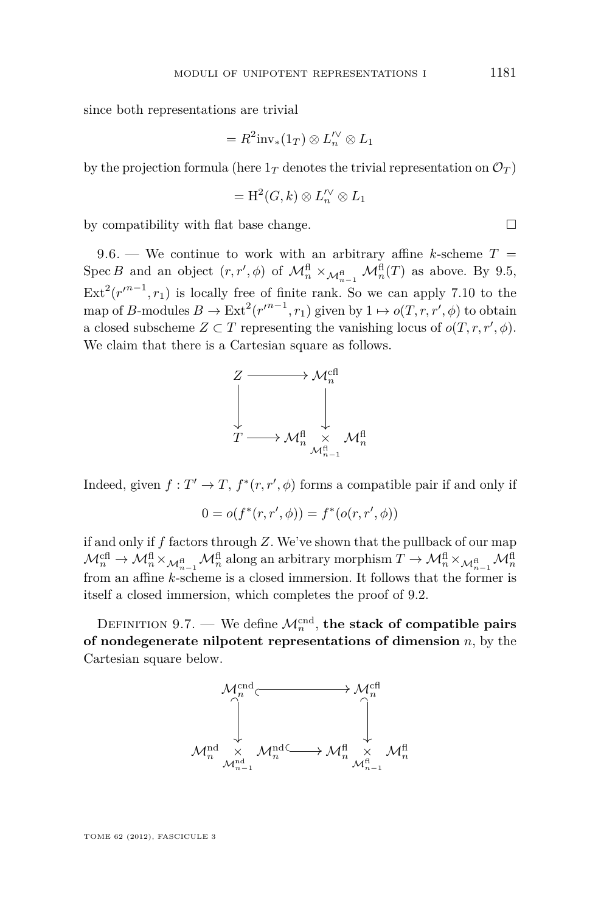since both representations are trivial

$$= R^2\mathrm{inv}_*(1_T) \otimes L_n'^\vee \otimes L_1$$

by the projection formula (here $1_T$ denotes the trivial representation on $\mathcal{O}_T$)

$$= \mathrm{H}^2(G, k) \otimes L_n'^\vee \otimes L_1$$

by compatibility with flat base change. □

9.6. — We continue to work with an arbitrary affine $k$-scheme $T = \operatorname{Spec} B$ and an object $(r, r', \phi)$ of $\mathcal{M}_n^{\mathrm{fl}} \times_{\mathcal{M}_{n-1}^{\mathrm{fl}}} \mathcal{M}_n^{\mathrm{fl}}(T)$ as above. By 9.5, $\operatorname{Ext}^2(r'^{n-1}, r_1)$ is locally free of finite rank. So we can apply 7.10 to the map of $B$-modules $B \to \operatorname{Ext}^2(r'^{n-1}, r_1)$ given by $1 \mapsto o(T, r, r', \phi)$ to obtain a closed subscheme $Z \subset T$ representing the vanishing locus of $o(T, r, r', \phi)$. We claim that there is a Cartesian square as follows.

$$\begin{array}{ccc} Z & \longrightarrow & \mathcal{M}_n^{\mathrm{cfl}} \\ \downarrow & & \downarrow \\ T & \longrightarrow & \mathcal{M}_n^{\mathrm{fl}} \underset{\mathcal{M}_{n-1}^{\mathrm{fl}}}{\times} \mathcal{M}_n^{\mathrm{fl}} \end{array}$$

Indeed, given $f : T' \to T$, $f^*(r, r', \phi)$ forms a compatible pair if and only if

$$0 = o(f^*(r, r', \phi)) = f^*(o(r, r', \phi))$$

if and only if $f$ factors through $Z$. We've shown that the pullback of our map $\mathcal{M}_n^{\mathrm{cfl}} \to \mathcal{M}_n^{\mathrm{fl}} \times_{\mathcal{M}_{n-1}^{\mathrm{fl}}} \mathcal{M}_n^{\mathrm{fl}}$ along an arbitrary morphism $T \to \mathcal{M}_n^{\mathrm{fl}} \times_{\mathcal{M}_{n-1}^{\mathrm{fl}}} \mathcal{M}_n^{\mathrm{fl}}$ from an affine $k$-scheme is a closed immersion. It follows that the former is itself a closed immersion, which completes the proof of 9.2.

Definition 9.7. — We define $\mathcal{M}_n^{\mathrm{cnd}}$, **the stack of compatible pairs of nondegenerate nilpotent representations of dimension** $n$, by the Cartesian square below.

$$\begin{array}{ccc} \mathcal{M}_n^{\mathrm{cnd}} & \hookrightarrow & \mathcal{M}_n^{\mathrm{cfl}} \\ \downarrow & & \downarrow \\ \mathcal{M}_n^{\mathrm{nd}} \underset{\mathcal{M}_{n-1}^{\mathrm{nd}}}{\times} \mathcal{M}_n^{\mathrm{nd}} & \hookrightarrow & \mathcal{M}_n^{\mathrm{fl}} \underset{\mathcal{M}_{n-1}^{\mathrm{fl}}}{\times} \mathcal{M}_n^{\mathrm{fl}} \end{array}$$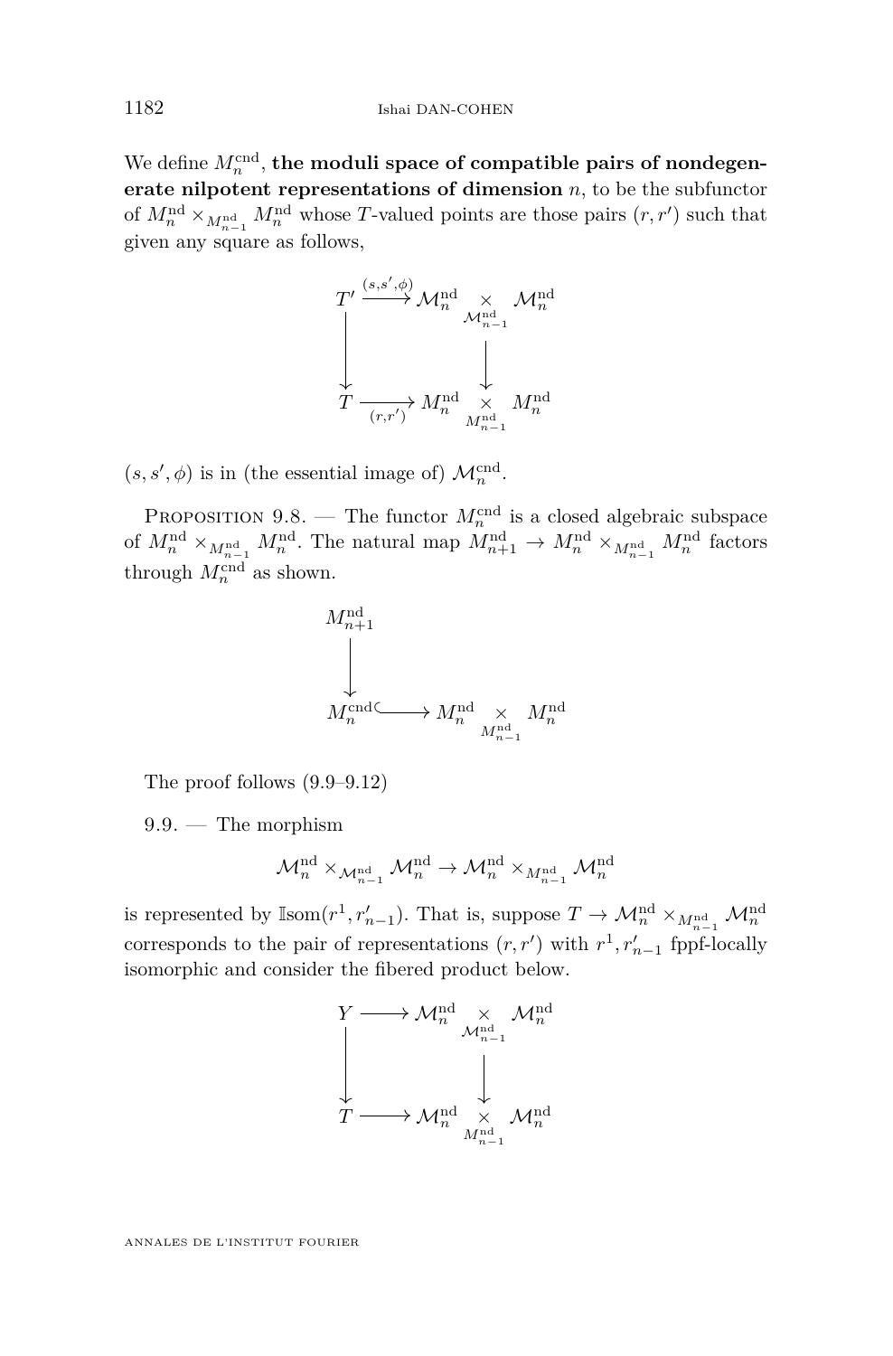We define $M_n^{\mathrm{cnd}}$, **the moduli space of compatible pairs of nondegenerate nilpotent representations of dimension** $n$, to be the subfunctor of $M_n^{\mathrm{nd}} \times_{M_{n-1}^{\mathrm{nd}}} M_n^{\mathrm{nd}}$ whose $T$-valued points are those pairs $(r, r')$ such that given any square as follows,

$$\begin{array}{ccc} T' & \xrightarrow{(s,s',\phi)} & \mathcal{M}_n^{\mathrm{nd}} \underset{\mathcal{M}_{n-1}^{\mathrm{nd}}}{\times} \mathcal{M}_n^{\mathrm{nd}} \\ \downarrow & & \downarrow \\ T & \xrightarrow[(r,r')]{} & M_n^{\mathrm{nd}} \underset{M_{n-1}^{\mathrm{nd}}}{\times} M_n^{\mathrm{nd}} \end{array}$$

$(s, s', \phi)$ is in (the essential image of) $\mathcal{M}_n^{\mathrm{cnd}}$.

Proposition 9.8. — The functor $M_n^{\mathrm{cnd}}$ is a closed algebraic subspace of $M_n^{\mathrm{nd}} \times_{M_{n-1}^{\mathrm{nd}}} M_n^{\mathrm{nd}}$. The natural map $M_{n+1}^{\mathrm{nd}} \to M_n^{\mathrm{nd}} \times_{M_{n-1}^{\mathrm{nd}}} M_n^{\mathrm{nd}}$ factors through $M_n^{\mathrm{cnd}}$ as shown.

$$\begin{array}{ccc} M_{n+1}^{\mathrm{nd}} & & \\ \downarrow & & \\ M_n^{\mathrm{cnd}} & \hookrightarrow & M_n^{\mathrm{nd}} \underset{M_{n-1}^{\mathrm{nd}}}{\times} M_n^{\mathrm{nd}} \end{array}$$

The proof follows (9.9–9.12)

9.9. — The morphism

$$\mathcal{M}_n^{\mathrm{nd}} \times_{\mathcal{M}_{n-1}^{\mathrm{nd}}} \mathcal{M}_n^{\mathrm{nd}} \to \mathcal{M}_n^{\mathrm{nd}} \times_{M_{n-1}^{\mathrm{nd}}} \mathcal{M}_n^{\mathrm{nd}}$$

is represented by $\mathbb{I}\mathrm{som}(r^1, r'_{n-1})$. That is, suppose $T \to \mathcal{M}_n^{\mathrm{nd}} \times_{M_{n-1}^{\mathrm{nd}}} \mathcal{M}_n^{\mathrm{nd}}$ corresponds to the pair of representations $(r, r')$ with $r^1, r'_{n-1}$ fppf-locally isomorphic and consider the fibered product below.

$$\begin{array}{ccc} Y & \longrightarrow & \mathcal{M}_n^{\mathrm{nd}} \underset{\mathcal{M}_{n-1}^{\mathrm{nd}}}{\times} \mathcal{M}_n^{\mathrm{nd}} \\ \downarrow & & \downarrow \\ T & \longrightarrow & \mathcal{M}_n^{\mathrm{nd}} \underset{M_{n-1}^{\mathrm{nd}}}{\times} \mathcal{M}_n^{\mathrm{nd}} \end{array}$$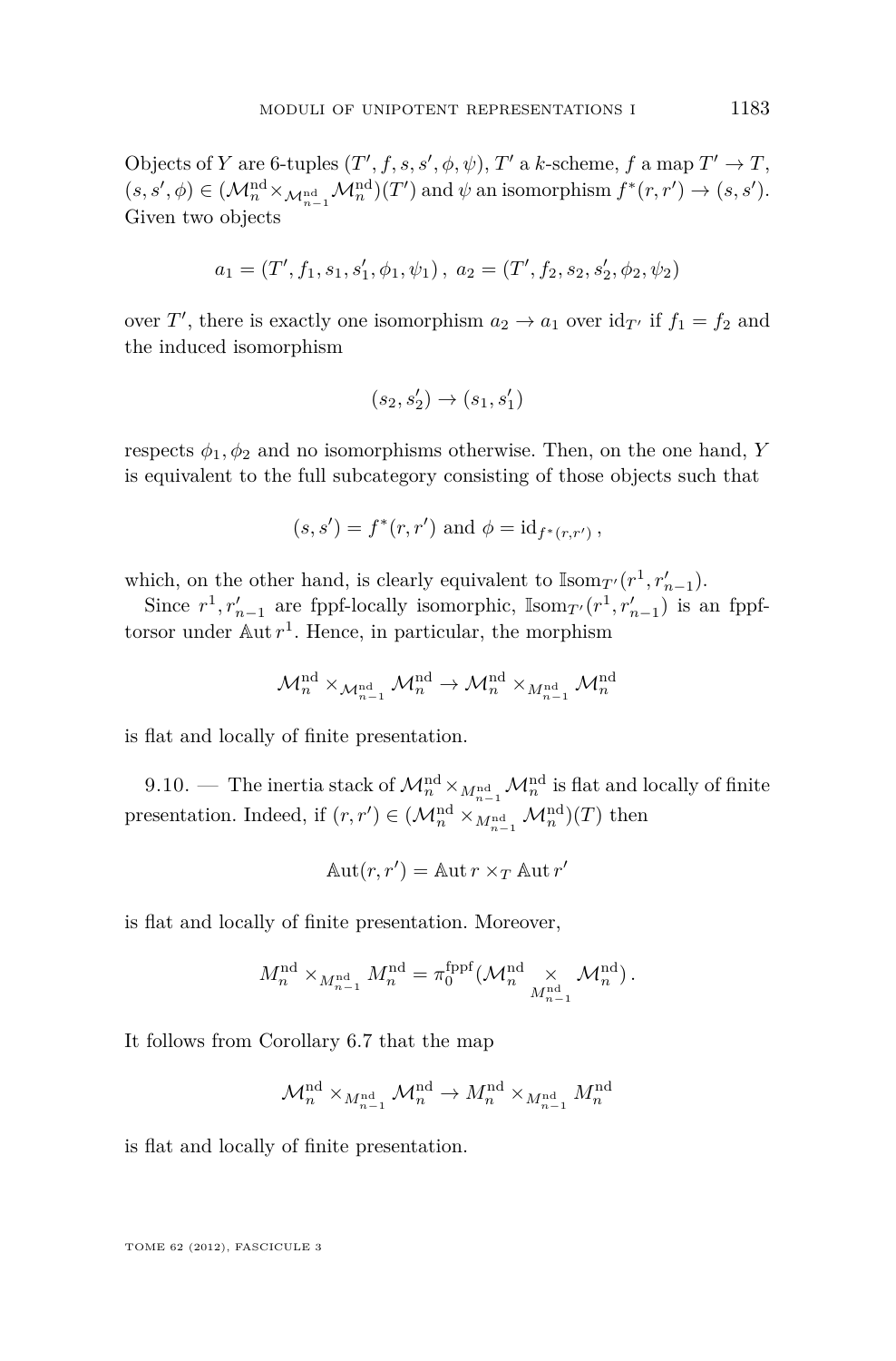Objects of $Y$ are 6-tuples $(T', f, s, s', \phi, \psi)$, $T'$ a $k$-scheme, $f$ a map $T' \to T$, $(s, s', \phi) \in (\mathcal{M}_n^{\mathrm{nd}} \times_{\mathcal{M}_{n-1}^{\mathrm{nd}}} \mathcal{M}_n^{\mathrm{nd}})(T')$ and $\psi$ an isomorphism $f^*(r, r') \to (s, s')$. Given two objects

$$a_1 = (T', f_1, s_1, s_1', \phi_1, \psi_1)\,,\ a_2 = (T', f_2, s_2, s_2', \phi_2, \psi_2)$$

over $T'$, there is exactly one isomorphism $a_2 \to a_1$ over $\mathrm{id}_{T'}$ if $f_1 = f_2$ and the induced isomorphism

$$(s_2, s_2') \to (s_1, s_1')$$

respects $\phi_1, \phi_2$ and no isomorphisms otherwise. Then, on the one hand, $Y$ is equivalent to the full subcategory consisting of those objects such that

$$(s, s') = f^*(r, r') \text{ and } \phi = \mathrm{id}_{f^*(r,r')}\,,$$

which, on the other hand, is clearly equivalent to $\mathbb{I}\mathrm{som}_{T'}(r^1, r'_{n-1})$.

Since $r^1, r'_{n-1}$ are fppf-locally isomorphic, $\mathbb{I}\mathrm{som}_{T'}(r^1, r'_{n-1})$ is an fppf-torsor under $\mathbb{A}\mathrm{ut}\, r^1$. Hence, in particular, the morphism

$$\mathcal{M}_n^{\mathrm{nd}} \times_{\mathcal{M}_{n-1}^{\mathrm{nd}}} \mathcal{M}_n^{\mathrm{nd}} \to \mathcal{M}_n^{\mathrm{nd}} \times_{M_{n-1}^{\mathrm{nd}}} \mathcal{M}_n^{\mathrm{nd}}$$

is flat and locally of finite presentation.

9.10. — The inertia stack of $\mathcal{M}_n^{\mathrm{nd}} \times_{M_{n-1}^{\mathrm{nd}}} \mathcal{M}_n^{\mathrm{nd}}$ is flat and locally of finite presentation. Indeed, if $(r, r') \in (\mathcal{M}_n^{\mathrm{nd}} \times_{M_{n-1}^{\mathrm{nd}}} \mathcal{M}_n^{\mathrm{nd}})(T)$ then

$$\mathbb{A}\mathrm{ut}(r, r') = \mathbb{A}\mathrm{ut}\, r \times_T \mathbb{A}\mathrm{ut}\, r'$$

is flat and locally of finite presentation. Moreover,

$$M_n^{\mathrm{nd}} \times_{M_{n-1}^{\mathrm{nd}}} M_n^{\mathrm{nd}} = \pi_0^{\mathrm{fppf}}(\mathcal{M}_n^{\mathrm{nd}} \underset{M_{n-1}^{\mathrm{nd}}}{\times} \mathcal{M}_n^{\mathrm{nd}})\,.$$

It follows from Corollary 6.7 that the map

$$\mathcal{M}_n^{\mathrm{nd}} \times_{M_{n-1}^{\mathrm{nd}}} \mathcal{M}_n^{\mathrm{nd}} \to M_n^{\mathrm{nd}} \times_{M_{n-1}^{\mathrm{nd}}} M_n^{\mathrm{nd}}$$

is flat and locally of finite presentation.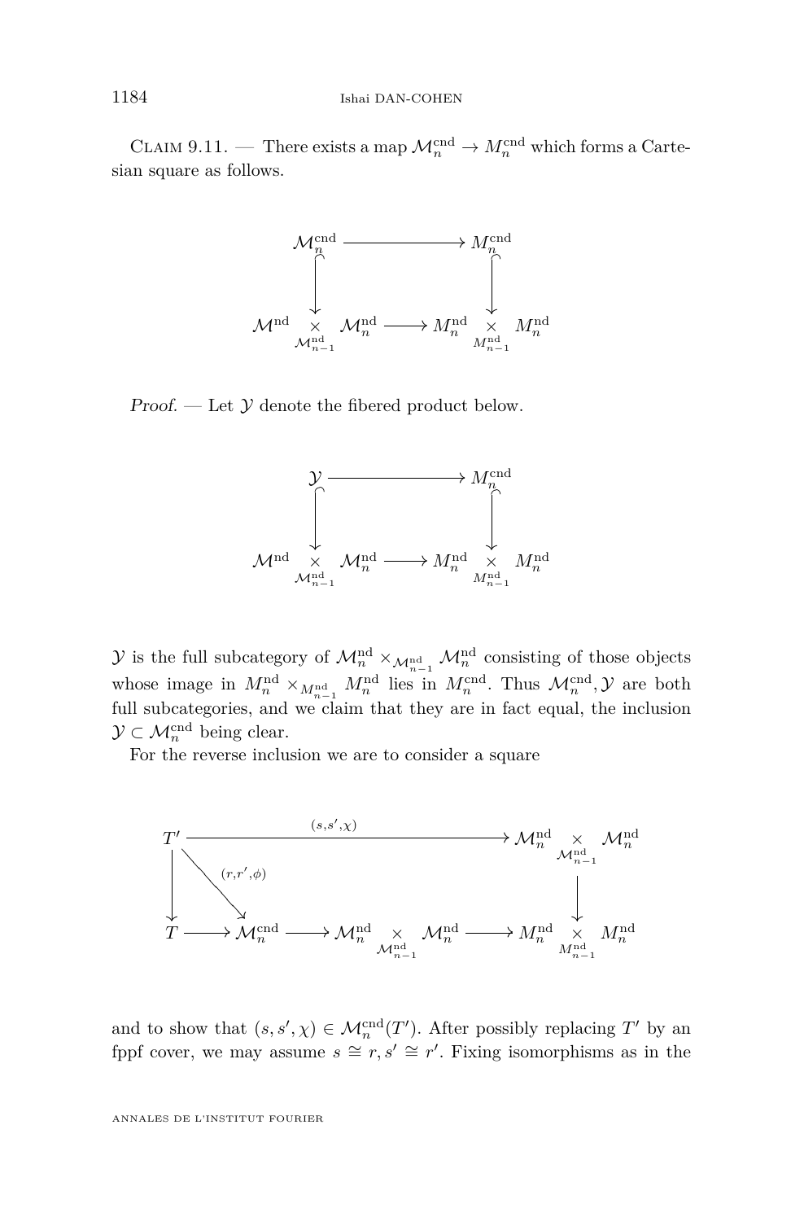Claim 9.11. — There exists a map $\mathcal{M}_n^{\mathrm{cnd}} \to M_n^{\mathrm{cnd}}$ which forms a Cartesian square as follows.

$$\begin{array}{ccc}
\mathcal{M}_n^{\mathrm{cnd}} & \longrightarrow & M_n^{\mathrm{cnd}} \\
\big\downarrow & & \big\downarrow \\
\mathcal{M}^{\mathrm{nd}} \underset{\mathcal{M}_{n-1}^{\mathrm{nd}}}{\times} \mathcal{M}_n^{\mathrm{nd}} & \longrightarrow & M_n^{\mathrm{nd}} \underset{M_{n-1}^{\mathrm{nd}}}{\times} M_n^{\mathrm{nd}}
\end{array}$$

*Proof.* — Let $\mathcal{Y}$ denote the fibered product below.

$$\begin{array}{ccc}
\mathcal{Y} & \longrightarrow & M_n^{\mathrm{cnd}} \\
\big\downarrow & & \big\downarrow \\
\mathcal{M}^{\mathrm{nd}} \underset{\mathcal{M}_{n-1}^{\mathrm{nd}}}{\times} \mathcal{M}_n^{\mathrm{nd}} & \longrightarrow & M_n^{\mathrm{nd}} \underset{M_{n-1}^{\mathrm{nd}}}{\times} M_n^{\mathrm{nd}}
\end{array}$$

$\mathcal{Y}$ is the full subcategory of $\mathcal{M}_n^{\mathrm{nd}} \times_{\mathcal{M}_{n-1}^{\mathrm{nd}}} \mathcal{M}_n^{\mathrm{nd}}$ consisting of those objects whose image in $M_n^{\mathrm{nd}} \times_{M_{n-1}^{\mathrm{nd}}} M_n^{\mathrm{nd}}$ lies in $M_n^{\mathrm{cnd}}$. Thus $\mathcal{M}_n^{\mathrm{cnd}}, \mathcal{Y}$ are both full subcategories, and we claim that they are in fact equal, the inclusion $\mathcal{Y} \subset \mathcal{M}_n^{\mathrm{cnd}}$ being clear.

For the reverse inclusion we are to consider a square

$$\begin{array}{ccccccc}
T' & & & \xrightarrow{\quad (s,s',\chi) \quad} & & & \mathcal{M}_n^{\mathrm{nd}} \underset{\mathcal{M}_{n-1}^{\mathrm{nd}}}{\times} \mathcal{M}_n^{\mathrm{nd}} \\
\big\downarrow & \searrow^{(r,r',\phi)} & & & & & \big\downarrow \\
T & \longrightarrow & \mathcal{M}_n^{\mathrm{cnd}} & \longrightarrow & \mathcal{M}_n^{\mathrm{nd}} \underset{\mathcal{M}_{n-1}^{\mathrm{nd}}}{\times} \mathcal{M}_n^{\mathrm{nd}} & \longrightarrow & M_n^{\mathrm{nd}} \underset{M_{n-1}^{\mathrm{nd}}}{\times} M_n^{\mathrm{nd}}
\end{array}$$

and to show that $(s, s', \chi) \in \mathcal{M}_n^{\mathrm{cnd}}(T')$. After possibly replacing $T'$ by an fppf cover, we may assume $s \cong r, s' \cong r'$. Fixing isomorphisms as in the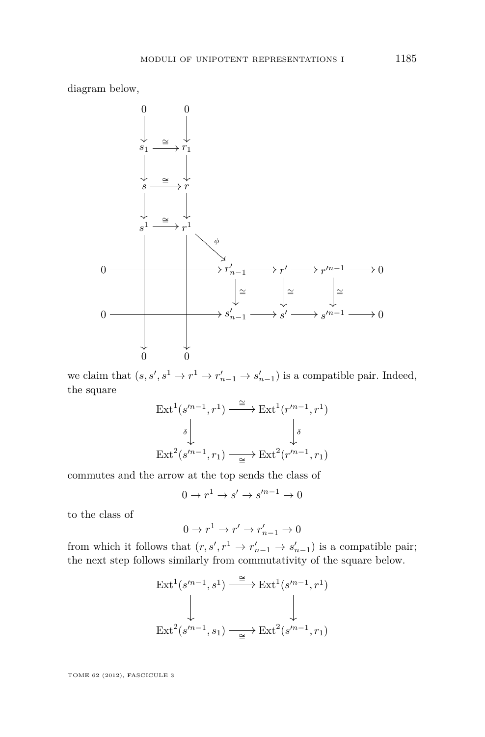diagram below,

$$
\begin{array}{ccccccccc}
 & & 0 & & 0 & & & & \\
 & & \downarrow & & \downarrow & & & & \\
 & & s_1 & \xrightarrow{\cong} & r_1 & & & & \\
 & & \downarrow & & \downarrow & & & & \\
 & & s & \xrightarrow{\cong} & r & & & & \\
 & & \downarrow & & \downarrow & & & & \\
 & & s^1 & \xrightarrow{\cong} & r^1 & \overset{\phi}{\searrow} & & & \\
0 & \longrightarrow & & & & & r'_{n-1} \longrightarrow r' \longrightarrow r'^{n-1} & \longrightarrow & 0 \\
 & & & & & & \downarrow\cong \qquad \downarrow\cong \qquad \downarrow\cong & & \\
0 & \longrightarrow & & & & & s'_{n-1} \longrightarrow s' \longrightarrow s'^{n-1} & \longrightarrow & 0 \\
 & & \downarrow & & \downarrow & & & & \\
 & & 0 & & 0 & & & &
\end{array}
$$

we claim that $(s, s', s^1 \to r^1 \to r'_{n-1} \to s'_{n-1})$ is a compatible pair. Indeed, the square

$$
\begin{array}{ccc}
\mathrm{Ext}^1(s'^{n-1}, r^1) & \xrightarrow{\cong} & \mathrm{Ext}^1(r'^{n-1}, r^1) \\
\delta \downarrow & & \downarrow \delta \\
\mathrm{Ext}^2(s'^{n-1}, r_1) & \xrightarrow[\cong]{} & \mathrm{Ext}^2(r'^{n-1}, r_1)
\end{array}
$$

commutes and the arrow at the top sends the class of

$$0 \to r^1 \to s' \to s'^{n-1} \to 0$$

to the class of

$$0 \to r^1 \to r' \to r'_{n-1} \to 0$$

from which it follows that $(r, s', r^1 \to r'_{n-1} \to s'_{n-1})$ is a compatible pair; the next step follows similarly from commutativity of the square below.

$$
\begin{array}{ccc}
\mathrm{Ext}^1(s'^{n-1}, s^1) & \xrightarrow{\cong} & \mathrm{Ext}^1(s'^{n-1}, r^1) \\
\downarrow & & \downarrow \\
\mathrm{Ext}^2(s'^{n-1}, s_1) & \xrightarrow[\cong]{} & \mathrm{Ext}^2(s'^{n-1}, r_1)
\end{array}
$$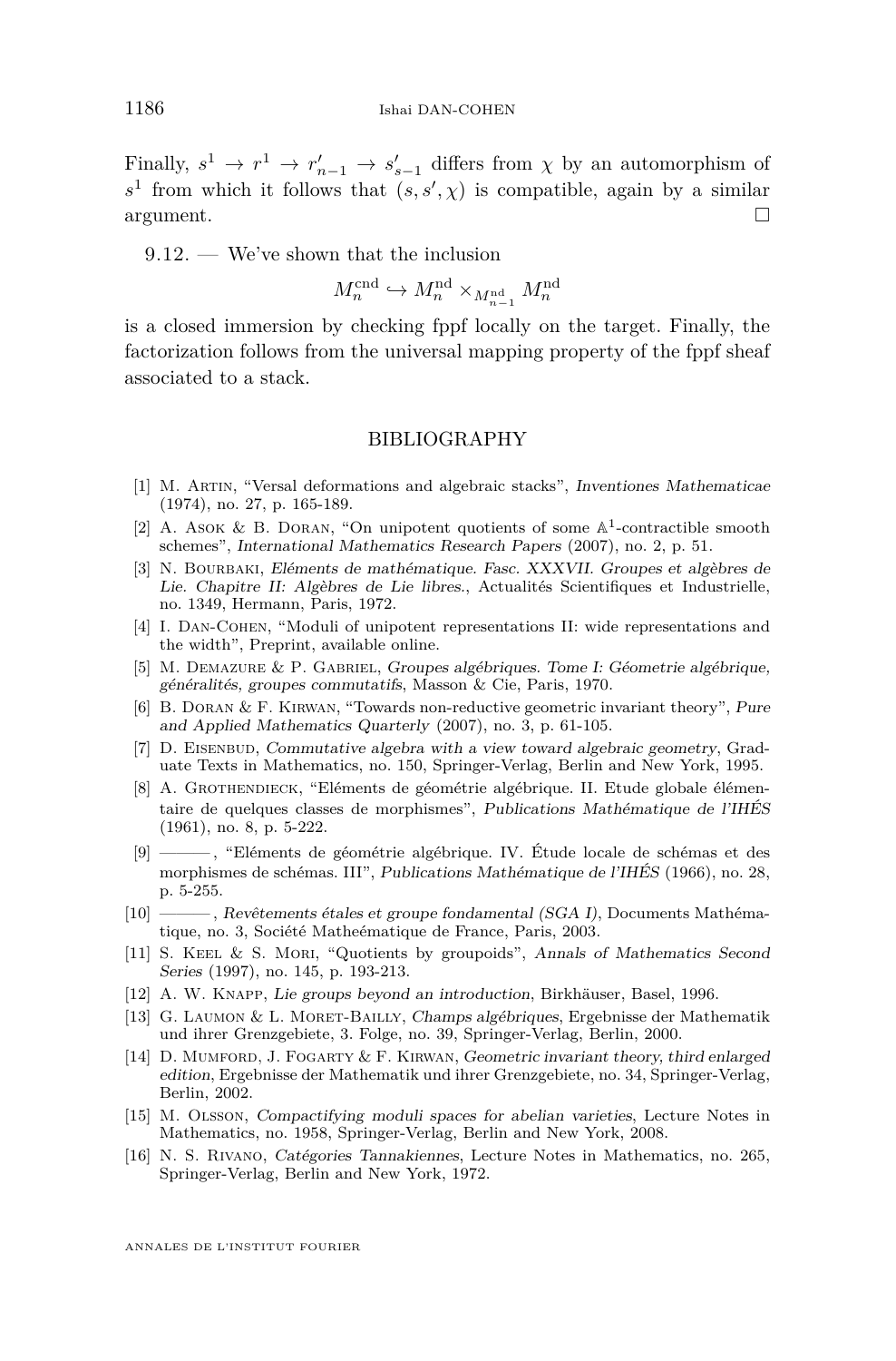Finally, $s^1 \to r^1 \to r'_{n-1} \to s'_{s-1}$ differs from $\chi$ by an automorphism of $s^1$ from which it follows that $(s, s', \chi)$ is compatible, again by a similar argument. $\square$

9.12. — We've shown that the inclusion

$$M_n^{\mathrm{cnd}} \hookrightarrow M_n^{\mathrm{nd}} \times_{M_{n-1}^{\mathrm{nd}}} M_n^{\mathrm{nd}}$$

is a closed immersion by checking fppf locally on the target. Finally, the factorization follows from the universal mapping property of the fppf sheaf associated to a stack.

## BIBLIOGRAPHY

[1] M. Artin, "Versal deformations and algebraic stacks", *Inventiones Mathematicae* (1974), no. 27, p. 165-189.

[2] A. Asok & B. Doran, "On unipotent quotients of some $\mathbb{A}^1$-contractible smooth schemes", *International Mathematics Research Papers* (2007), no. 2, p. 51.

[3] N. Bourbaki, *Eléments de mathématique. Fasc. XXXVII. Groupes et algèbres de Lie. Chapitre II: Algèbres de Lie libres.*, Actualités Scientifiques et Industrielle, no. 1349, Hermann, Paris, 1972.

[4] I. Dan-Cohen, "Moduli of unipotent representations II: wide representations and the width", Preprint, available online.

[5] M. Demazure & P. Gabriel, *Groupes algébriques. Tome I: Géometrie algébrique, généralités, groupes commutatifs*, Masson & Cie, Paris, 1970.

[6] B. Doran & F. Kirwan, "Towards non-reductive geometric invariant theory", *Pure and Applied Mathematics Quarterly* (2007), no. 3, p. 61-105.

[7] D. Eisenbud, *Commutative algebra with a view toward algebraic geometry*, Graduate Texts in Mathematics, no. 150, Springer-Verlag, Berlin and New York, 1995.

[8] A. Grothendieck, "Eléments de géométrie algébrique. II. Etude globale élémentaire de quelques classes de morphismes", *Publications Mathématique de l'IHÉS* (1961), no. 8, p. 5-222.

[9] ———, "Eléments de géométrie algébrique. IV. Étude locale de schémas et des morphismes de schémas. III", *Publications Mathématique de l'IHÉS* (1966), no. 28, p. 5-255.

[10] ———, *Revêtements étales et groupe fondamental (SGA I)*, Documents Mathématique, no. 3, Société Matheématique de France, Paris, 2003.

[11] S. Keel & S. Mori, "Quotients by groupoids", *Annals of Mathematics Second Series* (1997), no. 145, p. 193-213.

[12] A. W. Knapp, *Lie groups beyond an introduction*, Birkhäuser, Basel, 1996.

[13] G. Laumon & L. Moret-Bailly, *Champs algébriques*, Ergebnisse der Mathematik und ihrer Grenzgebiete, 3. Folge, no. 39, Springer-Verlag, Berlin, 2000.

[14] D. Mumford, J. Fogarty & F. Kirwan, *Geometric invariant theory, third enlarged edition*, Ergebnisse der Mathematik und ihrer Grenzgebiete, no. 34, Springer-Verlag, Berlin, 2002.

[15] M. Olsson, *Compactifying moduli spaces for abelian varieties*, Lecture Notes in Mathematics, no. 1958, Springer-Verlag, Berlin and New York, 2008.

[16] N. S. Rivano, *Catégories Tannakiennes*, Lecture Notes in Mathematics, no. 265, Springer-Verlag, Berlin and New York, 1972.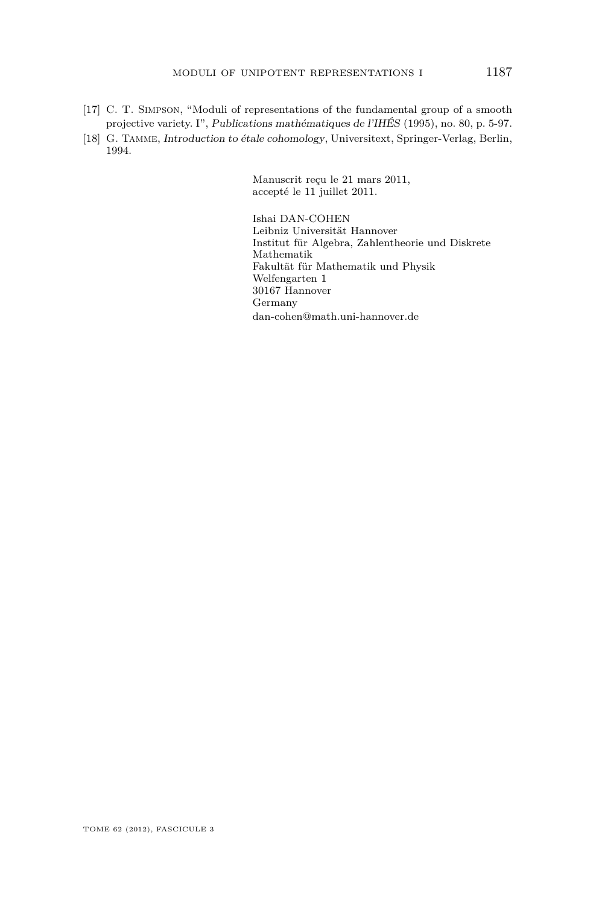[17] C. T. Simpson, "Moduli of representations of the fundamental group of a smooth projective variety. I", *Publications mathématiques de l'IHÉS* (1995), no. 80, p. 5-97.

[18] G. Tamme, *Introduction to étale cohomology*, Universitext, Springer-Verlag, Berlin, 1994.

Manuscrit reçu le 21 mars 2011,
accepté le 11 juillet 2011.

Ishai DAN-COHEN
Leibniz Universität Hannover
Institut für Algebra, Zahlentheorie und Diskrete Mathematik
Fakultät für Mathematik und Physik
Welfengarten 1
30167 Hannover
Germany
dan-cohen@math.uni-hannover.de